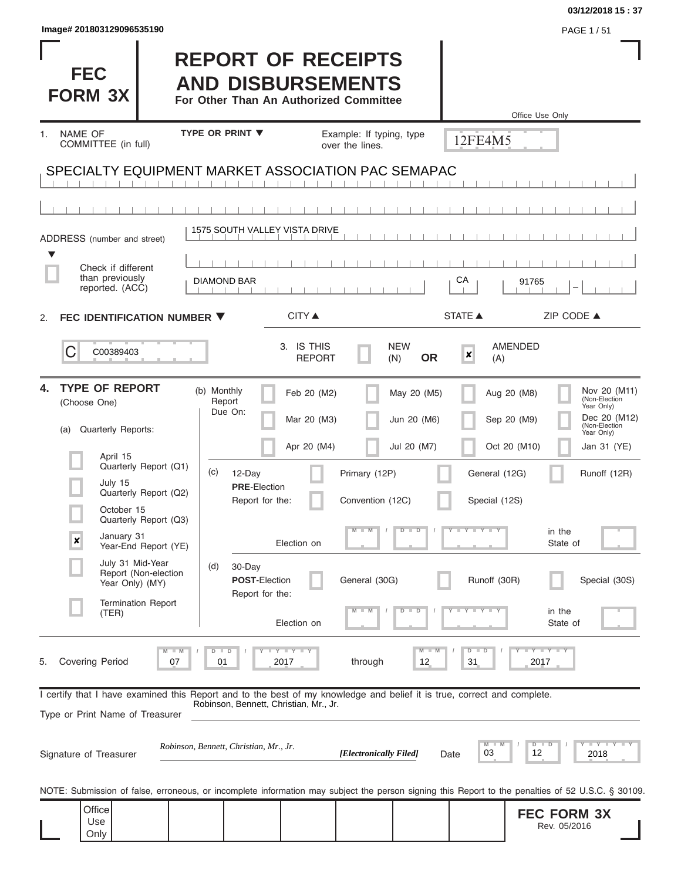Image# 201803129096535190

# FEC FORM 3X

## REPORT OF RECEIPTS AND DISBURSEMENTS

**For Other Than An Authorized Committee**

Office Use Only

12FE4M5

1. NAME OF COMMITTEE (in full) — TYPE OR PRINT ▼ — Example: If typing, type over the lines.

SPECIALTY EQUIPMENT MARKET ASSOCIATION PAC SEMAPAC

ADDRESS (number and street): 1575 SOUTH VALLEY VISTA DRIVE

☐ Check if different than previously reported. (ACC)

| CITY ▲ | STATE ▲ | ZIP CODE ▲ |
|---|---|---|
| DIAMOND BAR | CA | 91765 |

2. **FEC IDENTIFICATION NUMBER ▼**

C00389403

3. IS THIS REPORT ☐ NEW (N) **OR** ☒ AMENDED (A)

4. **TYPE OF REPORT** (Choose One)

(a) Quarterly Reports:

- ☐ April 15 Quarterly Report (Q1)
- ☐ July 15 Quarterly Report (Q2)
- ☐ October 15 Quarterly Report (Q3)
- ☒ January 31 Year-End Report (YE)
- ☐ July 31 Mid-Year Report (Non-election Year Only) (MY)
- ☐ Termination Report (TER)

(b) Monthly Report Due On:

- ☐ Feb 20 (M2)
- ☐ Mar 20 (M3)
- ☐ Apr 20 (M4)
- ☐ May 20 (M5)
- ☐ Jun 20 (M6)
- ☐ Jul 20 (M7)
- ☐ Aug 20 (M8)
- ☐ Sep 20 (M9)
- ☐ Oct 20 (M10)
- ☐ Nov 20 (M11) (Non-Election Year Only)
- ☐ Dec 20 (M12) (Non-Election Year Only)
- ☐ Jan 31 (YE)

(c) 12-Day **PRE**-Election Report for the: ☐ Primary (12P) ☐ General (12G) ☐ Runoff (12R) ☐ Convention (12C) ☐ Special (12S)

Election on MM / DD / YYYY in the State of ____

(d) 30-Day **POST**-Election Report for the: ☐ General (30G) ☐ Runoff (30R) ☐ Special (30S)

Election on MM / DD / YYYY in the State of ____

5. Covering Period 07 / 01 / 2017 through 12 / 31 / 2017

I certify that I have examined this Report and to the best of my knowledge and belief it is true, correct and complete.

Type or Print Name of Treasurer: Robinson, Bennett, Christian, Mr., Jr.

Signature of Treasurer: *Robinson, Bennett, Christian, Mr., Jr.* ***[Electronically Filed]*** Date 03 / 12 / 2018

NOTE: Submission of false, erroneous, or incomplete information may subject the person signing this Report to the penalties of 52 U.S.C. § 30109.

Office Use Only

**FEC FORM 3X**
Rev. 05/2016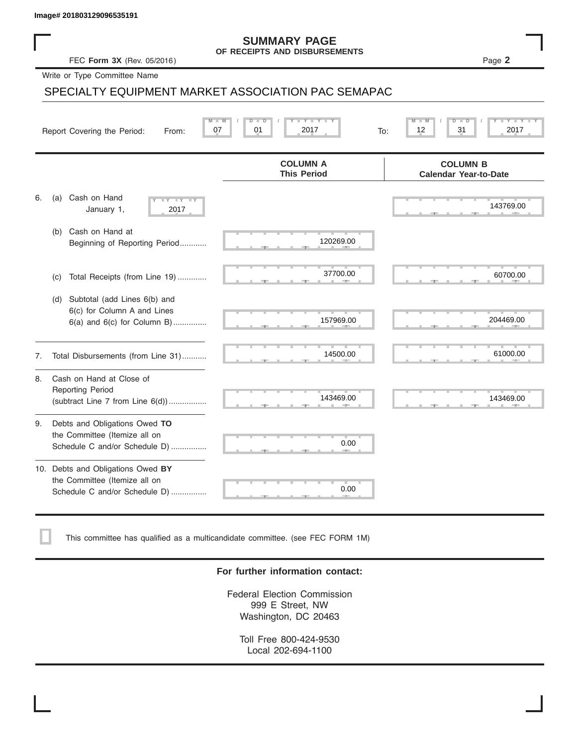Image# 201803129096535191

# SUMMARY PAGE
## OF RECEIPTS AND DISBURSEMENTS

FEC **Form 3X** (Rev. 05/2016)

Page **2**

Write or Type Committee Name

SPECIALTY EQUIPMENT MARKET ASSOCIATION PAC SEMAPAC

Report Covering the Period: From: 07 / 01 / 2017 To: 12 / 31 / 2017

| | COLUMN A<br>This Period | COLUMN B<br>Calendar Year-to-Date |
|---|---|---|
| 6. (a) Cash on Hand January 1, 2017 | | 143769.00 |
| (b) Cash on Hand at Beginning of Reporting Period........... | 120269.00 | |
| (c) Total Receipts (from Line 19) ............. | 37700.00 | 60700.00 |
| (d) Subtotal (add Lines 6(b) and 6(c) for Column A and Lines 6(a) and 6(c) for Column B)............... | 157969.00 | 204469.00 |
| 7. Total Disbursements (from Line 31)........... | 14500.00 | 61000.00 |
| 8. Cash on Hand at Close of Reporting Period (subtract Line 7 from Line 6(d)) ................. | 143469.00 | 143469.00 |
| 9. Debts and Obligations Owed **TO** the Committee (Itemize all on Schedule C and/or Schedule D) ................ | 0.00 | |
| 10. Debts and Obligations Owed **BY** the Committee (Itemize all on Schedule C and/or Schedule D) ................ | 0.00 | |

☐ This committee has qualified as a multicandidate committee. (see FEC FORM 1M)

**For further information contact:**

Federal Election Commission
999 E Street, NW
Washington, DC 20463

Toll Free 800-424-9530
Local 202-694-1100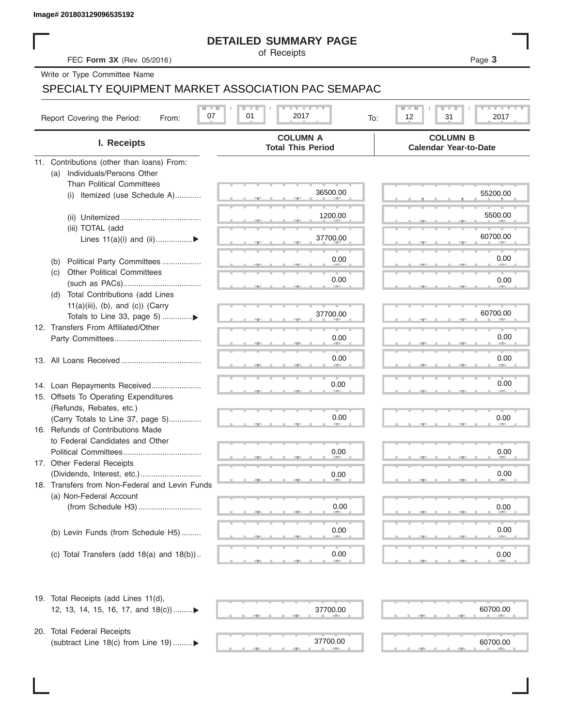Image# 201803129096535192

# DETAILED SUMMARY PAGE

of Receipts

FEC **Form 3X** (Rev. 05/2016)

Write or Type Committee Name

SPECIALTY EQUIPMENT MARKET ASSOCIATION PAC SEMAPAC

Report Covering the Period: From: 07 / 01 / 2017 To: 12 / 31 / 2017

| I. Receipts | COLUMN A Total This Period | COLUMN B Calendar Year-to-Date |
|---|---|---|
| 11. Contributions (other than loans) From: | | |
| (a) Individuals/Persons Other Than Political Committees | | |
| (i) Itemized (use Schedule A) | 36500.00 | 55200.00 |
| (ii) Unitemized | 1200.00 | 5500.00 |
| (iii) TOTAL (add Lines 11(a)(i) and (ii)) | 37700.00 | 60700.00 |
| (b) Political Party Committees | 0.00 | 0.00 |
| (c) Other Political Committees (such as PACs) | 0.00 | 0.00 |
| (d) Total Contributions (add Lines 11(a)(iii), (b), and (c)) (Carry Totals to Line 33, page 5) | 37700.00 | 60700.00 |
| 12. Transfers From Affiliated/Other Party Committees | 0.00 | 0.00 |
| 13. All Loans Received | 0.00 | 0.00 |
| 14. Loan Repayments Received | 0.00 | 0.00 |
| 15. Offsets To Operating Expenditures (Refunds, Rebates, etc.) (Carry Totals to Line 37, page 5) | 0.00 | 0.00 |
| 16. Refunds of Contributions Made to Federal Candidates and Other Political Committees | 0.00 | 0.00 |
| 17. Other Federal Receipts (Dividends, Interest, etc.) | 0.00 | 0.00 |
| 18. Transfers from Non-Federal and Levin Funds | | |
| (a) Non-Federal Account (from Schedule H3) | 0.00 | 0.00 |
| (b) Levin Funds (from Schedule H5) | 0.00 | 0.00 |
| (c) Total Transfers (add 18(a) and 18(b)) | 0.00 | 0.00 |
| 19. Total Receipts (add Lines 11(d), 12, 13, 14, 15, 16, 17, and 18(c)) | 37700.00 | 60700.00 |
| 20. Total Federal Receipts (subtract Line 18(c) from Line 19) | 37700.00 | 60700.00 |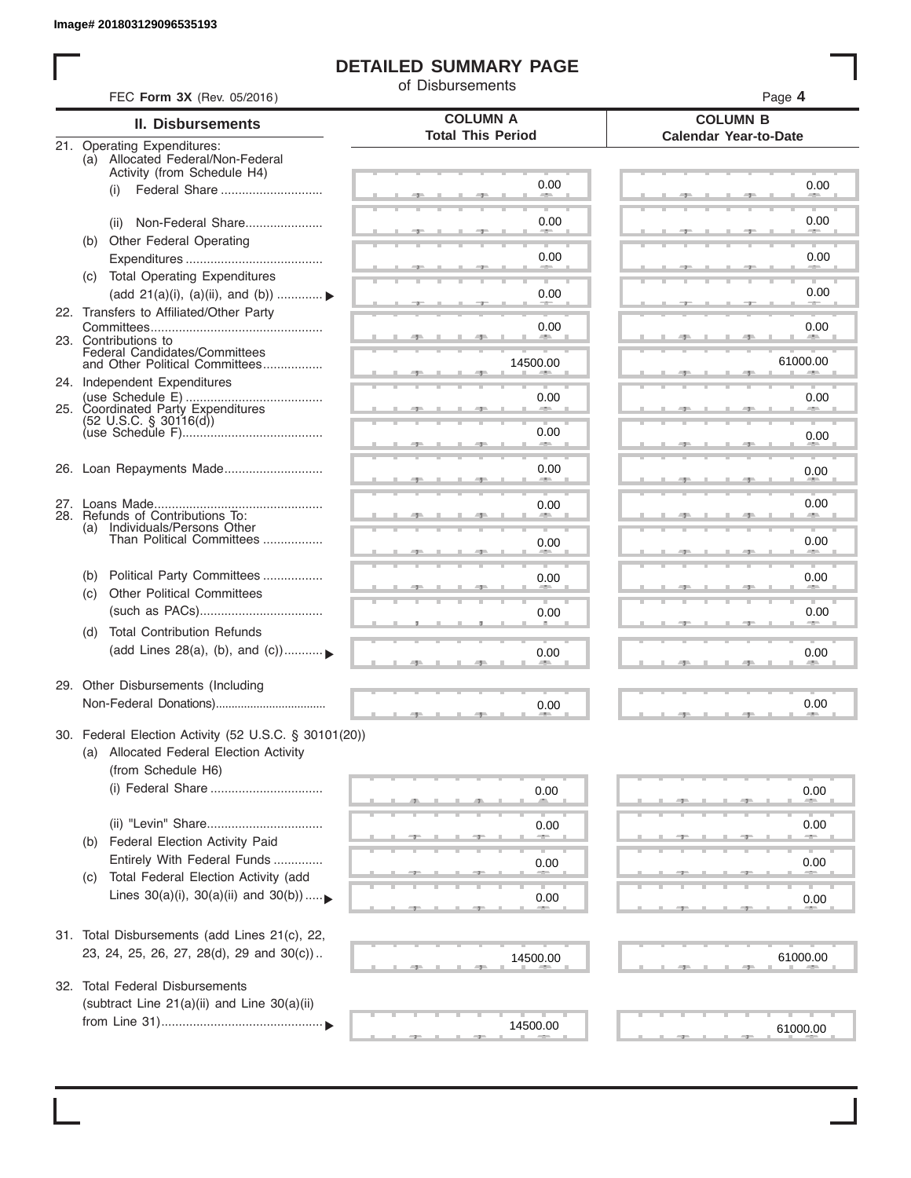Image# 201803129096535193

# DETAILED SUMMARY PAGE

of Disbursements

FEC **Form 3X** (Rev. 05/2016)

| II. Disbursements | COLUMN A Total This Period | COLUMN B Calendar Year-to-Date |
|---|---|---|
| 21. Operating Expenditures: | | |
| (a) Allocated Federal/Non-Federal Activity (from Schedule H4) | | |
| (i) Federal Share | 0.00 | 0.00 |
| (ii) Non-Federal Share | 0.00 | 0.00 |
| (b) Other Federal Operating Expenditures | 0.00 | 0.00 |
| (c) Total Operating Expenditures (add 21(a)(i), (a)(ii), and (b)) ▶ | 0.00 | 0.00 |
| 22. Transfers to Affiliated/Other Party Committees | 0.00 | 0.00 |
| 23. Contributions to Federal Candidates/Committees and Other Political Committees | 14500.00 | 61000.00 |
| 24. Independent Expenditures (use Schedule E) | 0.00 | 0.00 |
| 25. Coordinated Party Expenditures (52 U.S.C. § 30116(d)) (use Schedule F) | 0.00 | 0.00 |
| 26. Loan Repayments Made | 0.00 | 0.00 |
| 27. Loans Made | 0.00 | 0.00 |
| 28. Refunds of Contributions To: | | |
| (a) Individuals/Persons Other Than Political Committees | 0.00 | 0.00 |
| (b) Political Party Committees | 0.00 | 0.00 |
| (c) Other Political Committees (such as PACs) | 0.00 | 0.00 |
| (d) Total Contribution Refunds (add Lines 28(a), (b), and (c)) ▶ | 0.00 | 0.00 |
| 29. Other Disbursements (Including Non-Federal Donations) | 0.00 | 0.00 |
| 30. Federal Election Activity (52 U.S.C. § 30101(20)) | | |
| (a) Allocated Federal Election Activity (from Schedule H6) | | |
| (i) Federal Share | 0.00 | 0.00 |
| (ii) "Levin" Share | 0.00 | 0.00 |
| (b) Federal Election Activity Paid Entirely With Federal Funds | 0.00 | 0.00 |
| (c) Total Federal Election Activity (add Lines 30(a)(i), 30(a)(ii) and 30(b)) ▶ | 0.00 | 0.00 |
| 31. Total Disbursements (add Lines 21(c), 22, 23, 24, 25, 26, 27, 28(d), 29 and 30(c)) | 14500.00 | 61000.00 |
| 32. Total Federal Disbursements (subtract Line 21(a)(ii) and Line 30(a)(ii) from Line 31) ▶ | 14500.00 | 61000.00 |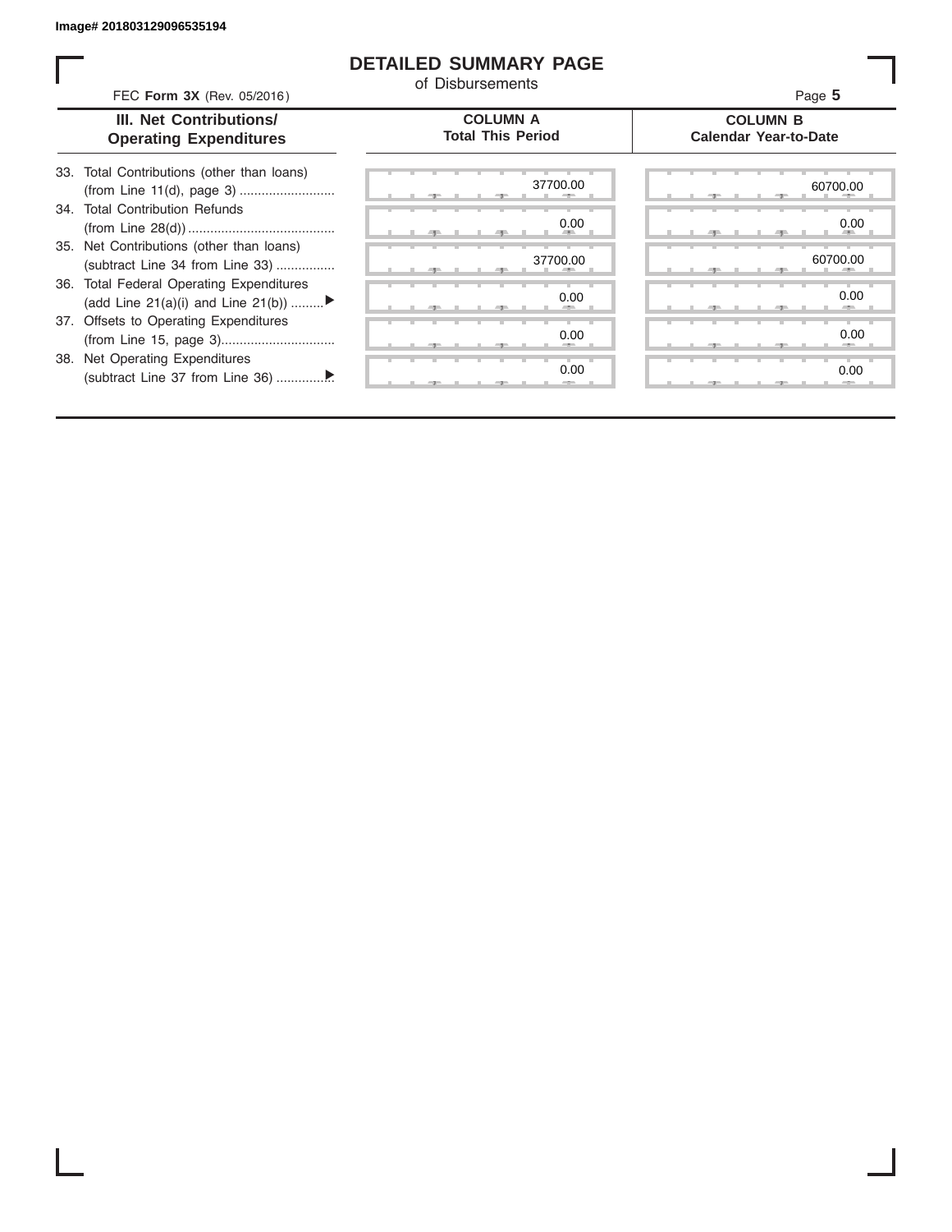Image# 201803129096535194

# DETAILED SUMMARY PAGE

of Disbursements

FEC **Form 3X** (Rev. 05/2016)

Page **5**

| III. Net Contributions/ Operating Expenditures | COLUMN A Total This Period | COLUMN B Calendar Year-to-Date |
|---|---|---|
| 33. Total Contributions (other than loans) (from Line 11(d), page 3) .......................... | 37700.00 | 60700.00 |
| 34. Total Contribution Refunds (from Line 28(d)) ........................................ | 0.00 | 0.00 |
| 35. Net Contributions (other than loans) (subtract Line 34 from Line 33) ................ | 37700.00 | 60700.00 |
| 36. Total Federal Operating Expenditures (add Line 21(a)(i) and Line 21(b)) .........▶ | 0.00 | 0.00 |
| 37. Offsets to Operating Expenditures (from Line 15, page 3)............................... | 0.00 | 0.00 |
| 38. Net Operating Expenditures (subtract Line 37 from Line 36) ...............▶ | 0.00 | 0.00 |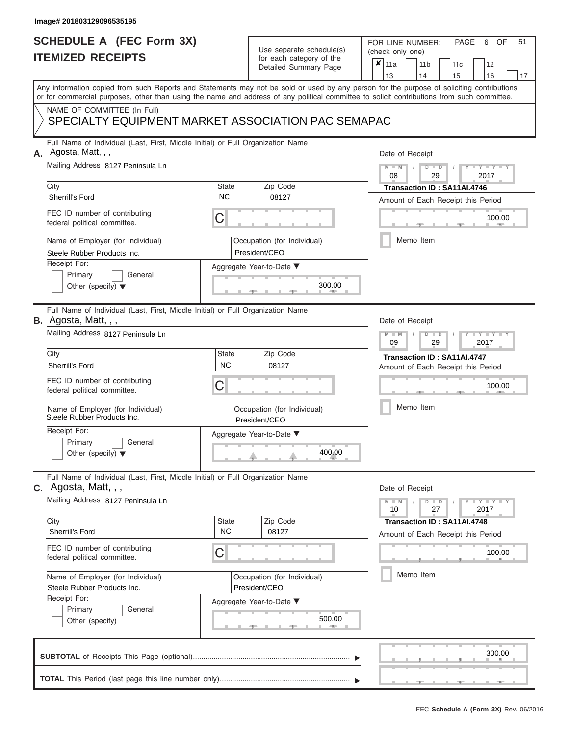Image# 201803129096535195

# SCHEDULE A (FEC Form 3X)
# ITEMIZED RECEIPTS

Use separate schedule(s) for each category of the Detailed Summary Page

FOR LINE NUMBER: (check only one)

- [x] 11a
- [ ] 11b
- [ ] 11c
- [ ] 12
- [ ] 13
- [ ] 14
- [ ] 15
- [ ] 16
- [ ] 17

PAGE 6 OF 51

Any information copied from such Reports and Statements may not be sold or used by any person for the purpose of soliciting contributions or for commercial purposes, other than using the name and address of any political committee to solicit contributions from such committee.

NAME OF COMMITTEE (In Full)

SPECIALTY EQUIPMENT MARKET ASSOCIATION PAC SEMAPAC

---

## A.

Full Name of Individual (Last, First, Middle Initial) or Full Organization Name: Agosta, Matt, , ,

Mailing Address: 8127 Peninsula Ln

City: Sherrill's Ford | State: NC | Zip Code: 08127

FEC ID number of contributing federal political committee: C

Name of Employer (for Individual): Steele Rubber Products Inc.

Occupation (for Individual): President/CEO

Receipt For: Primary / General / Other (specify)

Aggregate Year-to-Date: 300.00

Date of Receipt: 08 / 29 / 2017

Transaction ID : SA11AI.4746

Amount of Each Receipt this Period: 100.00

Memo Item

---

## B.

Full Name of Individual (Last, First, Middle Initial) or Full Organization Name: Agosta, Matt, , ,

Mailing Address: 8127 Peninsula Ln

City: Sherrill's Ford | State: NC | Zip Code: 08127

FEC ID number of contributing federal political committee: C

Name of Employer (for Individual): Steele Rubber Products Inc.

Occupation (for Individual): President/CEO

Receipt For: Primary / General / Other (specify)

Aggregate Year-to-Date: 400.00

Date of Receipt: 09 / 29 / 2017

Transaction ID : SA11AI.4747

Amount of Each Receipt this Period: 100.00

Memo Item

---

## C.

Full Name of Individual (Last, First, Middle Initial) or Full Organization Name: Agosta, Matt, , ,

Mailing Address: 8127 Peninsula Ln

City: Sherrill's Ford | State: NC | Zip Code: 08127

FEC ID number of contributing federal political committee: C

Name of Employer (for Individual): Steele Rubber Products Inc.

Occupation (for Individual): President/CEO

Receipt For: Primary / General / Other (specify)

Aggregate Year-to-Date: 500.00

Date of Receipt: 10 / 27 / 2017

Transaction ID : SA11AI.4748

Amount of Each Receipt this Period: 100.00

Memo Item

---

**SUBTOTAL** of Receipts This Page (optional): 300.00

**TOTAL** This Period (last page this line number only):

FEC **Schedule A (Form 3X)** Rev. 06/2016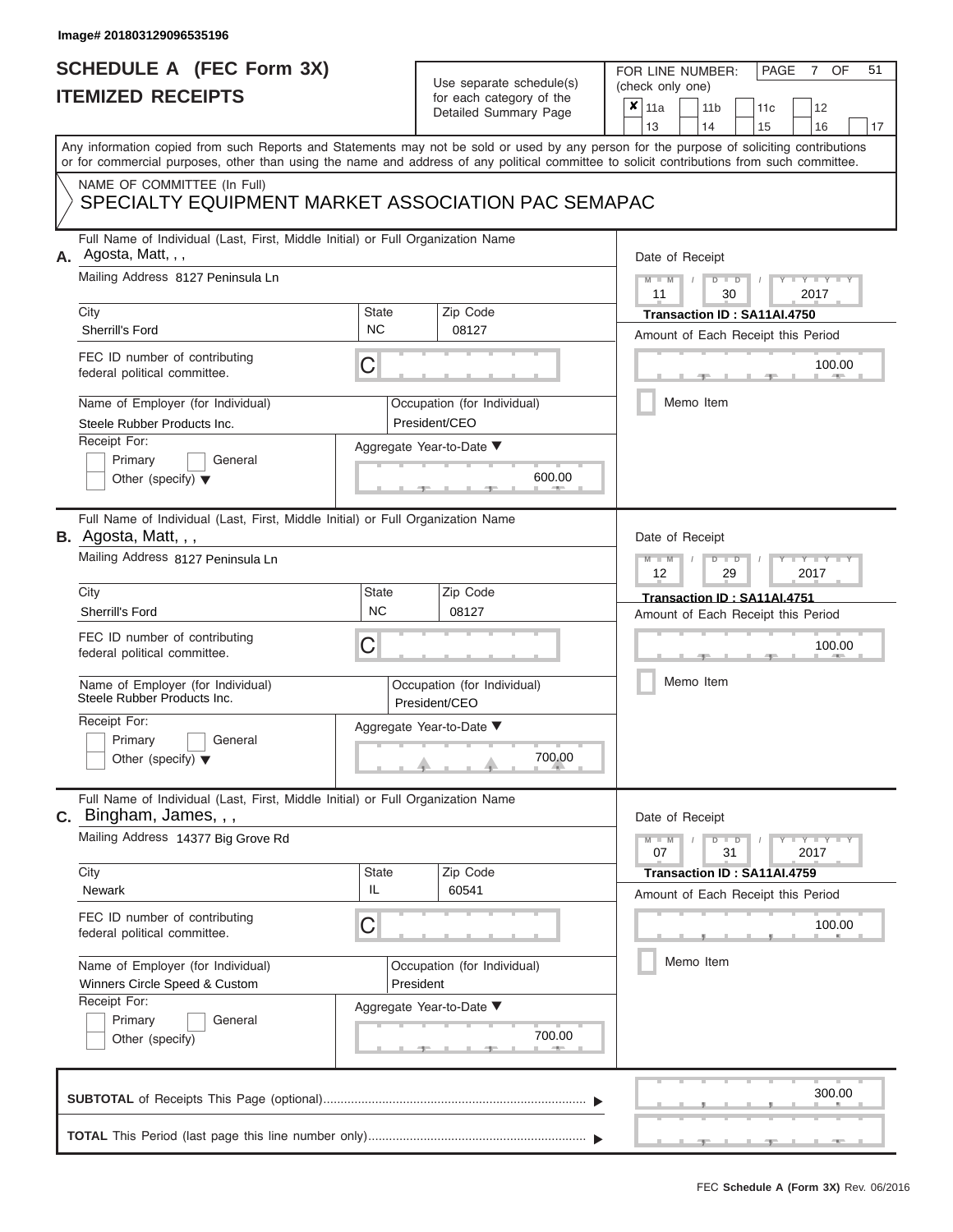Image# 201803129096535196

# SCHEDULE A (FEC Form 3X)
# ITEMIZED RECEIPTS

Use separate schedule(s) for each category of the Detailed Summary Page

FOR LINE NUMBER: (check only one)

- [x] 11a
- [ ] 11b
- [ ] 11c
- [ ] 12
- [ ] 13
- [ ] 14
- [ ] 15
- [ ] 16
- [ ] 17

Any information copied from such Reports and Statements may not be sold or used by any person for the purpose of soliciting contributions or for commercial purposes, other than using the name and address of any political committee to solicit contributions from such committee.

NAME OF COMMITTEE (In Full)
SPECIALTY EQUIPMENT MARKET ASSOCIATION PAC SEMAPAC

---

**A.** Full Name of Individual (Last, First, Middle Initial) or Full Organization Name: Agosta, Matt, , ,

Mailing Address: 8127 Peninsula Ln

City: Sherrill's Ford | State: NC | Zip Code: 08127

FEC ID number of contributing federal political committee: C

Name of Employer (for Individual): Steele Rubber Products Inc.

Occupation (for Individual): President/CEO

Receipt For: Primary / General / Other (specify)

Aggregate Year-to-Date: 600.00

Date of Receipt: 11 / 30 / 2017

Transaction ID : SA11AI.4750

Amount of Each Receipt this Period: 100.00

Memo Item

---

**B.** Full Name of Individual (Last, First, Middle Initial) or Full Organization Name: Agosta, Matt, , ,

Mailing Address: 8127 Peninsula Ln

City: Sherrill's Ford | State: NC | Zip Code: 08127

FEC ID number of contributing federal political committee: C

Name of Employer (for Individual): Steele Rubber Products Inc.

Occupation (for Individual): President/CEO

Receipt For: Primary / General / Other (specify)

Aggregate Year-to-Date: 700.00

Date of Receipt: 12 / 29 / 2017

Transaction ID : SA11AI.4751

Amount of Each Receipt this Period: 100.00

Memo Item

---

**C.** Full Name of Individual (Last, First, Middle Initial) or Full Organization Name: Bingham, James, , ,

Mailing Address: 14377 Big Grove Rd

City: Newark | State: IL | Zip Code: 60541

FEC ID number of contributing federal political committee: C

Name of Employer (for Individual): Winners Circle Speed & Custom

Occupation (for Individual): President

Receipt For: Primary / General / Other (specify)

Aggregate Year-to-Date: 700.00

Date of Receipt: 07 / 31 / 2017

Transaction ID : SA11AI.4759

Amount of Each Receipt this Period: 100.00

Memo Item

---

**SUBTOTAL** of Receipts This Page (optional): 300.00

**TOTAL** This Period (last page this line number only):

FEC Schedule A (Form 3X) Rev. 06/2016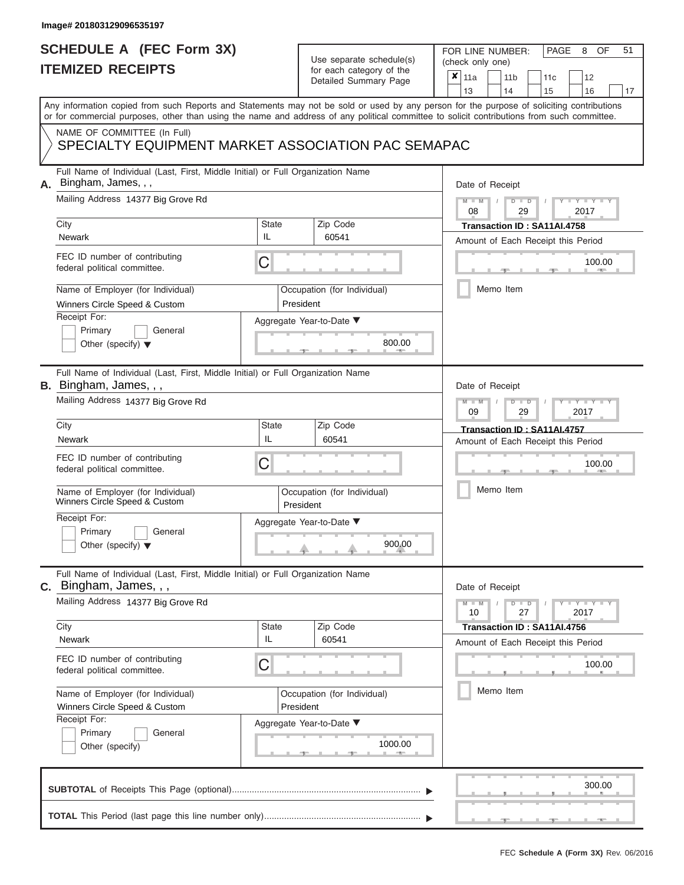Image# 201803129096535197

# SCHEDULE A (FEC Form 3X)
## ITEMIZED RECEIPTS

Use separate schedule(s) for each category of the Detailed Summary Page

FOR LINE NUMBER: (check only one)

| ✘ 11a | 11b | 11c | 12 |
|---|---|---|---|
| 13 | 14 | 15 | 16 | 17 |

PAGE 8 OF 51

Any information copied from such Reports and Statements may not be sold or used by any person for the purpose of soliciting contributions or for commercial purposes, other than using the name and address of any political committee to solicit contributions from such committee.

NAME OF COMMITTEE (In Full)
SPECIALTY EQUIPMENT MARKET ASSOCIATION PAC SEMAPAC

---

**A.** Full Name of Individual (Last, First, Middle Initial) or Full Organization Name: Bingham, James, , ,

Mailing Address: 14377 Big Grove Rd

City: Newark | State: IL | Zip Code: 60541

FEC ID number of contributing federal political committee: C

Name of Employer (for Individual): Winners Circle Speed & Custom

Occupation (for Individual): President

Receipt For: Primary / General / Other (specify)

Aggregate Year-to-Date: 800.00

Date of Receipt: 08 / 29 / 2017

Transaction ID : SA11AI.4758

Amount of Each Receipt this Period: 100.00

Memo Item

---

**B.** Full Name of Individual (Last, First, Middle Initial) or Full Organization Name: Bingham, James, , ,

Mailing Address: 14377 Big Grove Rd

City: Newark | State: IL | Zip Code: 60541

FEC ID number of contributing federal political committee: C

Name of Employer (for Individual): Winners Circle Speed & Custom

Occupation (for Individual): President

Receipt For: Primary / General / Other (specify)

Aggregate Year-to-Date: 900.00

Date of Receipt: 09 / 29 / 2017

Transaction ID : SA11AI.4757

Amount of Each Receipt this Period: 100.00

Memo Item

---

**C.** Full Name of Individual (Last, First, Middle Initial) or Full Organization Name: Bingham, James, , ,

Mailing Address: 14377 Big Grove Rd

City: Newark | State: IL | Zip Code: 60541

FEC ID number of contributing federal political committee: C

Name of Employer (for Individual): Winners Circle Speed & Custom

Occupation (for Individual): President

Receipt For: Primary / General / Other (specify)

Aggregate Year-to-Date: 1000.00

Date of Receipt: 10 / 27 / 2017

Transaction ID : SA11AI.4756

Amount of Each Receipt this Period: 100.00

Memo Item

---

**SUBTOTAL** of Receipts This Page (optional): 300.00

**TOTAL** This Period (last page this line number only):

FEC Schedule A (Form 3X) Rev. 06/2016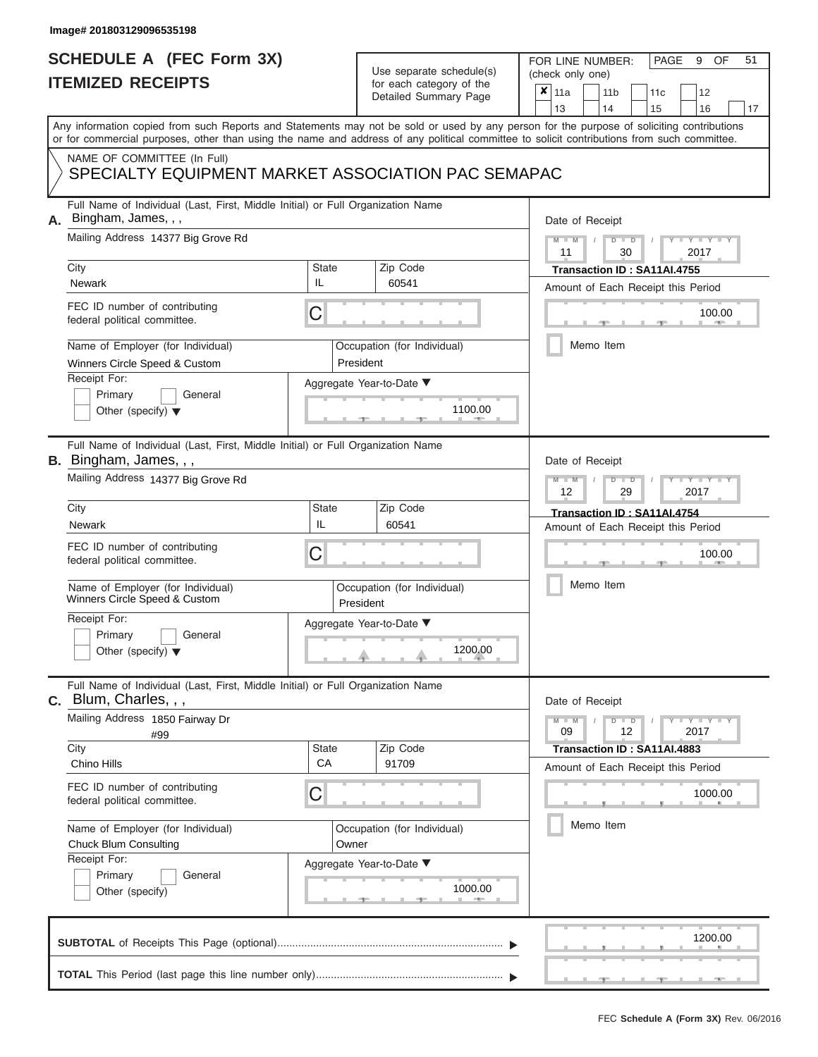Image# 201803129096535198

# SCHEDULE A (FEC Form 3X)
# ITEMIZED RECEIPTS

Use separate schedule(s) for each category of the Detailed Summary Page

FOR LINE NUMBER: (check only one)

- [x] 11a
- [ ] 11b
- [ ] 11c
- [ ] 12
- [ ] 13
- [ ] 14
- [ ] 15
- [ ] 16
- [ ] 17

Any information copied from such Reports and Statements may not be sold or used by any person for the purpose of soliciting contributions or for commercial purposes, other than using the name and address of any political committee to solicit contributions from such committee.

NAME OF COMMITTEE (In Full)
SPECIALTY EQUIPMENT MARKET ASSOCIATION PAC SEMAPAC

---

**A.** Full Name of Individual (Last, First, Middle Initial) or Full Organization Name: Bingham, James, , ,

Mailing Address: 14377 Big Grove Rd

City: Newark | State: IL | Zip Code: 60541

FEC ID number of contributing federal political committee: C

Name of Employer (for Individual): Winners Circle Speed & Custom

Occupation (for Individual): President

Receipt For: Primary / General / Other (specify)

Aggregate Year-to-Date: 1100.00

Date of Receipt: 11 / 30 / 2017

Transaction ID : SA11AI.4755

Amount of Each Receipt this Period: 100.00

Memo Item

---

**B.** Full Name of Individual (Last, First, Middle Initial) or Full Organization Name: Bingham, James, , ,

Mailing Address: 14377 Big Grove Rd

City: Newark | State: IL | Zip Code: 60541

FEC ID number of contributing federal political committee: C

Name of Employer (for Individual): Winners Circle Speed & Custom

Occupation (for Individual): President

Receipt For: Primary / General / Other (specify)

Aggregate Year-to-Date: 1200.00

Date of Receipt: 12 / 29 / 2017

Transaction ID : SA11AI.4754

Amount of Each Receipt this Period: 100.00

Memo Item

---

**C.** Full Name of Individual (Last, First, Middle Initial) or Full Organization Name: Blum, Charles, , ,

Mailing Address: 1850 Fairway Dr #99

City: Chino Hills | State: CA | Zip Code: 91709

FEC ID number of contributing federal political committee: C

Name of Employer (for Individual): Chuck Blum Consulting

Occupation (for Individual): Owner

Receipt For: Primary / General / Other (specify)

Aggregate Year-to-Date: 1000.00

Date of Receipt: 09 / 12 / 2017

Transaction ID : SA11AI.4883

Amount of Each Receipt this Period: 1000.00

Memo Item

---

**SUBTOTAL** of Receipts This Page (optional): 1200.00

**TOTAL** This Period (last page this line number only):

FEC **Schedule A (Form 3X)** Rev. 06/2016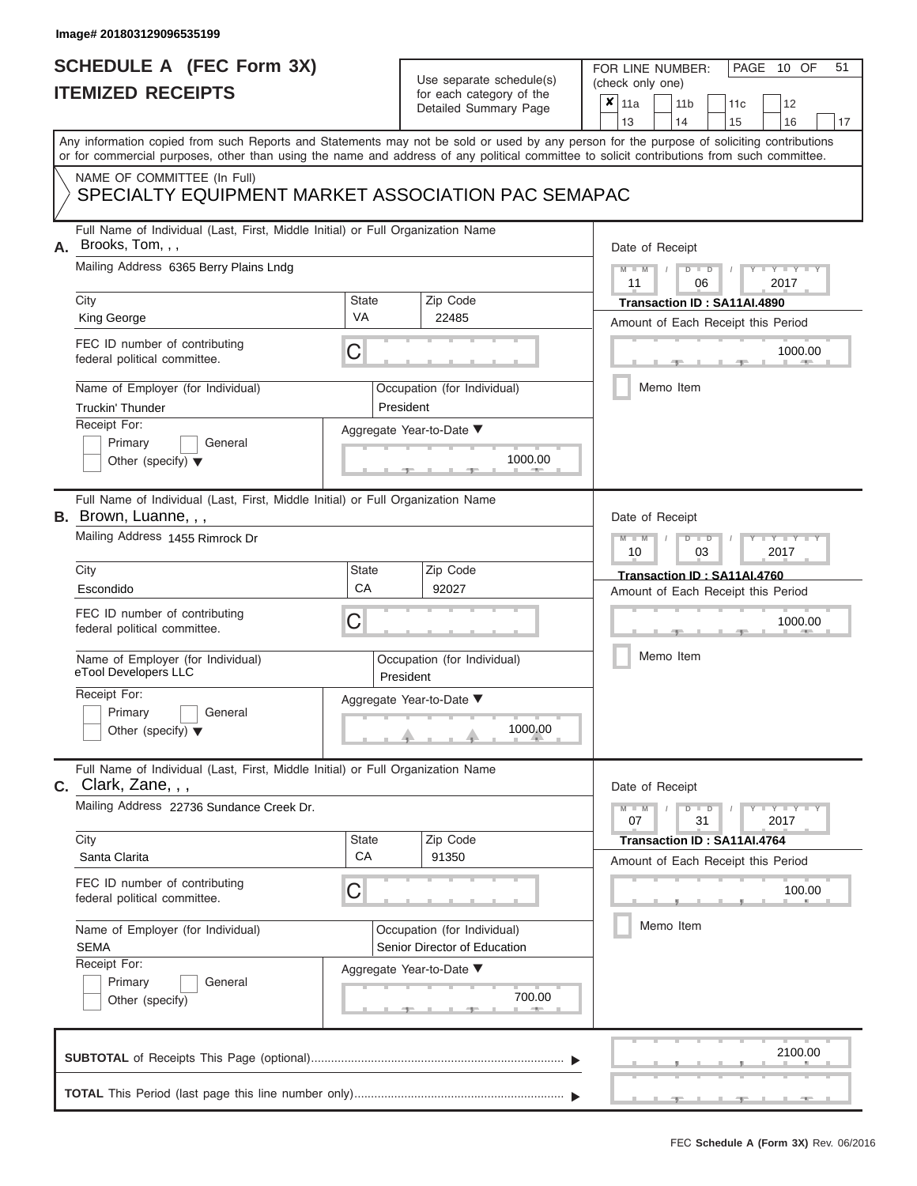Image# 201803129096535199

# SCHEDULE A (FEC Form 3X)
## ITEMIZED RECEIPTS

Use separate schedule(s) for each category of the Detailed Summary Page

FOR LINE NUMBER: (check only one)

☒ 11a ☐ 11b ☐ 11c ☐ 12
☐ 13 ☐ 14 ☐ 15 ☐ 16 ☐ 17

Any information copied from such Reports and Statements may not be sold or used by any person for the purpose of soliciting contributions or for commercial purposes, other than using the name and address of any political committee to solicit contributions from such committee.

NAME OF COMMITTEE (In Full)
SPECIALTY EQUIPMENT MARKET ASSOCIATION PAC SEMAPAC

---

**A.** Full Name of Individual (Last, First, Middle Initial) or Full Organization Name: Brooks, Tom, , ,

Mailing Address: 6365 Berry Plains Lndg

City: King George | State: VA | Zip Code: 22485

FEC ID number of contributing federal political committee: C

Name of Employer (for Individual): Truckin' Thunder

Occupation (for Individual): President

Receipt For: ☐ Primary ☐ General ☐ Other (specify)

Aggregate Year-to-Date: 1000.00

Date of Receipt: 11 / 06 / 2017

Transaction ID : SA11AI.4890

Amount of Each Receipt this Period: 1000.00

☐ Memo Item

---

**B.** Full Name of Individual (Last, First, Middle Initial) or Full Organization Name: Brown, Luanne, , ,

Mailing Address: 1455 Rimrock Dr

City: Escondido | State: CA | Zip Code: 92027

FEC ID number of contributing federal political committee: C

Name of Employer (for Individual): eTool Developers LLC

Occupation (for Individual): President

Receipt For: ☐ Primary ☐ General ☐ Other (specify)

Aggregate Year-to-Date: 1000.00

Date of Receipt: 10 / 03 / 2017

Transaction ID : SA11AI.4760

Amount of Each Receipt this Period: 1000.00

☐ Memo Item

---

**C.** Full Name of Individual (Last, First, Middle Initial) or Full Organization Name: Clark, Zane, , ,

Mailing Address: 22736 Sundance Creek Dr.

City: Santa Clarita | State: CA | Zip Code: 91350

FEC ID number of contributing federal political committee: C

Name of Employer (for Individual): SEMA

Occupation (for Individual): Senior Director of Education

Receipt For: ☐ Primary ☐ General ☐ Other (specify)

Aggregate Year-to-Date: 700.00

Date of Receipt: 07 / 31 / 2017

Transaction ID : SA11AI.4764

Amount of Each Receipt this Period: 100.00

☐ Memo Item

---

**SUBTOTAL** of Receipts This Page (optional): 2100.00

**TOTAL** This Period (last page this line number only):

FEC **Schedule A (Form 3X)** Rev. 06/2016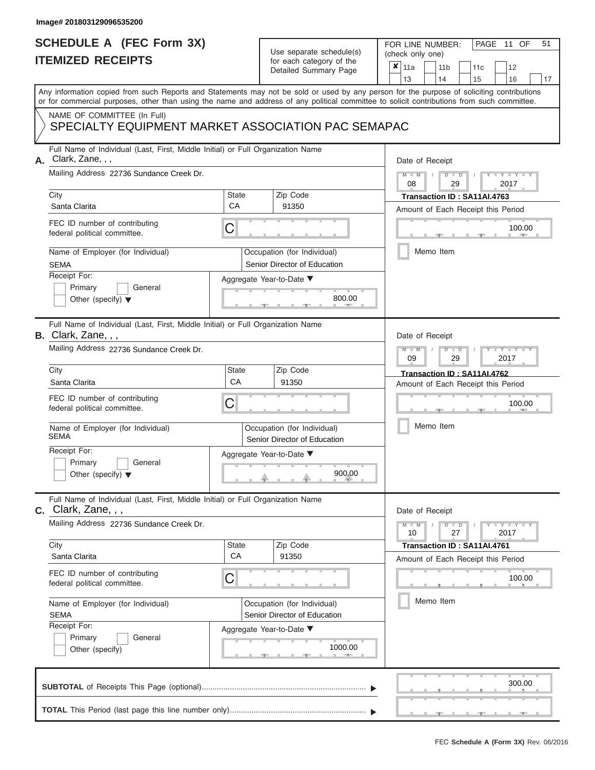Image# 201803129096535200

# SCHEDULE A (FEC Form 3X)
## ITEMIZED RECEIPTS

Use separate schedule(s) for each category of the Detailed Summary Page

FOR LINE NUMBER: (check only one)

- [x] 11a
- [ ] 11b
- [ ] 11c
- [ ] 12
- [ ] 13
- [ ] 14
- [ ] 15
- [ ] 16
- [ ] 17

Any information copied from such Reports and Statements may not be sold or used by any person for the purpose of soliciting contributions or for commercial purposes, other than using the name and address of any political committee to solicit contributions from such committee.

NAME OF COMMITTEE (In Full)
SPECIALTY EQUIPMENT MARKET ASSOCIATION PAC SEMAPAC

---

**A.** Full Name of Individual (Last, First, Middle Initial) or Full Organization Name: Clark, Zane, , ,

Mailing Address: 22736 Sundance Creek Dr.

| City | State | Zip Code |
|---|---|---|
| Santa Clarita | CA | 91350 |

FEC ID number of contributing federal political committee: C

Name of Employer (for Individual): SEMA

Occupation (for Individual): Senior Director of Education

Receipt For: Primary / General / Other (specify)

Aggregate Year-to-Date: 800.00

Date of Receipt: 08 / 29 / 2017

Transaction ID : SA11AI.4763

Amount of Each Receipt this Period: 100.00

Memo Item

---

**B.** Full Name of Individual (Last, First, Middle Initial) or Full Organization Name: Clark, Zane, , ,

Mailing Address: 22736 Sundance Creek Dr.

| City | State | Zip Code |
|---|---|---|
| Santa Clarita | CA | 91350 |

FEC ID number of contributing federal political committee: C

Name of Employer (for Individual): SEMA

Occupation (for Individual): Senior Director of Education

Receipt For: Primary / General / Other (specify)

Aggregate Year-to-Date: 900.00

Date of Receipt: 09 / 29 / 2017

Transaction ID : SA11AI.4762

Amount of Each Receipt this Period: 100.00

Memo Item

---

**C.** Full Name of Individual (Last, First, Middle Initial) or Full Organization Name: Clark, Zane, , ,

Mailing Address: 22736 Sundance Creek Dr.

| City | State | Zip Code |
|---|---|---|
| Santa Clarita | CA | 91350 |

FEC ID number of contributing federal political committee: C

Name of Employer (for Individual): SEMA

Occupation (for Individual): Senior Director of Education

Receipt For: Primary / General / Other (specify)

Aggregate Year-to-Date: 1000.00

Date of Receipt: 10 / 27 / 2017

Transaction ID : SA11AI.4761

Amount of Each Receipt this Period: 100.00

Memo Item

---

**SUBTOTAL** of Receipts This Page (optional): 300.00

**TOTAL** This Period (last page this line number only):

FEC Schedule A (Form 3X) Rev. 06/2016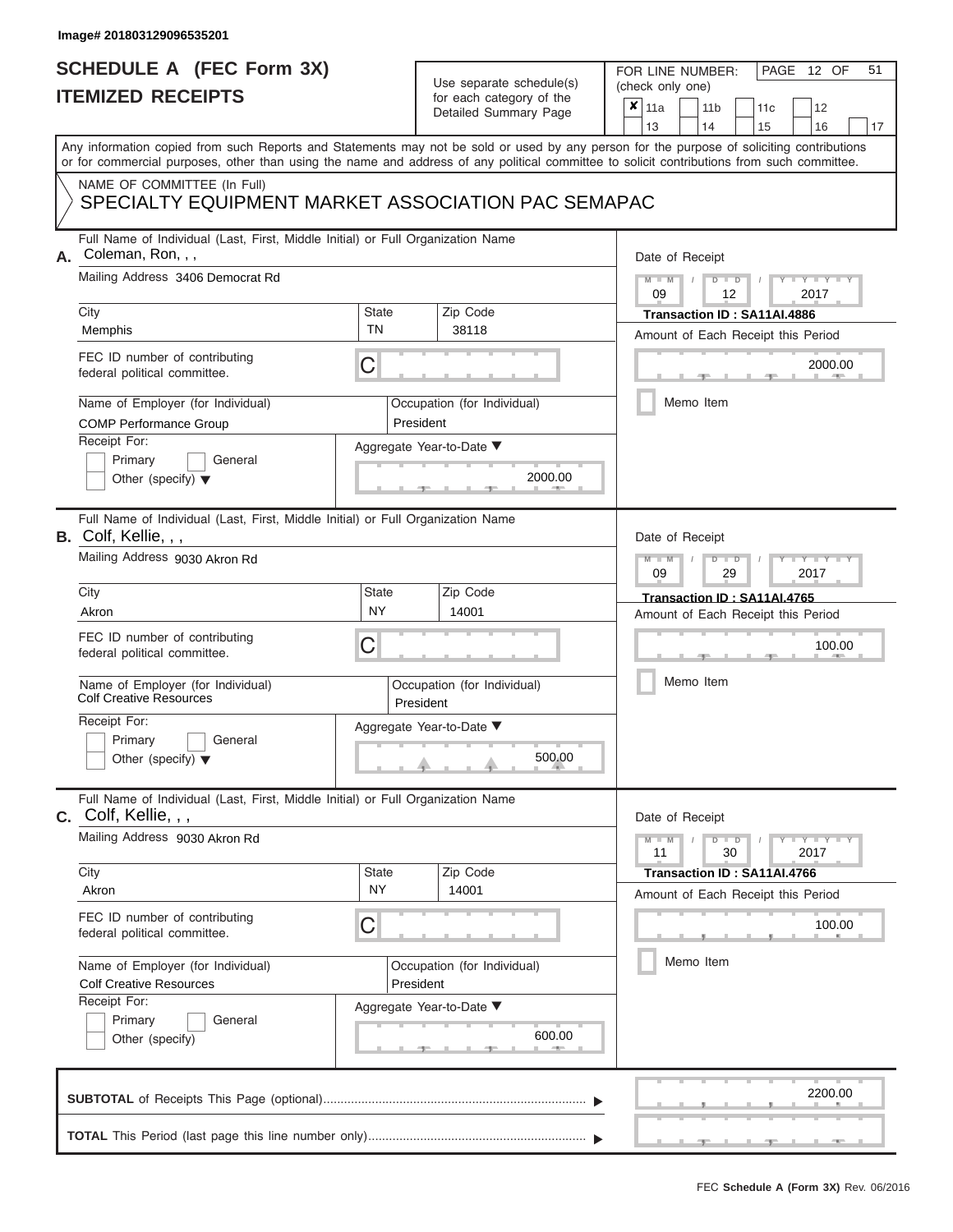Image# 201803129096535201

# SCHEDULE A (FEC Form 3X)
## ITEMIZED RECEIPTS

Use separate schedule(s) for each category of the Detailed Summary Page

FOR LINE NUMBER: (check only one)

- [x] 11a
- [ ] 11b
- [ ] 11c
- [ ] 12
- [ ] 13
- [ ] 14
- [ ] 15
- [ ] 16
- [ ] 17

PAGE 12 OF 51

Any information copied from such Reports and Statements may not be sold or used by any person for the purpose of soliciting contributions or for commercial purposes, other than using the name and address of any political committee to solicit contributions from such committee.

NAME OF COMMITTEE (In Full)
SPECIALTY EQUIPMENT MARKET ASSOCIATION PAC SEMAPAC

---

**A.** Full Name of Individual (Last, First, Middle Initial) or Full Organization Name: Coleman, Ron, , ,

Mailing Address: 3406 Democrat Rd

City: Memphis | State: TN | Zip Code: 38118

FEC ID number of contributing federal political committee: C

Name of Employer (for Individual): COMP Performance Group

Occupation (for Individual): President

Receipt For: Primary / General / Other (specify)

Aggregate Year-to-Date: 2000.00

Date of Receipt: 09 / 12 / 2017

Transaction ID : SA11AI.4886

Amount of Each Receipt this Period: 2000.00

Memo Item

---

**B.** Full Name of Individual (Last, First, Middle Initial) or Full Organization Name: Colf, Kellie, , ,

Mailing Address: 9030 Akron Rd

City: Akron | State: NY | Zip Code: 14001

FEC ID number of contributing federal political committee: C

Name of Employer (for Individual): Colf Creative Resources

Occupation (for Individual): President

Receipt For: Primary / General / Other (specify)

Aggregate Year-to-Date: 500.00

Date of Receipt: 09 / 29 / 2017

Transaction ID : SA11AI.4765

Amount of Each Receipt this Period: 100.00

Memo Item

---

**C.** Full Name of Individual (Last, First, Middle Initial) or Full Organization Name: Colf, Kellie, , ,

Mailing Address: 9030 Akron Rd

City: Akron | State: NY | Zip Code: 14001

FEC ID number of contributing federal political committee: C

Name of Employer (for Individual): Colf Creative Resources

Occupation (for Individual): President

Receipt For: Primary / General / Other (specify)

Aggregate Year-to-Date: 600.00

Date of Receipt: 11 / 30 / 2017

Transaction ID : SA11AI.4766

Amount of Each Receipt this Period: 100.00

Memo Item

---

**SUBTOTAL** of Receipts This Page (optional): 2200.00

**TOTAL** This Period (last page this line number only):

FEC Schedule A (Form 3X) Rev. 06/2016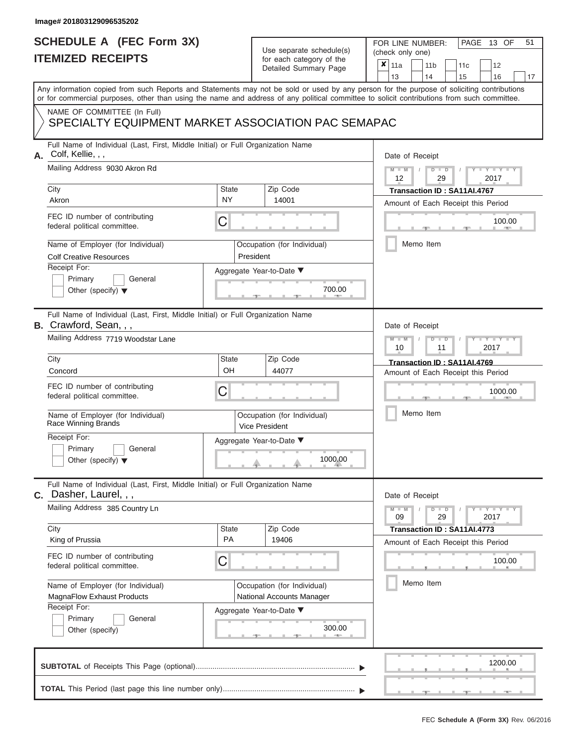Image# 201803129096535202

# SCHEDULE A (FEC Form 3X)
# ITEMIZED RECEIPTS

Use separate schedule(s) for each category of the Detailed Summary Page

FOR LINE NUMBER: (check only one)
☒ 11a ☐ 11b ☐ 11c ☐ 12 ☐ 13 ☐ 14 ☐ 15 ☐ 16 ☐ 17

PAGE 13 OF 51

Any information copied from such Reports and Statements may not be sold or used by any person for the purpose of soliciting contributions or for commercial purposes, other than using the name and address of any political committee to solicit contributions from such committee.

NAME OF COMMITTEE (In Full)
SPECIALTY EQUIPMENT MARKET ASSOCIATION PAC SEMAPAC

---

**A.** Full Name of Individual (Last, First, Middle Initial) or Full Organization Name: Colf, Kellie, , ,

Mailing Address: 9030 Akron Rd

City: Akron | State: NY | Zip Code: 14001

FEC ID number of contributing federal political committee: C

Name of Employer (for Individual): Colf Creative Resources
Occupation (for Individual): President

Receipt For: ☐ Primary ☐ General ☐ Other (specify)

Aggregate Year-to-Date: 700.00

Date of Receipt: 12 / 29 / 2017
Transaction ID : SA11AI.4767
Amount of Each Receipt this Period: 100.00
☐ Memo Item

---

**B.** Full Name of Individual (Last, First, Middle Initial) or Full Organization Name: Crawford, Sean, , ,

Mailing Address: 7719 Woodstar Lane

City: Concord | State: OH | Zip Code: 44077

FEC ID number of contributing federal political committee: C

Name of Employer (for Individual): Race Winning Brands
Occupation (for Individual): Vice President

Receipt For: ☐ Primary ☐ General ☐ Other (specify)

Aggregate Year-to-Date: 1000.00

Date of Receipt: 10 / 11 / 2017
Transaction ID : SA11AI.4769
Amount of Each Receipt this Period: 1000.00
☐ Memo Item

---

**C.** Full Name of Individual (Last, First, Middle Initial) or Full Organization Name: Dasher, Laurel, , ,

Mailing Address: 385 Country Ln

City: King of Prussia | State: PA | Zip Code: 19406

FEC ID number of contributing federal political committee: C

Name of Employer (for Individual): MagnaFlow Exhaust Products
Occupation (for Individual): National Accounts Manager

Receipt For: ☐ Primary ☐ General ☐ Other (specify)

Aggregate Year-to-Date: 300.00

Date of Receipt: 09 / 29 / 2017
Transaction ID : SA11AI.4773
Amount of Each Receipt this Period: 100.00
☐ Memo Item

---

**SUBTOTAL** of Receipts This Page (optional): 1200.00

**TOTAL** This Period (last page this line number only):

FEC Schedule A (Form 3X) Rev. 06/2016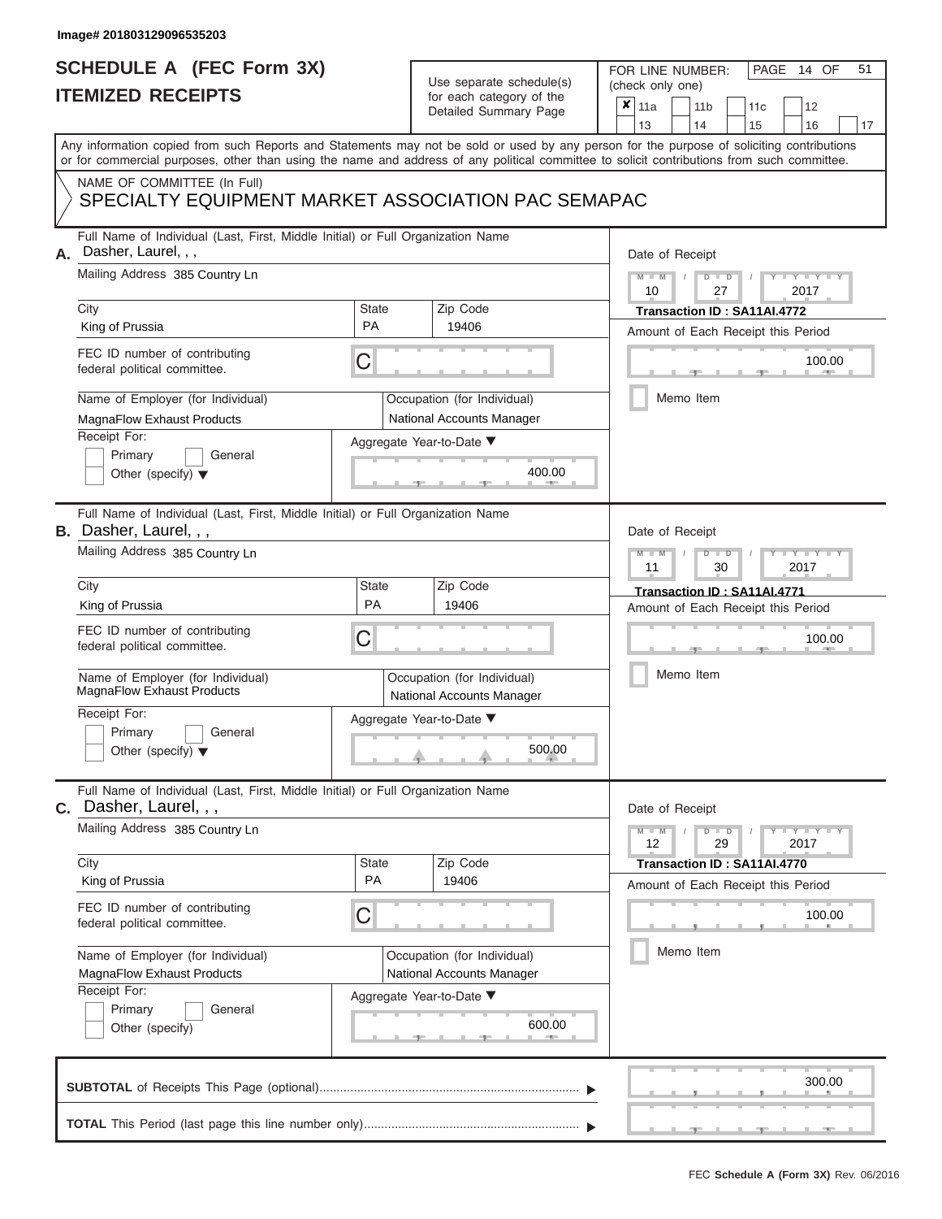Image# 201803129096535203

# SCHEDULE A (FEC Form 3X)
## ITEMIZED RECEIPTS

Use separate schedule(s) for each category of the Detailed Summary Page

FOR LINE NUMBER: (check only one)

PAGE 14 OF 51

☒ 11a ☐ 11b ☐ 11c ☐ 12 ☐ 13 ☐ 14 ☐ 15 ☐ 16 ☐ 17

Any information copied from such Reports and Statements may not be sold or used by any person for the purpose of soliciting contributions or for commercial purposes, other than using the name and address of any political committee to solicit contributions from such committee.

NAME OF COMMITTEE (In Full)
SPECIALTY EQUIPMENT MARKET ASSOCIATION PAC SEMAPAC

---

**A.** Full Name of Individual (Last, First, Middle Initial) or Full Organization Name: Dasher, Laurel, , ,

Mailing Address: 385 Country Ln

City: King of Prussia | State: PA | Zip Code: 19406

FEC ID number of contributing federal political committee: C

Name of Employer (for Individual): MagnaFlow Exhaust Products

Occupation (for Individual): National Accounts Manager

Receipt For: ☐ Primary ☐ General ☐ Other (specify)

Aggregate Year-to-Date: 400.00

Date of Receipt: 10 / 27 / 2017

Transaction ID : SA11AI.4772

Amount of Each Receipt this Period: 100.00

☐ Memo Item

---

**B.** Full Name of Individual (Last, First, Middle Initial) or Full Organization Name: Dasher, Laurel, , ,

Mailing Address: 385 Country Ln

City: King of Prussia | State: PA | Zip Code: 19406

FEC ID number of contributing federal political committee: C

Name of Employer (for Individual): MagnaFlow Exhaust Products

Occupation (for Individual): National Accounts Manager

Receipt For: ☐ Primary ☐ General ☐ Other (specify)

Aggregate Year-to-Date: 500.00

Date of Receipt: 11 / 30 / 2017

Transaction ID : SA11AI.4771

Amount of Each Receipt this Period: 100.00

☐ Memo Item

---

**C.** Full Name of Individual (Last, First, Middle Initial) or Full Organization Name: Dasher, Laurel, , ,

Mailing Address: 385 Country Ln

City: King of Prussia | State: PA | Zip Code: 19406

FEC ID number of contributing federal political committee: C

Name of Employer (for Individual): MagnaFlow Exhaust Products

Occupation (for Individual): National Accounts Manager

Receipt For: ☐ Primary ☐ General ☐ Other (specify)

Aggregate Year-to-Date: 600.00

Date of Receipt: 12 / 29 / 2017

Transaction ID : SA11AI.4770

Amount of Each Receipt this Period: 100.00

☐ Memo Item

---

**SUBTOTAL** of Receipts This Page (optional): 300.00

**TOTAL** This Period (last page this line number only):

FEC Schedule A (Form 3X) Rev. 06/2016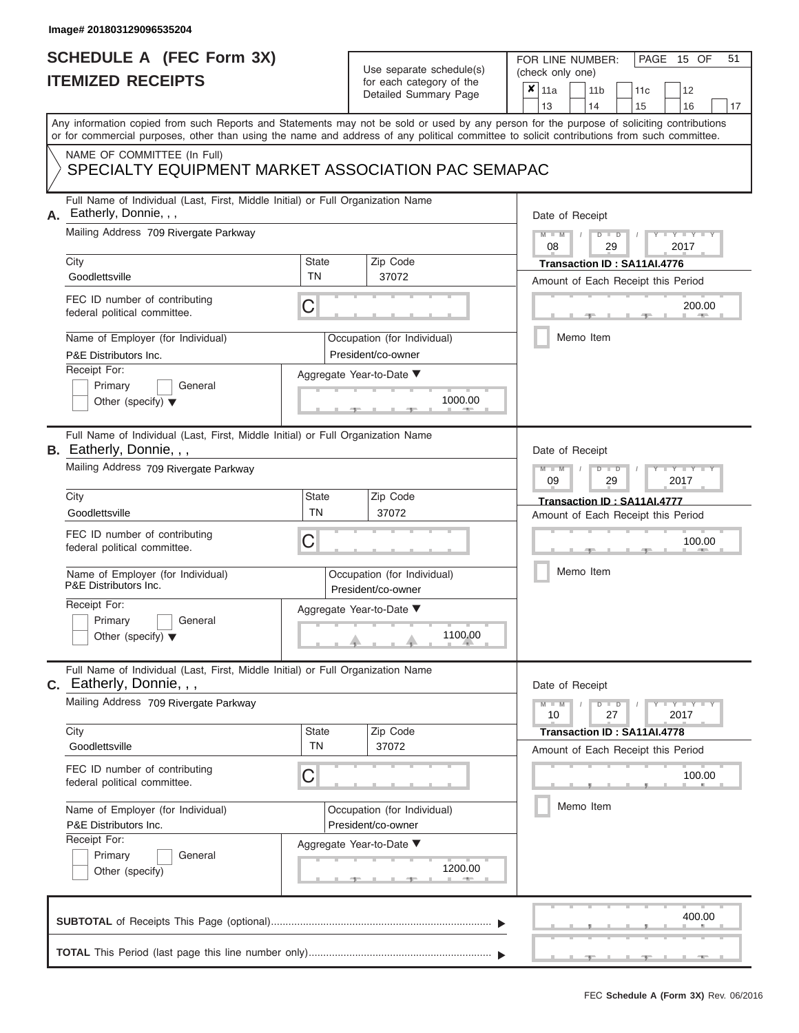Image# 201803129096535204

# SCHEDULE A (FEC Form 3X)
## ITEMIZED RECEIPTS

Use separate schedule(s) for each category of the Detailed Summary Page

FOR LINE NUMBER: (check only one)

- [x] 11a
- [ ] 11b
- [ ] 11c
- [ ] 12
- [ ] 13
- [ ] 14
- [ ] 15
- [ ] 16
- [ ] 17

PAGE 15 OF 51

Any information copied from such Reports and Statements may not be sold or used by any person for the purpose of soliciting contributions or for commercial purposes, other than using the name and address of any political committee to solicit contributions from such committee.

NAME OF COMMITTEE (In Full)
SPECIALTY EQUIPMENT MARKET ASSOCIATION PAC SEMAPAC

---

**A.** Full Name of Individual (Last, First, Middle Initial) or Full Organization Name: Eatherly, Donnie, , ,

Mailing Address: 709 Rivergate Parkway

| City | State | Zip Code |
|---|---|---|
| Goodlettsville | TN | 37072 |

FEC ID number of contributing federal political committee: C

Name of Employer (for Individual): P&E Distributors Inc.

Occupation (for Individual): President/co-owner

Receipt For: Primary / General / Other (specify)

Aggregate Year-to-Date: 1000.00

Date of Receipt: 08 / 29 / 2017

Transaction ID : SA11AI.4776

Amount of Each Receipt this Period: 200.00

Memo Item

---

**B.** Full Name of Individual (Last, First, Middle Initial) or Full Organization Name: Eatherly, Donnie, , ,

Mailing Address: 709 Rivergate Parkway

| City | State | Zip Code |
|---|---|---|
| Goodlettsville | TN | 37072 |

FEC ID number of contributing federal political committee: C

Name of Employer (for Individual): P&E Distributors Inc.

Occupation (for Individual): President/co-owner

Receipt For: Primary / General / Other (specify)

Aggregate Year-to-Date: 1100.00

Date of Receipt: 09 / 29 / 2017

Transaction ID : SA11AI.4777

Amount of Each Receipt this Period: 100.00

Memo Item

---

**C.** Full Name of Individual (Last, First, Middle Initial) or Full Organization Name: Eatherly, Donnie, , ,

Mailing Address: 709 Rivergate Parkway

| City | State | Zip Code |
|---|---|---|
| Goodlettsville | TN | 37072 |

FEC ID number of contributing federal political committee: C

Name of Employer (for Individual): P&E Distributors Inc.

Occupation (for Individual): President/co-owner

Receipt For: Primary / General / Other (specify)

Aggregate Year-to-Date: 1200.00

Date of Receipt: 10 / 27 / 2017

Transaction ID : SA11AI.4778

Amount of Each Receipt this Period: 100.00

Memo Item

---

**SUBTOTAL** of Receipts This Page (optional): 400.00

**TOTAL** This Period (last page this line number only):

FEC **Schedule A (Form 3X)** Rev. 06/2016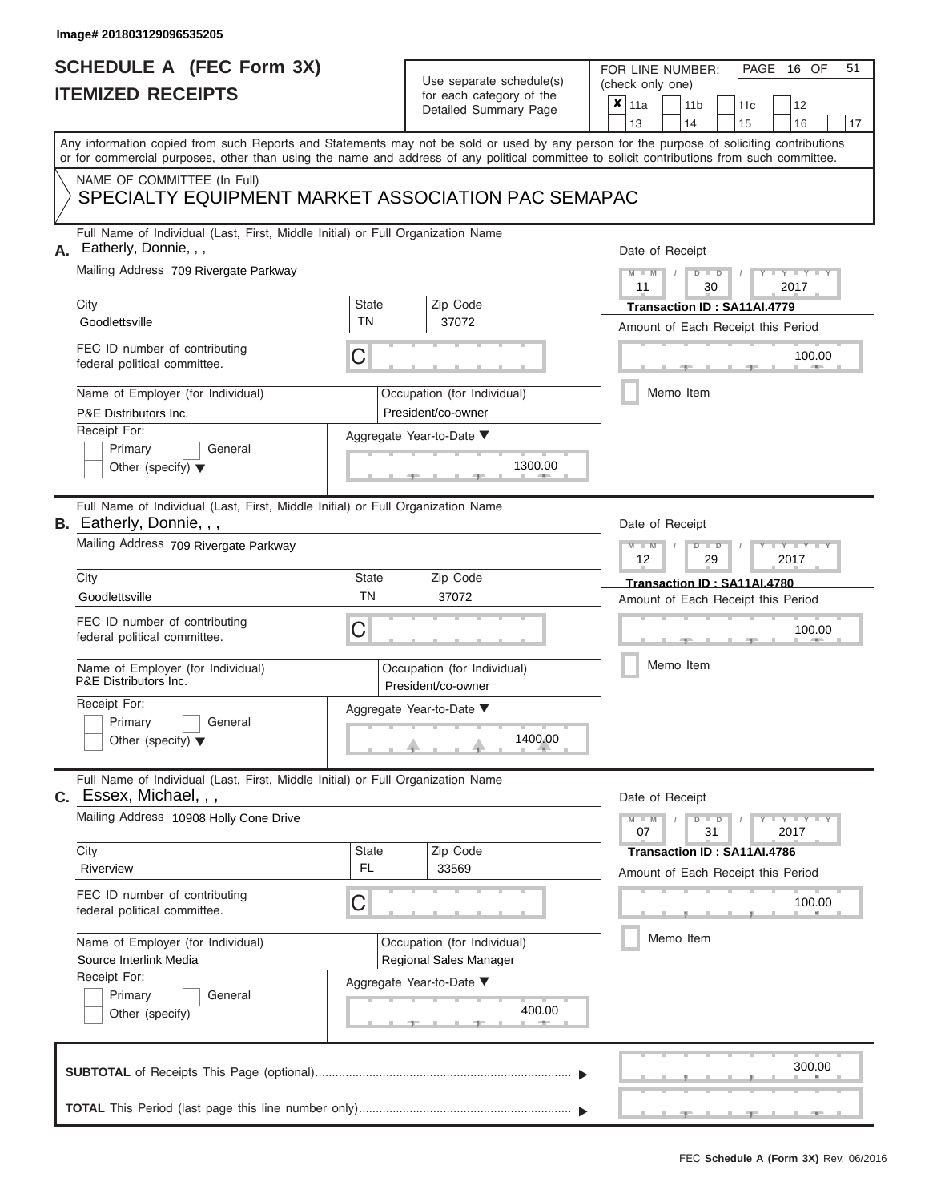Image# 201803129096535205

# SCHEDULE A (FEC Form 3X)
## ITEMIZED RECEIPTS

Use separate schedule(s) for each category of the Detailed Summary Page

FOR LINE NUMBER: (check only one)

- [x] 11a
- [ ] 11b
- [ ] 11c
- [ ] 12
- [ ] 13
- [ ] 14
- [ ] 15
- [ ] 16
- [ ] 17

PAGE 16 OF 51

Any information copied from such Reports and Statements may not be sold or used by any person for the purpose of soliciting contributions or for commercial purposes, other than using the name and address of any political committee to solicit contributions from such committee.

NAME OF COMMITTEE (In Full)
SPECIALTY EQUIPMENT MARKET ASSOCIATION PAC SEMAPAC

---

**A.** Full Name of Individual (Last, First, Middle Initial) or Full Organization Name: Eatherly, Donnie, , ,

Mailing Address: 709 Rivergate Parkway

City: Goodlettsville | State: TN | Zip Code: 37072

FEC ID number of contributing federal political committee: C

Name of Employer (for Individual): P&E Distributors Inc.

Occupation (for Individual): President/co-owner

Receipt For: [ ] Primary [ ] General [ ] Other (specify)

Aggregate Year-to-Date: 1300.00

Date of Receipt: 11 / 30 / 2017

Transaction ID : SA11AI.4779

Amount of Each Receipt this Period: 100.00

[ ] Memo Item

---

**B.** Full Name of Individual (Last, First, Middle Initial) or Full Organization Name: Eatherly, Donnie, , ,

Mailing Address: 709 Rivergate Parkway

City: Goodlettsville | State: TN | Zip Code: 37072

FEC ID number of contributing federal political committee: C

Name of Employer (for Individual): P&E Distributors Inc.

Occupation (for Individual): President/co-owner

Receipt For: [ ] Primary [ ] General [ ] Other (specify)

Aggregate Year-to-Date: 1400.00

Date of Receipt: 12 / 29 / 2017

Transaction ID : SA11AI.4780

Amount of Each Receipt this Period: 100.00

[ ] Memo Item

---

**C.** Full Name of Individual (Last, First, Middle Initial) or Full Organization Name: Essex, Michael, , ,

Mailing Address: 10908 Holly Cone Drive

City: Riverview | State: FL | Zip Code: 33569

FEC ID number of contributing federal political committee: C

Name of Employer (for Individual): Source Interlink Media

Occupation (for Individual): Regional Sales Manager

Receipt For: [ ] Primary [ ] General [ ] Other (specify)

Aggregate Year-to-Date: 400.00

Date of Receipt: 07 / 31 / 2017

Transaction ID : SA11AI.4786

Amount of Each Receipt this Period: 100.00

[ ] Memo Item

---

**SUBTOTAL** of Receipts This Page (optional): 300.00

**TOTAL** This Period (last page this line number only):

FEC **Schedule A (Form 3X)** Rev. 06/2016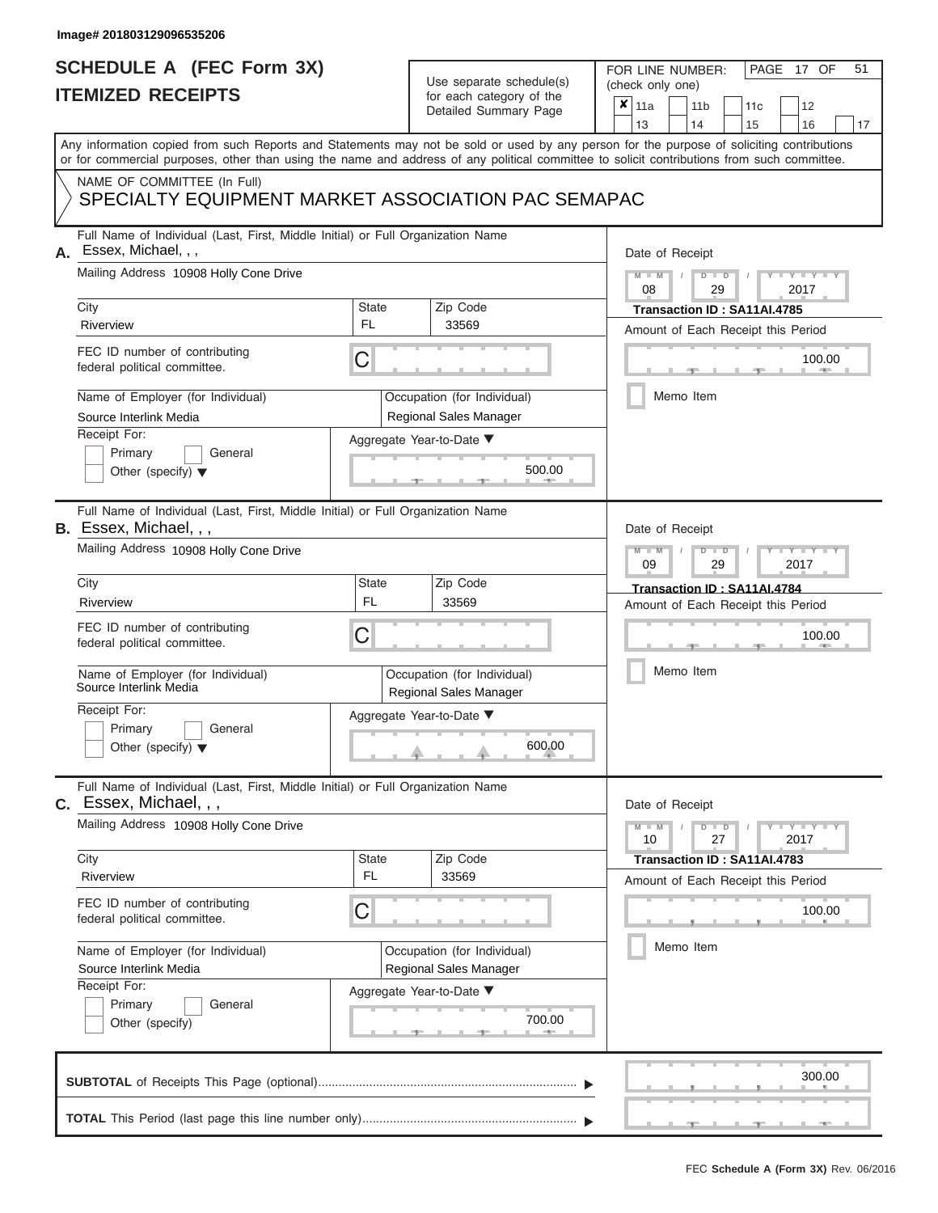Image# 201803129096535206

# SCHEDULE A (FEC Form 3X)
## ITEMIZED RECEIPTS

Use separate schedule(s) for each category of the Detailed Summary Page

FOR LINE NUMBER: (check only one)

| | | | |
|---|---|---|---|
| ✘ 11a | 11b | 11c | 12 |
| 13 | 14 | 15 | 16 | 17 |

PAGE 17 OF 51

Any information copied from such Reports and Statements may not be sold or used by any person for the purpose of soliciting contributions or for commercial purposes, other than using the name and address of any political committee to solicit contributions from such committee.

NAME OF COMMITTEE (In Full)
SPECIALTY EQUIPMENT MARKET ASSOCIATION PAC SEMAPAC

---

**A.** Full Name of Individual (Last, First, Middle Initial) or Full Organization Name
Essex, Michael, , ,

Mailing Address 10908 Holly Cone Drive

City: Riverview | State: FL | Zip Code: 33569

FEC ID number of contributing federal political committee. C

Name of Employer (for Individual): Source Interlink Media
Occupation (for Individual): Regional Sales Manager

Receipt For: Primary / General / Other (specify)

Aggregate Year-to-Date: 500.00

Date of Receipt: 08 / 29 / 2017
Transaction ID : SA11AI.4785
Amount of Each Receipt this Period: 100.00
Memo Item

---

**B.** Full Name of Individual (Last, First, Middle Initial) or Full Organization Name
Essex, Michael, , ,

Mailing Address 10908 Holly Cone Drive

City: Riverview | State: FL | Zip Code: 33569

FEC ID number of contributing federal political committee. C

Name of Employer (for Individual): Source Interlink Media
Occupation (for Individual): Regional Sales Manager

Receipt For: Primary / General / Other (specify)

Aggregate Year-to-Date: 600.00

Date of Receipt: 09 / 29 / 2017
Transaction ID : SA11AI.4784
Amount of Each Receipt this Period: 100.00
Memo Item

---

**C.** Full Name of Individual (Last, First, Middle Initial) or Full Organization Name
Essex, Michael, , ,

Mailing Address 10908 Holly Cone Drive

City: Riverview | State: FL | Zip Code: 33569

FEC ID number of contributing federal political committee. C

Name of Employer (for Individual): Source Interlink Media
Occupation (for Individual): Regional Sales Manager

Receipt For: Primary / General / Other (specify)

Aggregate Year-to-Date: 700.00

Date of Receipt: 10 / 27 / 2017
Transaction ID : SA11AI.4783
Amount of Each Receipt this Period: 100.00
Memo Item

---

**SUBTOTAL** of Receipts This Page (optional): 300.00

**TOTAL** This Period (last page this line number only):

FEC Schedule A (Form 3X) Rev. 06/2016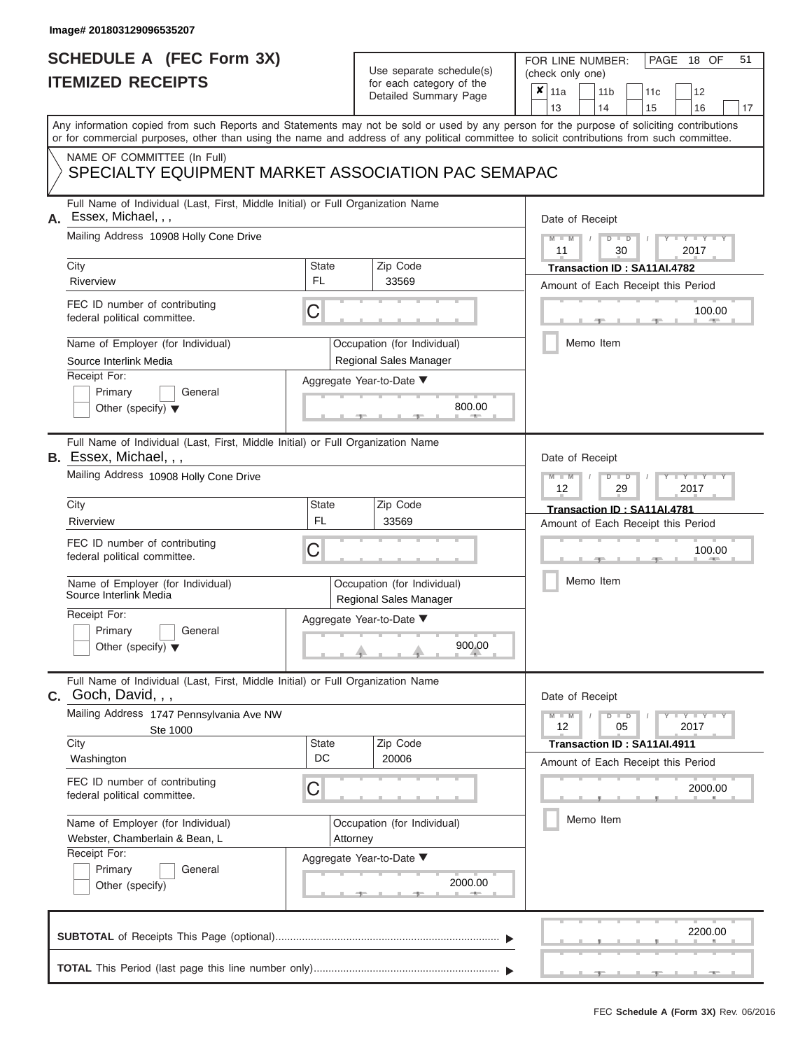Image# 201803129096535207

# SCHEDULE A (FEC Form 3X)
## ITEMIZED RECEIPTS

Use separate schedule(s) for each category of the Detailed Summary Page

FOR LINE NUMBER: (check only one)

☒ 11a ☐ 11b ☐ 11c ☐ 12 ☐ 13 ☐ 14 ☐ 15 ☐ 16 ☐ 17

PAGE 18 OF 51

Any information copied from such Reports and Statements may not be sold or used by any person for the purpose of soliciting contributions or for commercial purposes, other than using the name and address of any political committee to solicit contributions from such committee.

NAME OF COMMITTEE (In Full)

SPECIALTY EQUIPMENT MARKET ASSOCIATION PAC SEMAPAC

---

**A.** Full Name of Individual (Last, First, Middle Initial) or Full Organization Name: Essex, Michael, , ,

Mailing Address: 10908 Holly Cone Drive

City: Riverview | State: FL | Zip Code: 33569

FEC ID number of contributing federal political committee: C

Name of Employer (for Individual): Source Interlink Media

Occupation (for Individual): Regional Sales Manager

Receipt For: ☐ Primary ☐ General ☐ Other (specify)

Aggregate Year-to-Date: 800.00

Date of Receipt: 11 / 30 / 2017

Transaction ID : SA11AI.4782

Amount of Each Receipt this Period: 100.00

☐ Memo Item

---

**B.** Full Name of Individual (Last, First, Middle Initial) or Full Organization Name: Essex, Michael, , ,

Mailing Address: 10908 Holly Cone Drive

City: Riverview | State: FL | Zip Code: 33569

FEC ID number of contributing federal political committee: C

Name of Employer (for Individual): Source Interlink Media

Occupation (for Individual): Regional Sales Manager

Receipt For: ☐ Primary ☐ General ☐ Other (specify)

Aggregate Year-to-Date: 900.00

Date of Receipt: 12 / 29 / 2017

Transaction ID : SA11AI.4781

Amount of Each Receipt this Period: 100.00

☐ Memo Item

---

**C.** Full Name of Individual (Last, First, Middle Initial) or Full Organization Name: Goch, David, , ,

Mailing Address: 1747 Pennsylvania Ave NW Ste 1000

City: Washington | State: DC | Zip Code: 20006

FEC ID number of contributing federal political committee: C

Name of Employer (for Individual): Webster, Chamberlain & Bean, L

Occupation (for Individual): Attorney

Receipt For: ☐ Primary ☐ General ☐ Other (specify)

Aggregate Year-to-Date: 2000.00

Date of Receipt: 12 / 05 / 2017

Transaction ID : SA11AI.4911

Amount of Each Receipt this Period: 2000.00

☐ Memo Item

---

**SUBTOTAL** of Receipts This Page (optional): 2200.00

**TOTAL** This Period (last page this line number only):

FEC **Schedule A (Form 3X)** Rev. 06/2016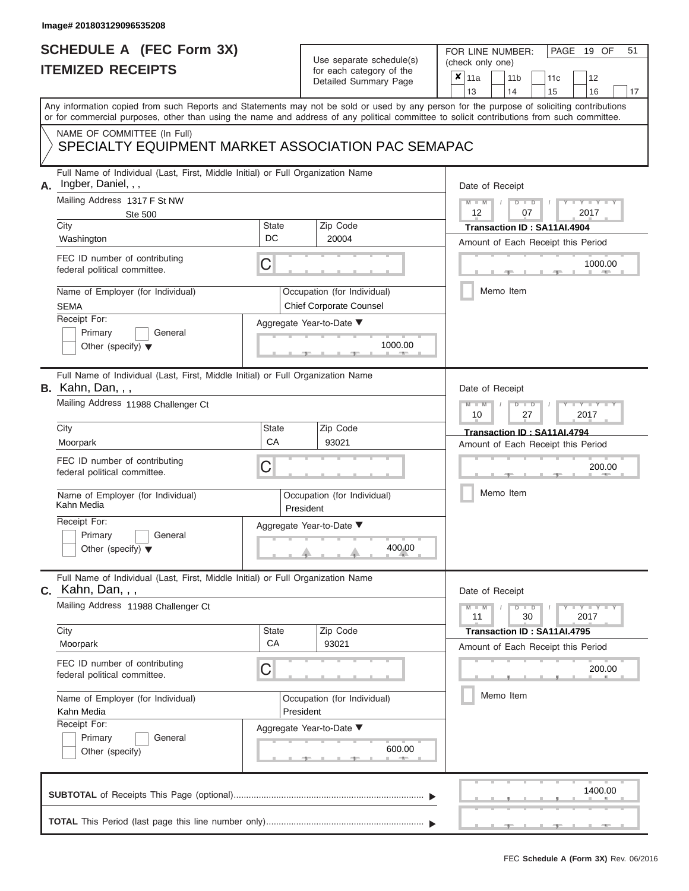Image# 201803129096535208

# SCHEDULE A (FEC Form 3X)
# ITEMIZED RECEIPTS

Use separate schedule(s) for each category of the Detailed Summary Page

FOR LINE NUMBER: (check only one)

- [x] 11a
- [ ] 11b
- [ ] 11c
- [ ] 12
- [ ] 13
- [ ] 14
- [ ] 15
- [ ] 16
- [ ] 17

PAGE 19 OF 51

Any information copied from such Reports and Statements may not be sold or used by any person for the purpose of soliciting contributions or for commercial purposes, other than using the name and address of any political committee to solicit contributions from such committee.

NAME OF COMMITTEE (In Full)

SPECIALTY EQUIPMENT MARKET ASSOCIATION PAC SEMAPAC

---

**A.** Full Name of Individual (Last, First, Middle Initial) or Full Organization Name: Ingber, Daniel, , ,

Mailing Address: 1317 F St NW, Ste 500

City: Washington | State: DC | Zip Code: 20004

FEC ID number of contributing federal political committee: C

Name of Employer (for Individual): SEMA

Occupation (for Individual): Chief Corporate Counsel

Receipt For: Primary / General / Other (specify)

Aggregate Year-to-Date: 1000.00

Date of Receipt: 12 / 07 / 2017

Transaction ID : SA11AI.4904

Amount of Each Receipt this Period: 1000.00

Memo Item

---

**B.** Full Name of Individual (Last, First, Middle Initial) or Full Organization Name: Kahn, Dan, , ,

Mailing Address: 11988 Challenger Ct

City: Moorpark | State: CA | Zip Code: 93021

FEC ID number of contributing federal political committee: C

Name of Employer (for Individual): Kahn Media

Occupation (for Individual): President

Receipt For: Primary / General / Other (specify)

Aggregate Year-to-Date: 400.00

Date of Receipt: 10 / 27 / 2017

Transaction ID : SA11AI.4794

Amount of Each Receipt this Period: 200.00

Memo Item

---

**C.** Full Name of Individual (Last, First, Middle Initial) or Full Organization Name: Kahn, Dan, , ,

Mailing Address: 11988 Challenger Ct

City: Moorpark | State: CA | Zip Code: 93021

FEC ID number of contributing federal political committee: C

Name of Employer (for Individual): Kahn Media

Occupation (for Individual): President

Receipt For: Primary / General / Other (specify)

Aggregate Year-to-Date: 600.00

Date of Receipt: 11 / 30 / 2017

Transaction ID : SA11AI.4795

Amount of Each Receipt this Period: 200.00

Memo Item

---

**SUBTOTAL** of Receipts This Page (optional): 1400.00

**TOTAL** This Period (last page this line number only):

FEC Schedule A (Form 3X) Rev. 06/2016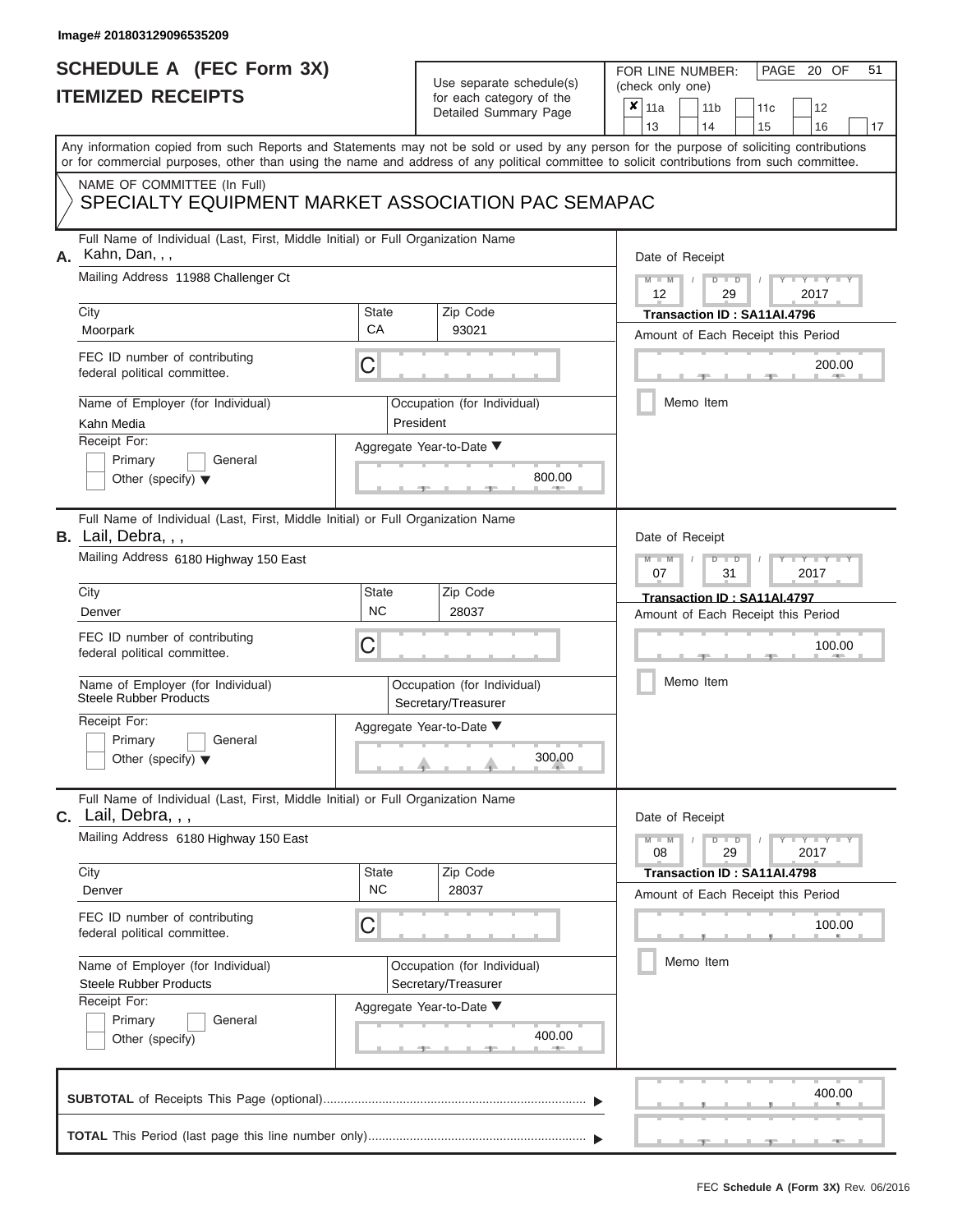Image# 201803129096535209

# SCHEDULE A (FEC Form 3X)
# ITEMIZED RECEIPTS

Use separate schedule(s) for each category of the Detailed Summary Page

FOR LINE NUMBER: (check only one)

- [x] 11a
- [ ] 11b
- [ ] 11c
- [ ] 12
- [ ] 13
- [ ] 14
- [ ] 15
- [ ] 16
- [ ] 17

PAGE 20 OF 51

Any information copied from such Reports and Statements may not be sold or used by any person for the purpose of soliciting contributions or for commercial purposes, other than using the name and address of any political committee to solicit contributions from such committee.

NAME OF COMMITTEE (In Full)
SPECIALTY EQUIPMENT MARKET ASSOCIATION PAC SEMAPAC

---

**A.** Full Name of Individual (Last, First, Middle Initial) or Full Organization Name: Kahn, Dan, , ,

Mailing Address: 11988 Challenger Ct

City: Moorpark | State: CA | Zip Code: 93021

FEC ID number of contributing federal political committee: C

Name of Employer (for Individual): Kahn Media
Occupation (for Individual): President

Receipt For: Primary / General / Other (specify)

Aggregate Year-to-Date: 800.00

Date of Receipt: 12 / 29 / 2017
Transaction ID : SA11AI.4796
Amount of Each Receipt this Period: 200.00
Memo Item

---

**B.** Full Name of Individual (Last, First, Middle Initial) or Full Organization Name: Lail, Debra, , ,

Mailing Address: 6180 Highway 150 East

City: Denver | State: NC | Zip Code: 28037

FEC ID number of contributing federal political committee: C

Name of Employer (for Individual): Steele Rubber Products
Occupation (for Individual): Secretary/Treasurer

Receipt For: Primary / General / Other (specify)

Aggregate Year-to-Date: 300.00

Date of Receipt: 07 / 31 / 2017
Transaction ID : SA11AI.4797
Amount of Each Receipt this Period: 100.00
Memo Item

---

**C.** Full Name of Individual (Last, First, Middle Initial) or Full Organization Name: Lail, Debra, , ,

Mailing Address: 6180 Highway 150 East

City: Denver | State: NC | Zip Code: 28037

FEC ID number of contributing federal political committee: C

Name of Employer (for Individual): Steele Rubber Products
Occupation (for Individual): Secretary/Treasurer

Receipt For: Primary / General / Other (specify)

Aggregate Year-to-Date: 400.00

Date of Receipt: 08 / 29 / 2017
Transaction ID : SA11AI.4798
Amount of Each Receipt this Period: 100.00
Memo Item

---

**SUBTOTAL** of Receipts This Page (optional): 400.00

**TOTAL** This Period (last page this line number only):

FEC Schedule A (Form 3X) Rev. 06/2016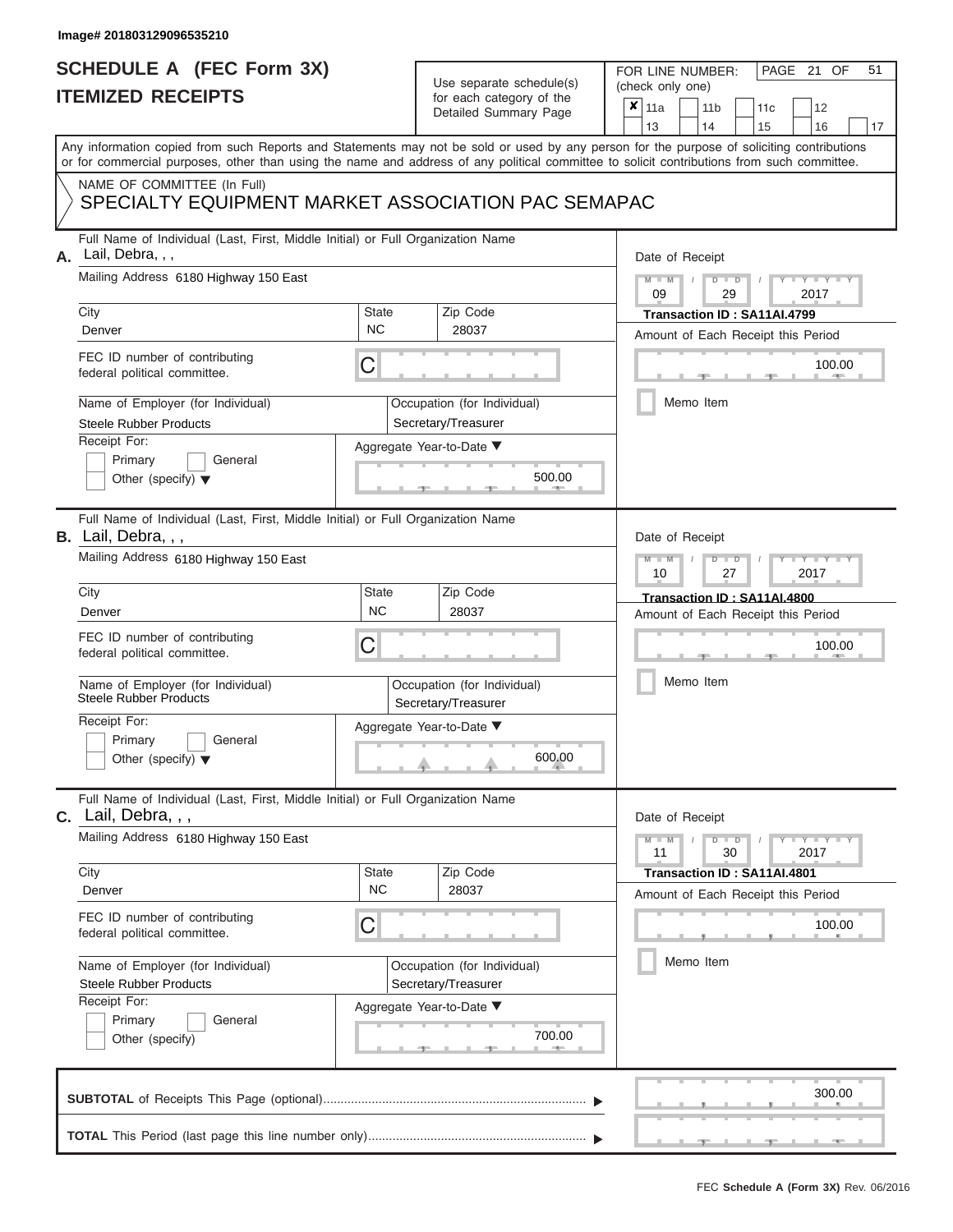Image# 201803129096535210

# SCHEDULE A (FEC Form 3X)
## ITEMIZED RECEIPTS

Use separate schedule(s) for each category of the Detailed Summary Page

FOR LINE NUMBER: (check only one)

- [x] 11a
- [ ] 11b
- [ ] 11c
- [ ] 12
- [ ] 13
- [ ] 14
- [ ] 15
- [ ] 16
- [ ] 17

PAGE 21 OF 51

Any information copied from such Reports and Statements may not be sold or used by any person for the purpose of soliciting contributions or for commercial purposes, other than using the name and address of any political committee to solicit contributions from such committee.

NAME OF COMMITTEE (In Full)
SPECIALTY EQUIPMENT MARKET ASSOCIATION PAC SEMAPAC

---

**A.** Full Name of Individual (Last, First, Middle Initial) or Full Organization Name: Lail, Debra, , ,

Mailing Address: 6180 Highway 150 East

City: Denver | State: NC | Zip Code: 28037

FEC ID number of contributing federal political committee: C

Name of Employer (for Individual): Steele Rubber Products

Occupation (for Individual): Secretary/Treasurer

Receipt For: Primary / General / Other (specify)

Aggregate Year-to-Date: 500.00

Date of Receipt: 09 / 29 / 2017

Transaction ID : SA11AI.4799

Amount of Each Receipt this Period: 100.00

Memo Item

---

**B.** Full Name of Individual (Last, First, Middle Initial) or Full Organization Name: Lail, Debra, , ,

Mailing Address: 6180 Highway 150 East

City: Denver | State: NC | Zip Code: 28037

FEC ID number of contributing federal political committee: C

Name of Employer (for Individual): Steele Rubber Products

Occupation (for Individual): Secretary/Treasurer

Receipt For: Primary / General / Other (specify)

Aggregate Year-to-Date: 600.00

Date of Receipt: 10 / 27 / 2017

Transaction ID : SA11AI.4800

Amount of Each Receipt this Period: 100.00

Memo Item

---

**C.** Full Name of Individual (Last, First, Middle Initial) or Full Organization Name: Lail, Debra, , ,

Mailing Address: 6180 Highway 150 East

City: Denver | State: NC | Zip Code: 28037

FEC ID number of contributing federal political committee: C

Name of Employer (for Individual): Steele Rubber Products

Occupation (for Individual): Secretary/Treasurer

Receipt For: Primary / General / Other (specify)

Aggregate Year-to-Date: 700.00

Date of Receipt: 11 / 30 / 2017

Transaction ID : SA11AI.4801

Amount of Each Receipt this Period: 100.00

Memo Item

---

**SUBTOTAL** of Receipts This Page (optional): 300.00

**TOTAL** This Period (last page this line number only):

FEC Schedule A (Form 3X) Rev. 06/2016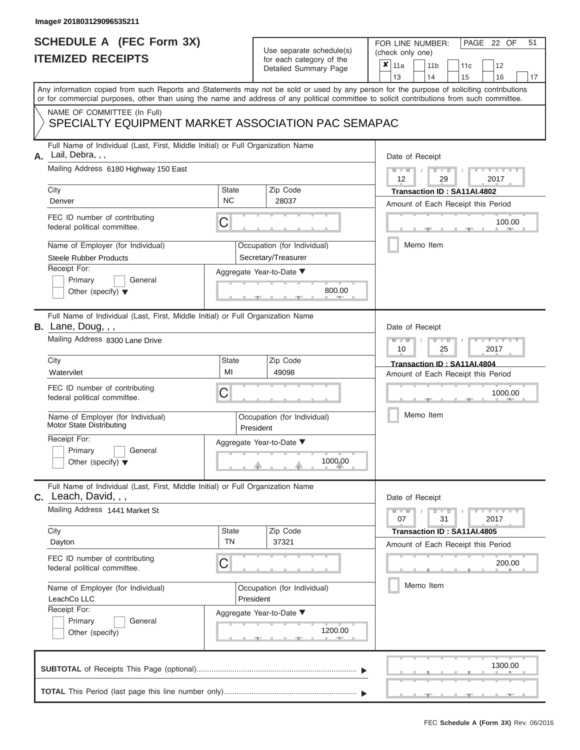Image# 201803129096535211

# SCHEDULE A (FEC Form 3X)
## ITEMIZED RECEIPTS

Use separate schedule(s) for each category of the Detailed Summary Page

FOR LINE NUMBER: (check only one)

- [x] 11a
- [ ] 11b
- [ ] 11c
- [ ] 12
- [ ] 13
- [ ] 14
- [ ] 15
- [ ] 16
- [ ] 17

PAGE 22 OF 51

Any information copied from such Reports and Statements may not be sold or used by any person for the purpose of soliciting contributions or for commercial purposes, other than using the name and address of any political committee to solicit contributions from such committee.

NAME OF COMMITTEE (In Full)
SPECIALTY EQUIPMENT MARKET ASSOCIATION PAC SEMAPAC

---

**A.** Full Name of Individual (Last, First, Middle Initial) or Full Organization Name: Lail, Debra, , ,

Mailing Address: 6180 Highway 150 East

City: Denver | State: NC | Zip Code: 28037

FEC ID number of contributing federal political committee: C

Name of Employer (for Individual): Steele Rubber Products

Occupation (for Individual): Secretary/Treasurer

Receipt For: Primary / General / Other (specify)

Aggregate Year-to-Date: 800.00

Date of Receipt: 12 / 29 / 2017

Transaction ID : SA11AI.4802

Amount of Each Receipt this Period: 100.00

Memo Item

---

**B.** Full Name of Individual (Last, First, Middle Initial) or Full Organization Name: Lane, Doug, , ,

Mailing Address: 8300 Lane Drive

City: Watervilet | State: MI | Zip Code: 49098

FEC ID number of contributing federal political committee: C

Name of Employer (for Individual): Motor State Distributing

Occupation (for Individual): President

Receipt For: Primary / General / Other (specify)

Aggregate Year-to-Date: 1000.00

Date of Receipt: 10 / 25 / 2017

Transaction ID : SA11AI.4804

Amount of Each Receipt this Period: 1000.00

Memo Item

---

**C.** Full Name of Individual (Last, First, Middle Initial) or Full Organization Name: Leach, David, , ,

Mailing Address: 1441 Market St

City: Dayton | State: TN | Zip Code: 37321

FEC ID number of contributing federal political committee: C

Name of Employer (for Individual): LeachCo LLC

Occupation (for Individual): President

Receipt For: Primary / General / Other (specify)

Aggregate Year-to-Date: 1200.00

Date of Receipt: 07 / 31 / 2017

Transaction ID : SA11AI.4805

Amount of Each Receipt this Period: 200.00

Memo Item

---

**SUBTOTAL** of Receipts This Page (optional): 1300.00

**TOTAL** This Period (last page this line number only):

FEC Schedule A (Form 3X) Rev. 06/2016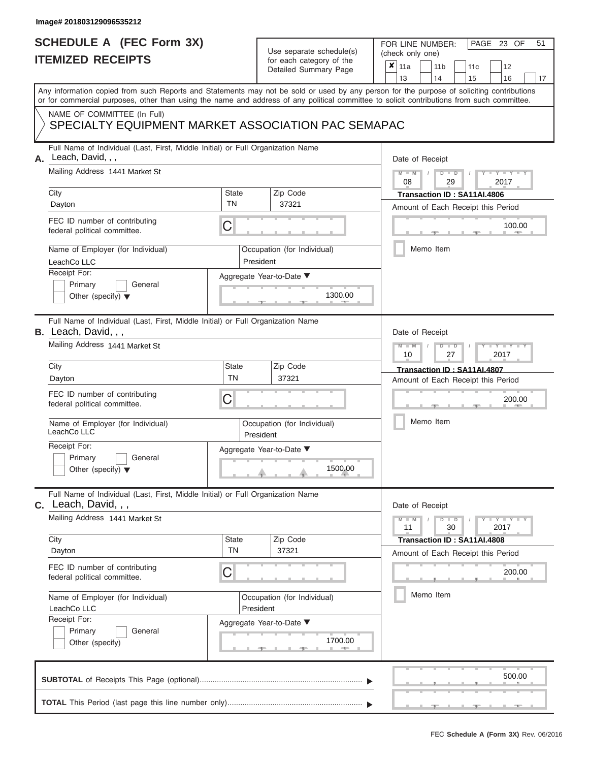Image# 201803129096535212

# SCHEDULE A (FEC Form 3X)
## ITEMIZED RECEIPTS

Use separate schedule(s) for each category of the Detailed Summary Page

FOR LINE NUMBER: (check only one)

| ✘ | 11a | | 11b | | 11c | | 12 | |
|---|---|---|---|---|---|---|---|---|
| | 13 | | 14 | | 15 | | 16 | 17 |

Any information copied from such Reports and Statements may not be sold or used by any person for the purpose of soliciting contributions or for commercial purposes, other than using the name and address of any political committee to solicit contributions from such committee.

NAME OF COMMITTEE (In Full)
SPECIALTY EQUIPMENT MARKET ASSOCIATION PAC SEMAPAC

**A.** Full Name of Individual (Last, First, Middle Initial) or Full Organization Name: Leach, David, , ,
Mailing Address: 1441 Market St
City: Dayton | State: TN | Zip Code: 37321
FEC ID number of contributing federal political committee: C
Name of Employer (for Individual): LeachCo LLC
Occupation (for Individual): President
Receipt For: Primary / General / Other (specify)
Aggregate Year-to-Date: 1300.00
Date of Receipt: 08 / 29 / 2017
Transaction ID : SA11AI.4806
Amount of Each Receipt this Period: 100.00
Memo Item

**B.** Full Name of Individual (Last, First, Middle Initial) or Full Organization Name: Leach, David, , ,
Mailing Address: 1441 Market St
City: Dayton | State: TN | Zip Code: 37321
FEC ID number of contributing federal political committee: C
Name of Employer (for Individual): LeachCo LLC
Occupation (for Individual): President
Receipt For: Primary / General / Other (specify)
Aggregate Year-to-Date: 1500.00
Date of Receipt: 10 / 27 / 2017
Transaction ID : SA11AI.4807
Amount of Each Receipt this Period: 200.00
Memo Item

**C.** Full Name of Individual (Last, First, Middle Initial) or Full Organization Name: Leach, David, , ,
Mailing Address: 1441 Market St
City: Dayton | State: TN | Zip Code: 37321
FEC ID number of contributing federal political committee: C
Name of Employer (for Individual): LeachCo LLC
Occupation (for Individual): President
Receipt For: Primary / General / Other (specify)
Aggregate Year-to-Date: 1700.00
Date of Receipt: 11 / 30 / 2017
Transaction ID : SA11AI.4808
Amount of Each Receipt this Period: 200.00
Memo Item

**SUBTOTAL** of Receipts This Page (optional): 500.00

**TOTAL** This Period (last page this line number only):

FEC **Schedule A (Form 3X)** Rev. 06/2016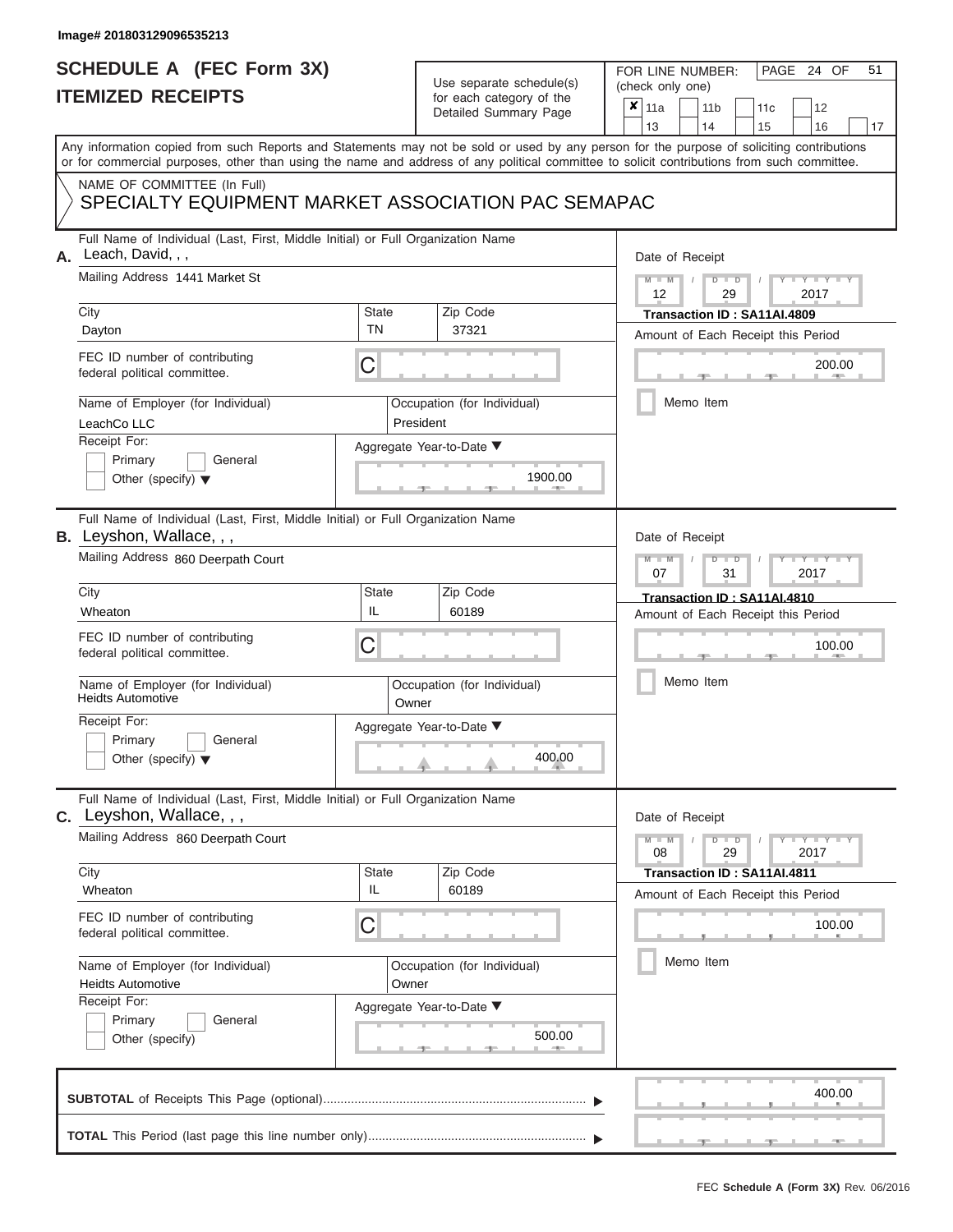Image# 201803129096535213

# SCHEDULE A (FEC Form 3X)
## ITEMIZED RECEIPTS

Use separate schedule(s) for each category of the Detailed Summary Page

FOR LINE NUMBER: (check only one)

- [x] 11a
- [ ] 11b
- [ ] 11c
- [ ] 12
- [ ] 13
- [ ] 14
- [ ] 15
- [ ] 16
- [ ] 17

PAGE 24 OF 51

Any information copied from such Reports and Statements may not be sold or used by any person for the purpose of soliciting contributions or for commercial purposes, other than using the name and address of any political committee to solicit contributions from such committee.

NAME OF COMMITTEE (In Full)

SPECIALTY EQUIPMENT MARKET ASSOCIATION PAC SEMAPAC

---

**A.** Full Name of Individual (Last, First, Middle Initial) or Full Organization Name: Leach, David, , ,

Mailing Address: 1441 Market St

City: Dayton | State: TN | Zip Code: 37321

FEC ID number of contributing federal political committee: C

Name of Employer (for Individual): LeachCo LLC

Occupation (for Individual): President

Receipt For: Primary / General / Other (specify)

Aggregate Year-to-Date: 1900.00

Date of Receipt: 12 / 29 / 2017

Transaction ID : SA11AI.4809

Amount of Each Receipt this Period: 200.00

Memo Item

---

**B.** Full Name of Individual (Last, First, Middle Initial) or Full Organization Name: Leyshon, Wallace, , ,

Mailing Address: 860 Deerpath Court

City: Wheaton | State: IL | Zip Code: 60189

FEC ID number of contributing federal political committee: C

Name of Employer (for Individual): Heidts Automotive

Occupation (for Individual): Owner

Receipt For: Primary / General / Other (specify)

Aggregate Year-to-Date: 400.00

Date of Receipt: 07 / 31 / 2017

Transaction ID : SA11AI.4810

Amount of Each Receipt this Period: 100.00

Memo Item

---

**C.** Full Name of Individual (Last, First, Middle Initial) or Full Organization Name: Leyshon, Wallace, , ,

Mailing Address: 860 Deerpath Court

City: Wheaton | State: IL | Zip Code: 60189

FEC ID number of contributing federal political committee: C

Name of Employer (for Individual): Heidts Automotive

Occupation (for Individual): Owner

Receipt For: Primary / General / Other (specify)

Aggregate Year-to-Date: 500.00

Date of Receipt: 08 / 29 / 2017

Transaction ID : SA11AI.4811

Amount of Each Receipt this Period: 100.00

Memo Item

---

**SUBTOTAL** of Receipts This Page (optional): 400.00

**TOTAL** This Period (last page this line number only):

FEC Schedule A (Form 3X) Rev. 06/2016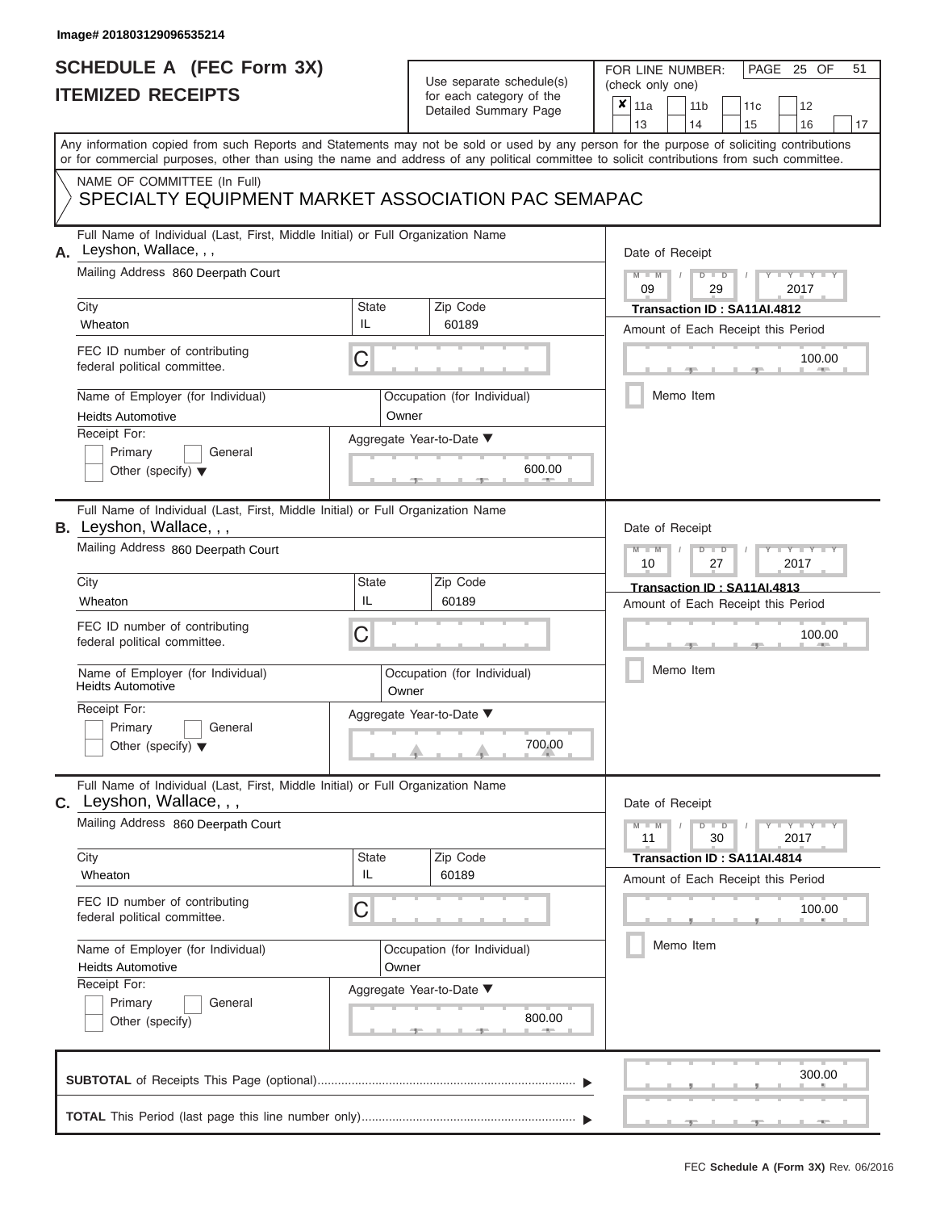Image# 201803129096535214

# SCHEDULE A (FEC Form 3X)
## ITEMIZED RECEIPTS

Use separate schedule(s) for each category of the Detailed Summary Page

FOR LINE NUMBER: (check only one)

☒ 11a ☐ 11b ☐ 11c ☐ 12 ☐ 13 ☐ 14 ☐ 15 ☐ 16 ☐ 17

PAGE 25 OF 51

Any information copied from such Reports and Statements may not be sold or used by any person for the purpose of soliciting contributions or for commercial purposes, other than using the name and address of any political committee to solicit contributions from such committee.

NAME OF COMMITTEE (In Full)
SPECIALTY EQUIPMENT MARKET ASSOCIATION PAC SEMAPAC

---

**A.** Full Name of Individual (Last, First, Middle Initial) or Full Organization Name: Leyshon, Wallace, , ,

Mailing Address: 860 Deerpath Court

City: Wheaton | State: IL | Zip Code: 60189

FEC ID number of contributing federal political committee: C

Name of Employer (for Individual): Heidts Automotive

Occupation (for Individual): Owner

Receipt For: ☐ Primary ☐ General ☐ Other (specify)

Aggregate Year-to-Date: 600.00

Date of Receipt: 09 / 29 / 2017

Transaction ID : SA11AI.4812

Amount of Each Receipt this Period: 100.00

☐ Memo Item

---

**B.** Full Name of Individual (Last, First, Middle Initial) or Full Organization Name: Leyshon, Wallace, , ,

Mailing Address: 860 Deerpath Court

City: Wheaton | State: IL | Zip Code: 60189

FEC ID number of contributing federal political committee: C

Name of Employer (for Individual): Heidts Automotive

Occupation (for Individual): Owner

Receipt For: ☐ Primary ☐ General ☐ Other (specify)

Aggregate Year-to-Date: 700.00

Date of Receipt: 10 / 27 / 2017

Transaction ID : SA11AI.4813

Amount of Each Receipt this Period: 100.00

☐ Memo Item

---

**C.** Full Name of Individual (Last, First, Middle Initial) or Full Organization Name: Leyshon, Wallace, , ,

Mailing Address: 860 Deerpath Court

City: Wheaton | State: IL | Zip Code: 60189

FEC ID number of contributing federal political committee: C

Name of Employer (for Individual): Heidts Automotive

Occupation (for Individual): Owner

Receipt For: ☐ Primary ☐ General ☐ Other (specify)

Aggregate Year-to-Date: 800.00

Date of Receipt: 11 / 30 / 2017

Transaction ID : SA11AI.4814

Amount of Each Receipt this Period: 100.00

☐ Memo Item

---

**SUBTOTAL** of Receipts This Page (optional): 300.00

**TOTAL** This Period (last page this line number only):

FEC Schedule A (Form 3X) Rev. 06/2016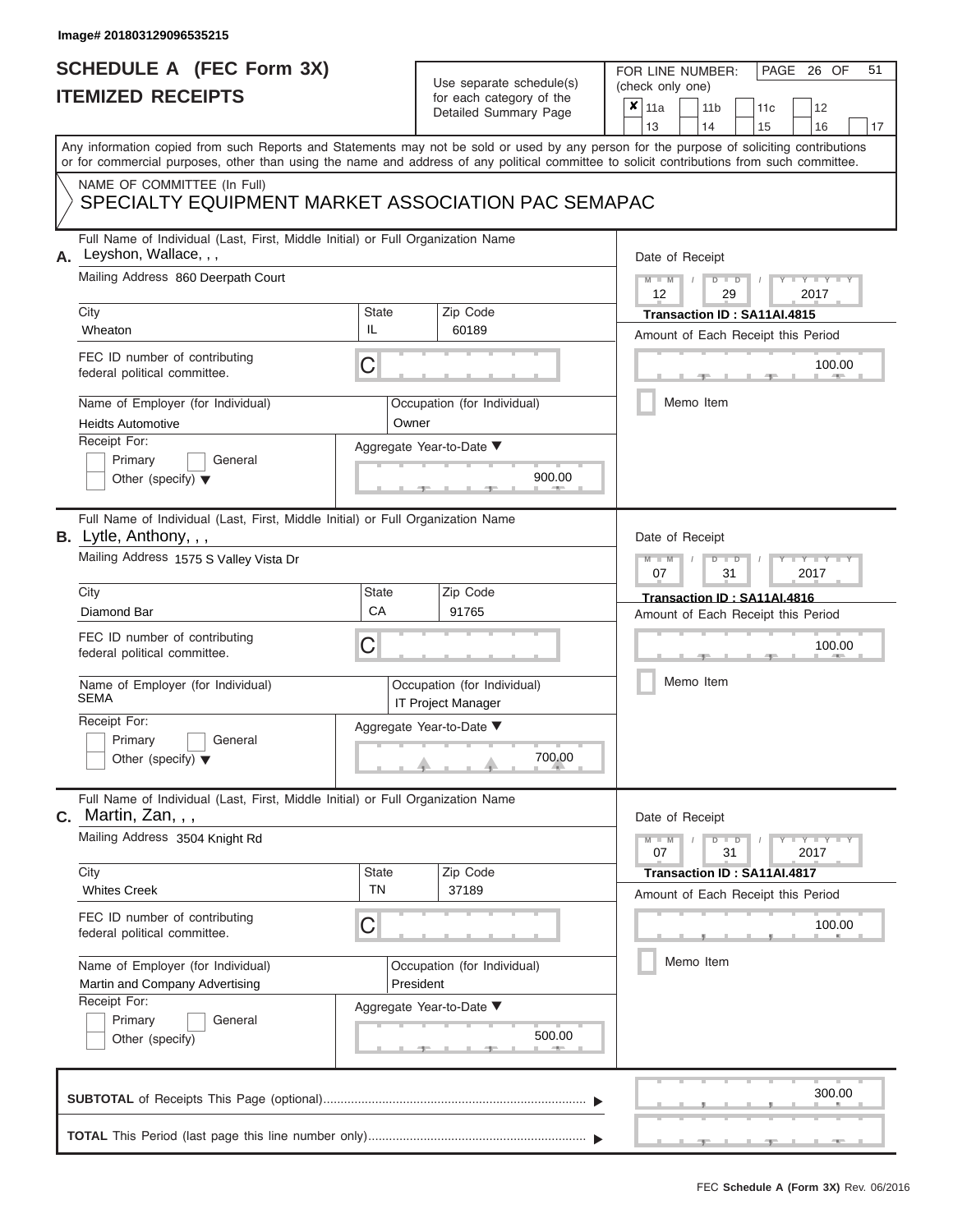Image# 201803129096535215

# SCHEDULE A (FEC Form 3X)
# ITEMIZED RECEIPTS

Use separate schedule(s) for each category of the Detailed Summary Page

FOR LINE NUMBER: (check only one)

| ✘ 11a | 11b | 11c | 12 |
|---|---|---|---|
| 13 | 14 | 15 | 16 | 17 |

PAGE 26 OF 51

Any information copied from such Reports and Statements may not be sold or used by any person for the purpose of soliciting contributions or for commercial purposes, other than using the name and address of any political committee to solicit contributions from such committee.

NAME OF COMMITTEE (In Full)
SPECIALTY EQUIPMENT MARKET ASSOCIATION PAC SEMAPAC

---

**A.** Full Name of Individual (Last, First, Middle Initial) or Full Organization Name: Leyshon, Wallace, , ,

Mailing Address: 860 Deerpath Court

City: Wheaton | State: IL | Zip Code: 60189

FEC ID number of contributing federal political committee: C

Name of Employer (for Individual): Heidts Automotive

Occupation (for Individual): Owner

Receipt For: Primary / General / Other (specify)

Aggregate Year-to-Date: 900.00

Date of Receipt: 12 / 29 / 2017

Transaction ID : SA11AI.4815

Amount of Each Receipt this Period: 100.00

Memo Item

---

**B.** Full Name of Individual (Last, First, Middle Initial) or Full Organization Name: Lytle, Anthony, , ,

Mailing Address: 1575 S Valley Vista Dr

City: Diamond Bar | State: CA | Zip Code: 91765

FEC ID number of contributing federal political committee: C

Name of Employer (for Individual): SEMA

Occupation (for Individual): IT Project Manager

Receipt For: Primary / General / Other (specify)

Aggregate Year-to-Date: 700.00

Date of Receipt: 07 / 31 / 2017

Transaction ID : SA11AI.4816

Amount of Each Receipt this Period: 100.00

Memo Item

---

**C.** Full Name of Individual (Last, First, Middle Initial) or Full Organization Name: Martin, Zan, , ,

Mailing Address: 3504 Knight Rd

City: Whites Creek | State: TN | Zip Code: 37189

FEC ID number of contributing federal political committee: C

Name of Employer (for Individual): Martin and Company Advertising

Occupation (for Individual): President

Receipt For: Primary / General / Other (specify)

Aggregate Year-to-Date: 500.00

Date of Receipt: 07 / 31 / 2017

Transaction ID : SA11AI.4817

Amount of Each Receipt this Period: 100.00

Memo Item

---

**SUBTOTAL** of Receipts This Page (optional): 300.00

**TOTAL** This Period (last page this line number only):

FEC **Schedule A (Form 3X)** Rev. 06/2016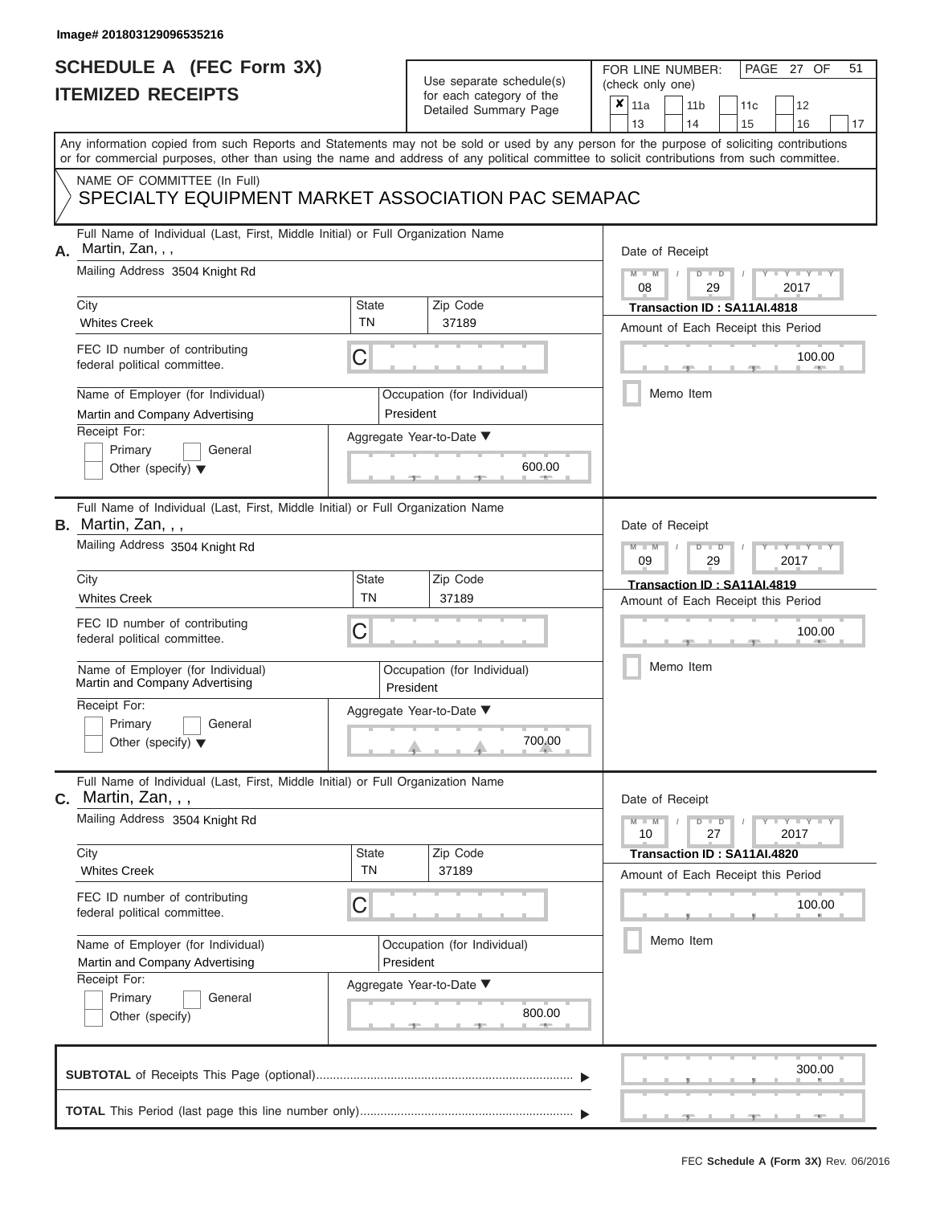Image# 201803129096535216

# SCHEDULE A (FEC Form 3X)
## ITEMIZED RECEIPTS

Use separate schedule(s) for each category of the Detailed Summary Page

FOR LINE NUMBER: (check only one)

- [x] 11a
- [ ] 11b
- [ ] 11c
- [ ] 12
- [ ] 13
- [ ] 14
- [ ] 15
- [ ] 16
- [ ] 17

Any information copied from such Reports and Statements may not be sold or used by any person for the purpose of soliciting contributions or for commercial purposes, other than using the name and address of any political committee to solicit contributions from such committee.

NAME OF COMMITTEE (In Full)
SPECIALTY EQUIPMENT MARKET ASSOCIATION PAC SEMAPAC

---

**A.** Full Name of Individual (Last, First, Middle Initial) or Full Organization Name: Martin, Zan, , ,

Mailing Address: 3504 Knight Rd

City: Whites Creek | State: TN | Zip Code: 37189

FEC ID number of contributing federal political committee: C

Name of Employer (for Individual): Martin and Company Advertising

Occupation (for Individual): President

Receipt For: [ ] Primary [ ] General [ ] Other (specify)

Aggregate Year-to-Date: 600.00

Date of Receipt: 08 / 29 / 2017

Transaction ID : SA11AI.4818

Amount of Each Receipt this Period: 100.00

[ ] Memo Item

---

**B.** Full Name of Individual (Last, First, Middle Initial) or Full Organization Name: Martin, Zan, , ,

Mailing Address: 3504 Knight Rd

City: Whites Creek | State: TN | Zip Code: 37189

FEC ID number of contributing federal political committee: C

Name of Employer (for Individual): Martin and Company Advertising

Occupation (for Individual): President

Receipt For: [ ] Primary [ ] General [ ] Other (specify)

Aggregate Year-to-Date: 700.00

Date of Receipt: 09 / 29 / 2017

Transaction ID : SA11AI.4819

Amount of Each Receipt this Period: 100.00

[ ] Memo Item

---

**C.** Full Name of Individual (Last, First, Middle Initial) or Full Organization Name: Martin, Zan, , ,

Mailing Address: 3504 Knight Rd

City: Whites Creek | State: TN | Zip Code: 37189

FEC ID number of contributing federal political committee: C

Name of Employer (for Individual): Martin and Company Advertising

Occupation (for Individual): President

Receipt For: [ ] Primary [ ] General [ ] Other (specify)

Aggregate Year-to-Date: 800.00

Date of Receipt: 10 / 27 / 2017

Transaction ID : SA11AI.4820

Amount of Each Receipt this Period: 100.00

[ ] Memo Item

---

**SUBTOTAL** of Receipts This Page (optional): 300.00

**TOTAL** This Period (last page this line number only):

FEC Schedule A (Form 3X) Rev. 06/2016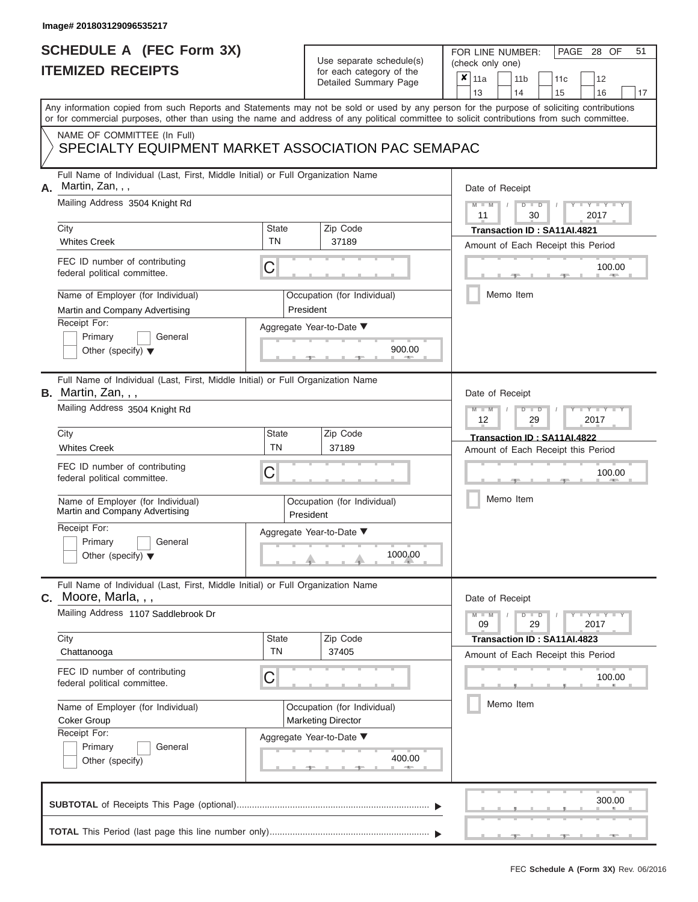Image# 201803129096535217

# SCHEDULE A (FEC Form 3X)
## ITEMIZED RECEIPTS

Use separate schedule(s) for each category of the Detailed Summary Page

FOR LINE NUMBER: (check only one)

- [x] 11a
- [ ] 11b
- [ ] 11c
- [ ] 12
- [ ] 13
- [ ] 14
- [ ] 15
- [ ] 16
- [ ] 17

Any information copied from such Reports and Statements may not be sold or used by any person for the purpose of soliciting contributions or for commercial purposes, other than using the name and address of any political committee to solicit contributions from such committee.

NAME OF COMMITTEE (In Full)
SPECIALTY EQUIPMENT MARKET ASSOCIATION PAC SEMAPAC

---

**A.** Full Name of Individual (Last, First, Middle Initial) or Full Organization Name: Martin, Zan, , ,

Mailing Address: 3504 Knight Rd

City: Whites Creek | State: TN | Zip Code: 37189

FEC ID number of contributing federal political committee: C

Name of Employer (for Individual): Martin and Company Advertising

Occupation (for Individual): President

Receipt For: Primary / General / Other (specify)

Aggregate Year-to-Date: 900.00

Date of Receipt: 11 / 30 / 2017

Transaction ID : SA11AI.4821

Amount of Each Receipt this Period: 100.00

Memo Item

---

**B.** Full Name of Individual (Last, First, Middle Initial) or Full Organization Name: Martin, Zan, , ,

Mailing Address: 3504 Knight Rd

City: Whites Creek | State: TN | Zip Code: 37189

FEC ID number of contributing federal political committee: C

Name of Employer (for Individual): Martin and Company Advertising

Occupation (for Individual): President

Receipt For: Primary / General / Other (specify)

Aggregate Year-to-Date: 1000.00

Date of Receipt: 12 / 29 / 2017

Transaction ID : SA11AI.4822

Amount of Each Receipt this Period: 100.00

Memo Item

---

**C.** Full Name of Individual (Last, First, Middle Initial) or Full Organization Name: Moore, Marla, , ,

Mailing Address: 1107 Saddlebrook Dr

City: Chattanooga | State: TN | Zip Code: 37405

FEC ID number of contributing federal political committee: C

Name of Employer (for Individual): Coker Group

Occupation (for Individual): Marketing Director

Receipt For: Primary / General / Other (specify)

Aggregate Year-to-Date: 400.00

Date of Receipt: 09 / 29 / 2017

Transaction ID : SA11AI.4823

Amount of Each Receipt this Period: 100.00

Memo Item

---

**SUBTOTAL** of Receipts This Page (optional): 300.00

**TOTAL** This Period (last page this line number only):

FEC Schedule A (Form 3X) Rev. 06/2016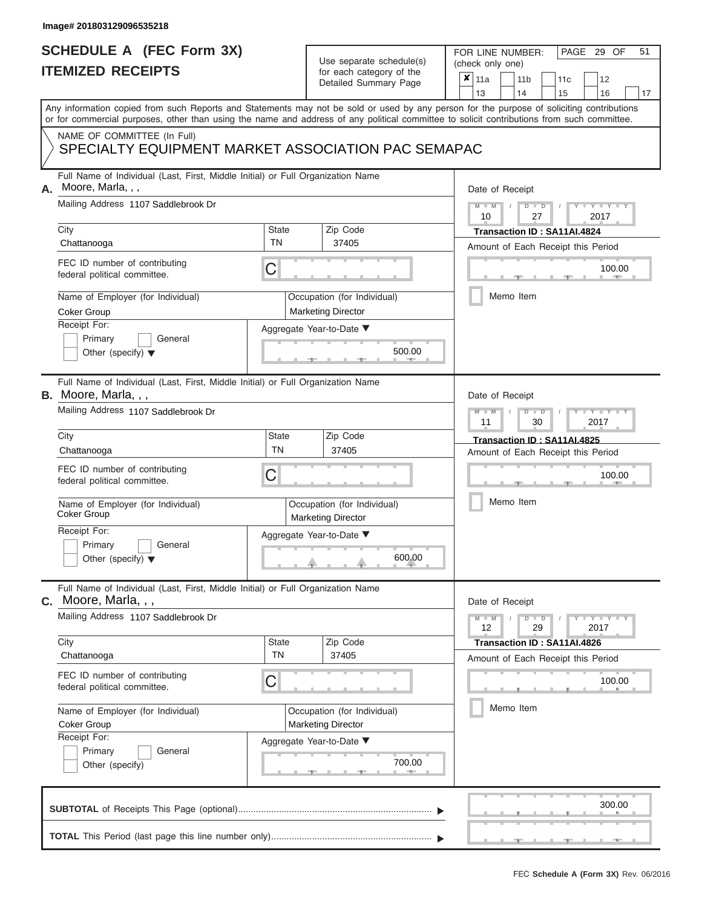Image# 201803129096535218

# SCHEDULE A (FEC Form 3X)
## ITEMIZED RECEIPTS

Use separate schedule(s) for each category of the Detailed Summary Page

FOR LINE NUMBER: (check only one)

| ✘ 11a | 11b | 11c | 12 |
|---|---|---|---|
| 13 | 14 | 15 | 16 | 17 |

PAGE 29 OF 51

Any information copied from such Reports and Statements may not be sold or used by any person for the purpose of soliciting contributions or for commercial purposes, other than using the name and address of any political committee to solicit contributions from such committee.

NAME OF COMMITTEE (In Full)
SPECIALTY EQUIPMENT MARKET ASSOCIATION PAC SEMAPAC

**A.** Full Name of Individual (Last, First, Middle Initial) or Full Organization Name: Moore, Marla, , ,
Mailing Address: 1107 Saddlebrook Dr
City: Chattanooga | State: TN | Zip Code: 37405
FEC ID number of contributing federal political committee: C
Name of Employer (for Individual): Coker Group
Occupation (for Individual): Marketing Director
Receipt For: Primary / General / Other (specify)
Aggregate Year-to-Date: 500.00
Date of Receipt: 10 / 27 / 2017
Transaction ID : SA11AI.4824
Amount of Each Receipt this Period: 100.00
Memo Item

**B.** Full Name of Individual (Last, First, Middle Initial) or Full Organization Name: Moore, Marla, , ,
Mailing Address: 1107 Saddlebrook Dr
City: Chattanooga | State: TN | Zip Code: 37405
FEC ID number of contributing federal political committee: C
Name of Employer (for Individual): Coker Group
Occupation (for Individual): Marketing Director
Receipt For: Primary / General / Other (specify)
Aggregate Year-to-Date: 600.00
Date of Receipt: 11 / 30 / 2017
Transaction ID : SA11AI.4825
Amount of Each Receipt this Period: 100.00
Memo Item

**C.** Full Name of Individual (Last, First, Middle Initial) or Full Organization Name: Moore, Marla, , ,
Mailing Address: 1107 Saddlebrook Dr
City: Chattanooga | State: TN | Zip Code: 37405
FEC ID number of contributing federal political committee: C
Name of Employer (for Individual): Coker Group
Occupation (for Individual): Marketing Director
Receipt For: Primary / General / Other (specify)
Aggregate Year-to-Date: 700.00
Date of Receipt: 12 / 29 / 2017
Transaction ID : SA11AI.4826
Amount of Each Receipt this Period: 100.00
Memo Item

**SUBTOTAL** of Receipts This Page (optional): 300.00

**TOTAL** This Period (last page this line number only):

FEC Schedule A (Form 3X) Rev. 06/2016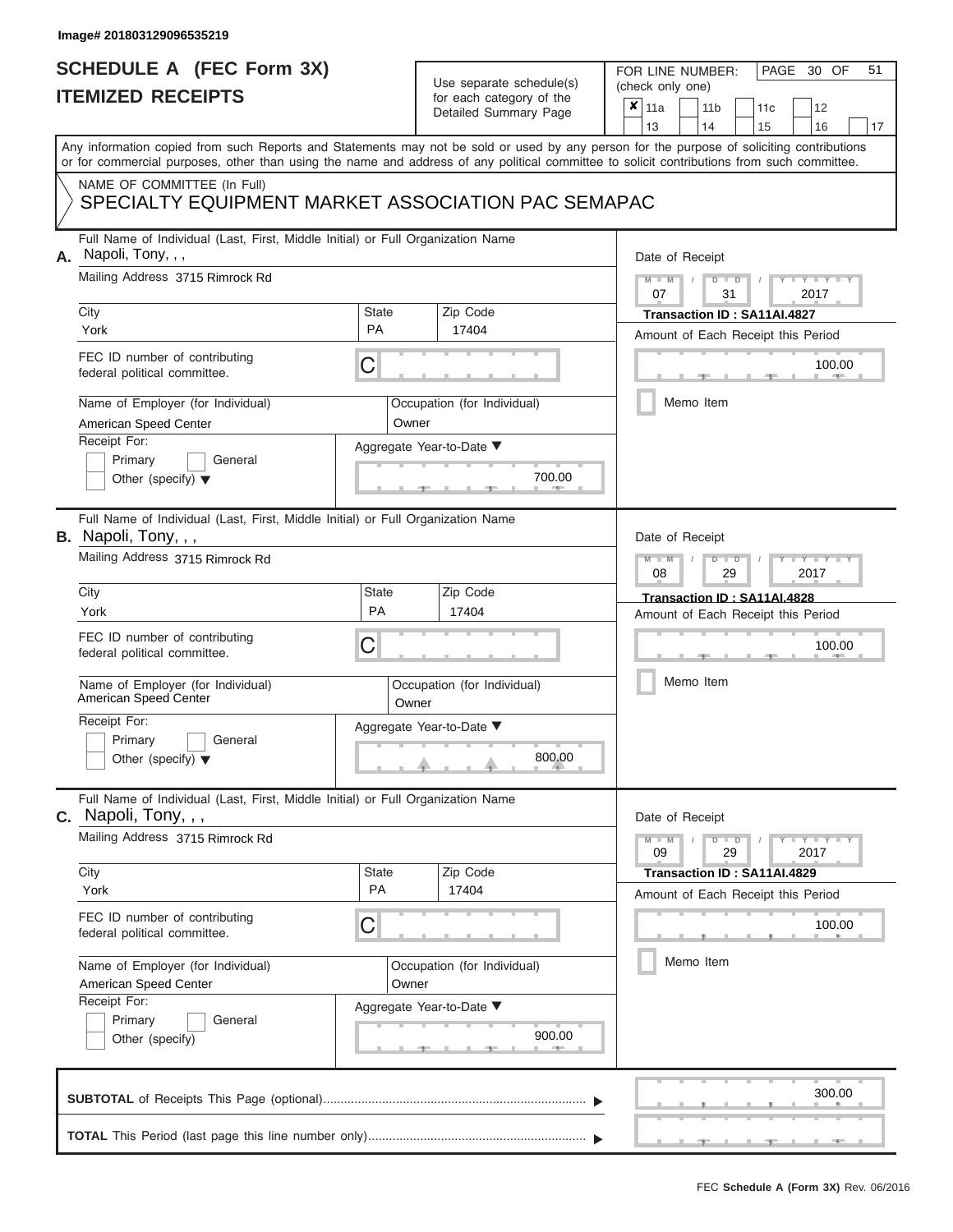Image# 201803129096535219

# SCHEDULE A (FEC Form 3X)
# ITEMIZED RECEIPTS

Use separate schedule(s) for each category of the Detailed Summary Page

FOR LINE NUMBER: (check only one)

- [x] 11a
- [ ] 11b
- [ ] 11c
- [ ] 12
- [ ] 13
- [ ] 14
- [ ] 15
- [ ] 16
- [ ] 17

Any information copied from such Reports and Statements may not be sold or used by any person for the purpose of soliciting contributions or for commercial purposes, other than using the name and address of any political committee to solicit contributions from such committee.

NAME OF COMMITTEE (In Full)
SPECIALTY EQUIPMENT MARKET ASSOCIATION PAC SEMAPAC

---

**A.** Full Name of Individual (Last, First, Middle Initial) or Full Organization Name: Napoli, Tony, , ,

Mailing Address: 3715 Rimrock Rd

City: York | State: PA | Zip Code: 17404

FEC ID number of contributing federal political committee: C

Name of Employer (for Individual): American Speed Center

Occupation (for Individual): Owner

Receipt For: Primary / General / Other (specify)

Aggregate Year-to-Date: 700.00

Date of Receipt: 07 / 31 / 2017

Transaction ID : SA11AI.4827

Amount of Each Receipt this Period: 100.00

Memo Item

---

**B.** Full Name of Individual (Last, First, Middle Initial) or Full Organization Name: Napoli, Tony, , ,

Mailing Address: 3715 Rimrock Rd

City: York | State: PA | Zip Code: 17404

FEC ID number of contributing federal political committee: C

Name of Employer (for Individual): American Speed Center

Occupation (for Individual): Owner

Receipt For: Primary / General / Other (specify)

Aggregate Year-to-Date: 800.00

Date of Receipt: 08 / 29 / 2017

Transaction ID : SA11AI.4828

Amount of Each Receipt this Period: 100.00

Memo Item

---

**C.** Full Name of Individual (Last, First, Middle Initial) or Full Organization Name: Napoli, Tony, , ,

Mailing Address: 3715 Rimrock Rd

City: York | State: PA | Zip Code: 17404

FEC ID number of contributing federal political committee: C

Name of Employer (for Individual): American Speed Center

Occupation (for Individual): Owner

Receipt For: Primary / General / Other (specify)

Aggregate Year-to-Date: 900.00

Date of Receipt: 09 / 29 / 2017

Transaction ID : SA11AI.4829

Amount of Each Receipt this Period: 100.00

Memo Item

---

**SUBTOTAL** of Receipts This Page (optional): 300.00

**TOTAL** This Period (last page this line number only):

FEC **Schedule A (Form 3X)** Rev. 06/2016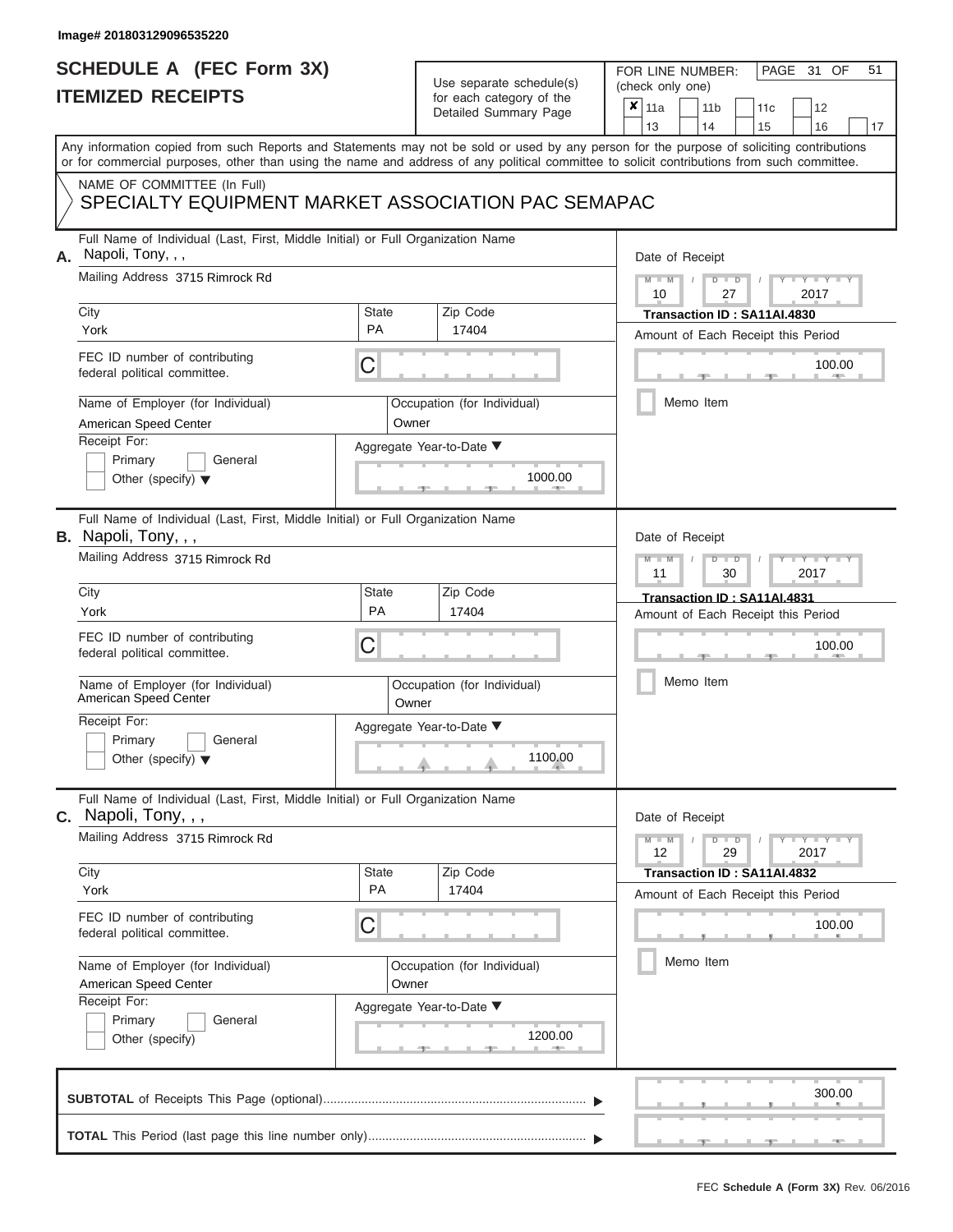Image# 201803129096535220

# SCHEDULE A (FEC Form 3X)
# ITEMIZED RECEIPTS

Use separate schedule(s) for each category of the Detailed Summary Page

FOR LINE NUMBER: (check only one)

- [x] 11a
- [ ] 11b
- [ ] 11c
- [ ] 12
- [ ] 13
- [ ] 14
- [ ] 15
- [ ] 16
- [ ] 17

PAGE 31 OF 51

Any information copied from such Reports and Statements may not be sold or used by any person for the purpose of soliciting contributions or for commercial purposes, other than using the name and address of any political committee to solicit contributions from such committee.

NAME OF COMMITTEE (In Full)
SPECIALTY EQUIPMENT MARKET ASSOCIATION PAC SEMAPAC

---

**A.** Full Name of Individual (Last, First, Middle Initial) or Full Organization Name: Napoli, Tony, , ,

Mailing Address: 3715 Rimrock Rd

City: York | State: PA | Zip Code: 17404

FEC ID number of contributing federal political committee: C

Name of Employer (for Individual): American Speed Center

Occupation (for Individual): Owner

Receipt For: Primary / General / Other (specify)

Aggregate Year-to-Date: 1000.00

Date of Receipt: 10 / 27 / 2017

Transaction ID : SA11AI.4830

Amount of Each Receipt this Period: 100.00

Memo Item

---

**B.** Full Name of Individual (Last, First, Middle Initial) or Full Organization Name: Napoli, Tony, , ,

Mailing Address: 3715 Rimrock Rd

City: York | State: PA | Zip Code: 17404

FEC ID number of contributing federal political committee: C

Name of Employer (for Individual): American Speed Center

Occupation (for Individual): Owner

Receipt For: Primary / General / Other (specify)

Aggregate Year-to-Date: 1100.00

Date of Receipt: 11 / 30 / 2017

Transaction ID : SA11AI.4831

Amount of Each Receipt this Period: 100.00

Memo Item

---

**C.** Full Name of Individual (Last, First, Middle Initial) or Full Organization Name: Napoli, Tony, , ,

Mailing Address: 3715 Rimrock Rd

City: York | State: PA | Zip Code: 17404

FEC ID number of contributing federal political committee: C

Name of Employer (for Individual): American Speed Center

Occupation (for Individual): Owner

Receipt For: Primary / General / Other (specify)

Aggregate Year-to-Date: 1200.00

Date of Receipt: 12 / 29 / 2017

Transaction ID : SA11AI.4832

Amount of Each Receipt this Period: 100.00

Memo Item

---

**SUBTOTAL** of Receipts This Page (optional): 300.00

**TOTAL** This Period (last page this line number only):

FEC **Schedule A (Form 3X)** Rev. 06/2016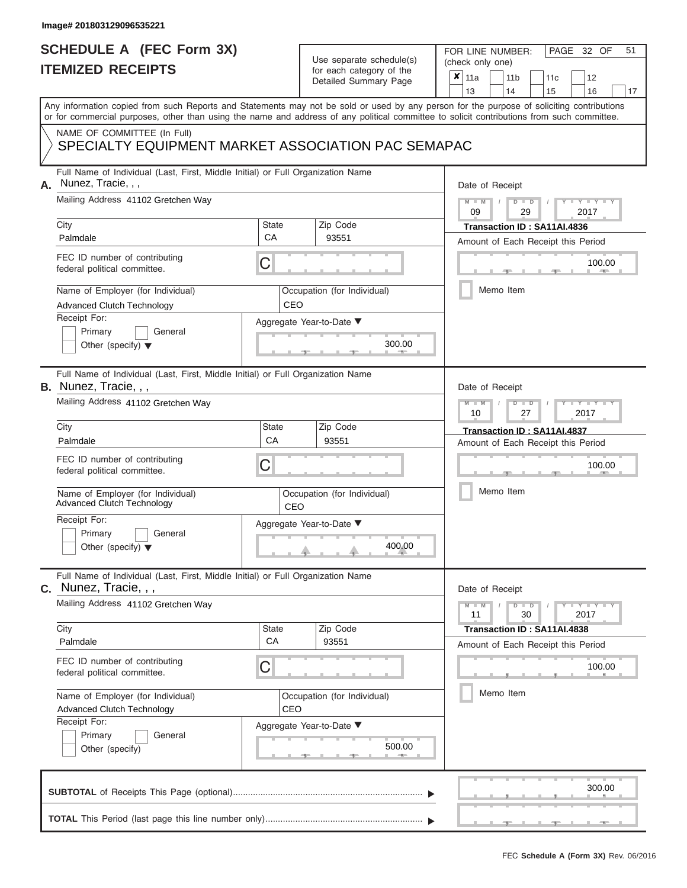Image# 201803129096535221

# SCHEDULE A (FEC Form 3X)
## ITEMIZED RECEIPTS

Use separate schedule(s) for each category of the Detailed Summary Page

FOR LINE NUMBER: (check only one)

☒ 11a ☐ 11b ☐ 11c ☐ 12 ☐ 13 ☐ 14 ☐ 15 ☐ 16 ☐ 17

PAGE 32 OF 51

Any information copied from such Reports and Statements may not be sold or used by any person for the purpose of soliciting contributions or for commercial purposes, other than using the name and address of any political committee to solicit contributions from such committee.

NAME OF COMMITTEE (In Full)
SPECIALTY EQUIPMENT MARKET ASSOCIATION PAC SEMAPAC

---

**A.** Full Name of Individual (Last, First, Middle Initial) or Full Organization Name: Nunez, Tracie, , ,

Mailing Address: 41102 Gretchen Way

City: Palmdale | State: CA | Zip Code: 93551

FEC ID number of contributing federal political committee: C

Name of Employer (for Individual): Advanced Clutch Technology

Occupation (for Individual): CEO

Receipt For: ☐ Primary ☐ General ☐ Other (specify)

Aggregate Year-to-Date: 300.00

Date of Receipt: 09 / 29 / 2017

Transaction ID : SA11AI.4836

Amount of Each Receipt this Period: 100.00

☐ Memo Item

---

**B.** Full Name of Individual (Last, First, Middle Initial) or Full Organization Name: Nunez, Tracie, , ,

Mailing Address: 41102 Gretchen Way

City: Palmdale | State: CA | Zip Code: 93551

FEC ID number of contributing federal political committee: C

Name of Employer (for Individual): Advanced Clutch Technology

Occupation (for Individual): CEO

Receipt For: ☐ Primary ☐ General ☐ Other (specify)

Aggregate Year-to-Date: 400.00

Date of Receipt: 10 / 27 / 2017

Transaction ID : SA11AI.4837

Amount of Each Receipt this Period: 100.00

☐ Memo Item

---

**C.** Full Name of Individual (Last, First, Middle Initial) or Full Organization Name: Nunez, Tracie, , ,

Mailing Address: 41102 Gretchen Way

City: Palmdale | State: CA | Zip Code: 93551

FEC ID number of contributing federal political committee: C

Name of Employer (for Individual): Advanced Clutch Technology

Occupation (for Individual): CEO

Receipt For: ☐ Primary ☐ General ☐ Other (specify)

Aggregate Year-to-Date: 500.00

Date of Receipt: 11 / 30 / 2017

Transaction ID : SA11AI.4838

Amount of Each Receipt this Period: 100.00

☐ Memo Item

---

**SUBTOTAL** of Receipts This Page (optional): 300.00

**TOTAL** This Period (last page this line number only):

FEC Schedule A (Form 3X) Rev. 06/2016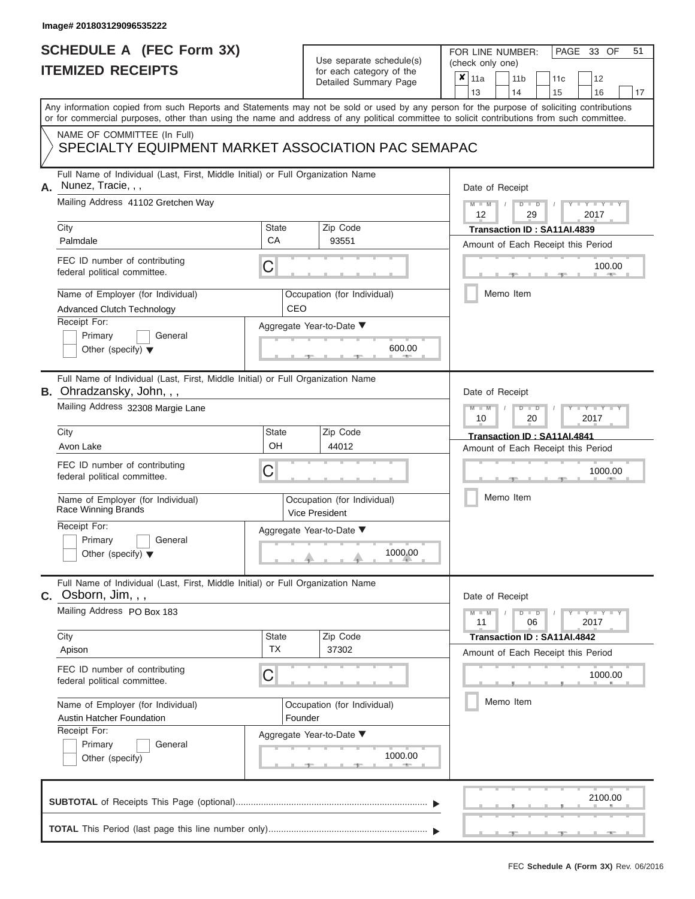Image# 201803129096535222

# SCHEDULE A (FEC Form 3X)
## ITEMIZED RECEIPTS

Use separate schedule(s) for each category of the Detailed Summary Page

FOR LINE NUMBER: (check only one)

- [x] 11a
- [ ] 11b
- [ ] 11c
- [ ] 12
- [ ] 13
- [ ] 14
- [ ] 15
- [ ] 16
- [ ] 17

Any information copied from such Reports and Statements may not be sold or used by any person for the purpose of soliciting contributions or for commercial purposes, other than using the name and address of any political committee to solicit contributions from such committee.

NAME OF COMMITTEE (In Full)
SPECIALTY EQUIPMENT MARKET ASSOCIATION PAC SEMAPAC

---

**A.** Full Name of Individual (Last, First, Middle Initial) or Full Organization Name: Nunez, Tracie, , ,

Mailing Address: 41102 Gretchen Way

| City | State | Zip Code |
|---|---|---|
| Palmdale | CA | 93551 |

FEC ID number of contributing federal political committee: C

Name of Employer (for Individual): Advanced Clutch Technology
Occupation (for Individual): CEO

Receipt For: Primary / General / Other (specify)

Aggregate Year-to-Date: 600.00

Date of Receipt: 12 / 29 / 2017
Transaction ID : SA11AI.4839
Amount of Each Receipt this Period: 100.00
Memo Item

---

**B.** Full Name of Individual (Last, First, Middle Initial) or Full Organization Name: Ohradzansky, John, , ,

Mailing Address: 32308 Margie Lane

| City | State | Zip Code |
|---|---|---|
| Avon Lake | OH | 44012 |

FEC ID number of contributing federal political committee: C

Name of Employer (for Individual): Race Winning Brands
Occupation (for Individual): Vice President

Receipt For: Primary / General / Other (specify)

Aggregate Year-to-Date: 1000.00

Date of Receipt: 10 / 20 / 2017
Transaction ID : SA11AI.4841
Amount of Each Receipt this Period: 1000.00
Memo Item

---

**C.** Full Name of Individual (Last, First, Middle Initial) or Full Organization Name: Osborn, Jim, , ,

Mailing Address: PO Box 183

| City | State | Zip Code |
|---|---|---|
| Apison | TX | 37302 |

FEC ID number of contributing federal political committee: C

Name of Employer (for Individual): Austin Hatcher Foundation
Occupation (for Individual): Founder

Receipt For: Primary / General / Other (specify)

Aggregate Year-to-Date: 1000.00

Date of Receipt: 11 / 06 / 2017
Transaction ID : SA11AI.4842
Amount of Each Receipt this Period: 1000.00
Memo Item

---

**SUBTOTAL** of Receipts This Page (optional): 2100.00

**TOTAL** This Period (last page this line number only):

FEC Schedule A (Form 3X) Rev. 06/2016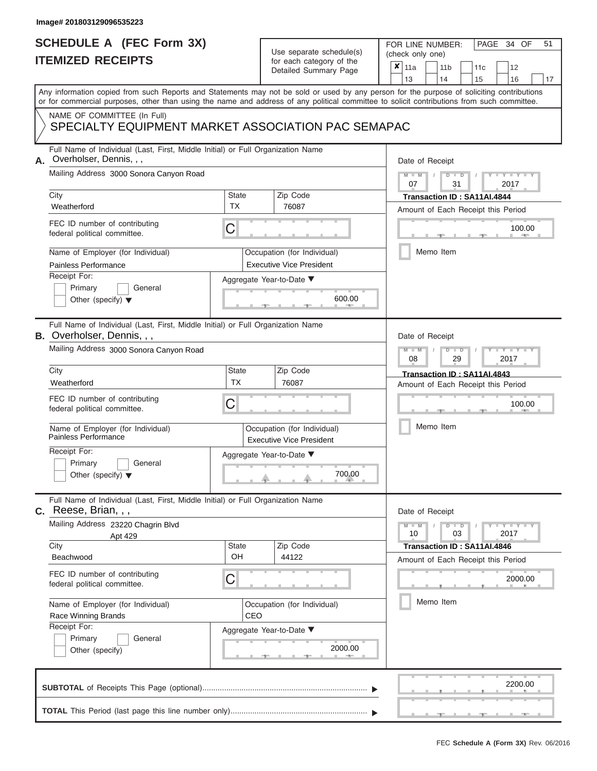Image# 201803129096535223

# SCHEDULE A (FEC Form 3X)
## ITEMIZED RECEIPTS

Use separate schedule(s) for each category of the Detailed Summary Page

FOR LINE NUMBER: (check only one)

- [x] 11a
- [ ] 11b
- [ ] 11c
- [ ] 12
- [ ] 13
- [ ] 14
- [ ] 15
- [ ] 16
- [ ] 17

Any information copied from such Reports and Statements may not be sold or used by any person for the purpose of soliciting contributions or for commercial purposes, other than using the name and address of any political committee to solicit contributions from such committee.

NAME OF COMMITTEE (In Full)
SPECIALTY EQUIPMENT MARKET ASSOCIATION PAC SEMAPAC

---

**A.** Full Name of Individual (Last, First, Middle Initial) or Full Organization Name: Overholser, Dennis, , ,

Mailing Address: 3000 Sonora Canyon Road

City: Weatherford | State: TX | Zip Code: 76087

FEC ID number of contributing federal political committee: C

Name of Employer (for Individual): Painless Performance

Occupation (for Individual): Executive Vice President

Receipt For: Primary / General / Other (specify)

Aggregate Year-to-Date: 600.00

Date of Receipt: 07 / 31 / 2017

Transaction ID : SA11AI.4844

Amount of Each Receipt this Period: 100.00

Memo Item

---

**B.** Full Name of Individual (Last, First, Middle Initial) or Full Organization Name: Overholser, Dennis, , ,

Mailing Address: 3000 Sonora Canyon Road

City: Weatherford | State: TX | Zip Code: 76087

FEC ID number of contributing federal political committee: C

Name of Employer (for Individual): Painless Performance

Occupation (for Individual): Executive Vice President

Receipt For: Primary / General / Other (specify)

Aggregate Year-to-Date: 700.00

Date of Receipt: 08 / 29 / 2017

Transaction ID : SA11AI.4843

Amount of Each Receipt this Period: 100.00

Memo Item

---

**C.** Full Name of Individual (Last, First, Middle Initial) or Full Organization Name: Reese, Brian, , ,

Mailing Address: 23220 Chagrin Blvd, Apt 429

City: Beachwood | State: OH | Zip Code: 44122

FEC ID number of contributing federal political committee: C

Name of Employer (for Individual): Race Winning Brands

Occupation (for Individual): CEO

Receipt For: Primary / General / Other (specify)

Aggregate Year-to-Date: 2000.00

Date of Receipt: 10 / 03 / 2017

Transaction ID : SA11AI.4846

Amount of Each Receipt this Period: 2000.00

Memo Item

---

**SUBTOTAL** of Receipts This Page (optional): 2200.00

**TOTAL** This Period (last page this line number only):

FEC Schedule A (Form 3X) Rev. 06/2016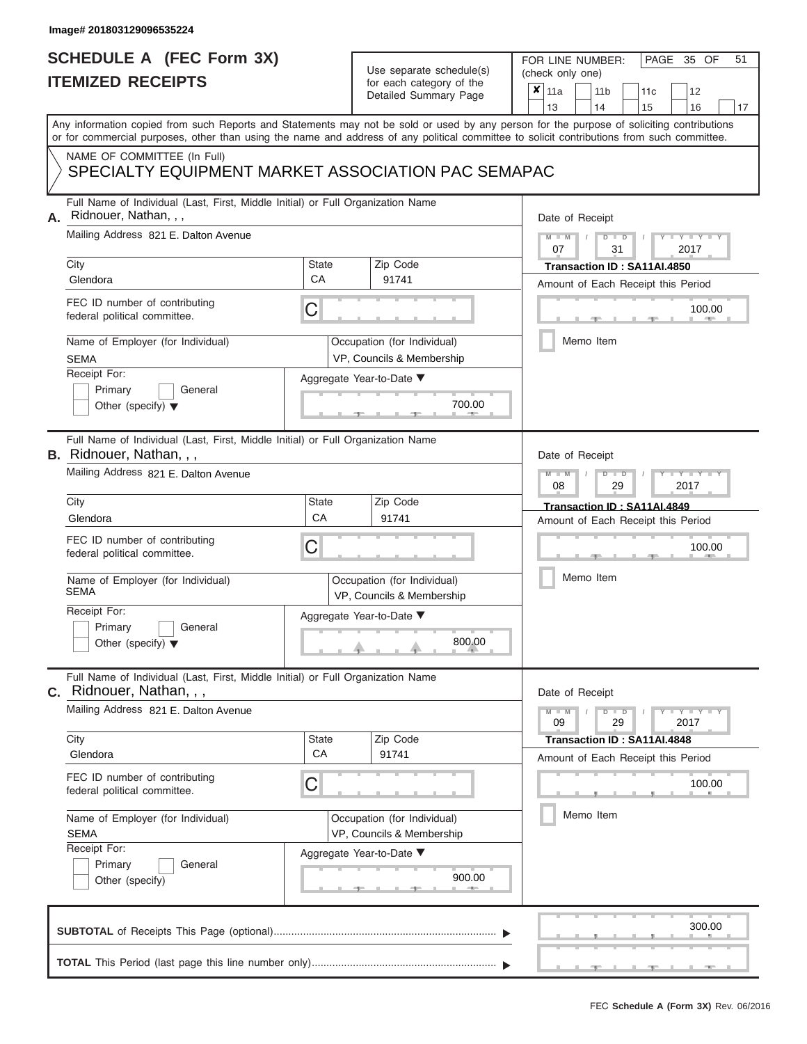Image# 201803129096535224

# SCHEDULE A (FEC Form 3X)
## ITEMIZED RECEIPTS

Use separate schedule(s) for each category of the Detailed Summary Page

FOR LINE NUMBER: (check only one)

PAGE 35 OF 51

| ✘ | 11a | | 11b | | 11c | | 12 | |
|---|---|---|---|---|---|---|---|---|
| | 13 | | 14 | | 15 | | 16 | 17 |

Any information copied from such Reports and Statements may not be sold or used by any person for the purpose of soliciting contributions or for commercial purposes, other than using the name and address of any political committee to solicit contributions from such committee.

NAME OF COMMITTEE (In Full)
SPECIALTY EQUIPMENT MARKET ASSOCIATION PAC SEMAPAC

**A.** Full Name of Individual (Last, First, Middle Initial) or Full Organization Name: Ridnouer, Nathan, , ,
Mailing Address: 821 E. Dalton Avenue
City: Glendora | State: CA | Zip Code: 91741
FEC ID number of contributing federal political committee: C
Name of Employer (for Individual): SEMA
Occupation (for Individual): VP, Councils & Membership
Receipt For: Primary / General / Other (specify)
Aggregate Year-to-Date: 700.00
Date of Receipt: 07 / 31 / 2017
Transaction ID : SA11AI.4850
Amount of Each Receipt this Period: 100.00
Memo Item

**B.** Full Name of Individual (Last, First, Middle Initial) or Full Organization Name: Ridnouer, Nathan, , ,
Mailing Address: 821 E. Dalton Avenue
City: Glendora | State: CA | Zip Code: 91741
FEC ID number of contributing federal political committee: C
Name of Employer (for Individual): SEMA
Occupation (for Individual): VP, Councils & Membership
Receipt For: Primary / General / Other (specify)
Aggregate Year-to-Date: 800.00
Date of Receipt: 08 / 29 / 2017
Transaction ID : SA11AI.4849
Amount of Each Receipt this Period: 100.00
Memo Item

**C.** Full Name of Individual (Last, First, Middle Initial) or Full Organization Name: Ridnouer, Nathan, , ,
Mailing Address: 821 E. Dalton Avenue
City: Glendora | State: CA | Zip Code: 91741
FEC ID number of contributing federal political committee: C
Name of Employer (for Individual): SEMA
Occupation (for Individual): VP, Councils & Membership
Receipt For: Primary / General / Other (specify)
Aggregate Year-to-Date: 900.00
Date of Receipt: 09 / 29 / 2017
Transaction ID : SA11AI.4848
Amount of Each Receipt this Period: 100.00
Memo Item

**SUBTOTAL** of Receipts This Page (optional): 300.00

**TOTAL** This Period (last page this line number only):

FEC Schedule A (Form 3X) Rev. 06/2016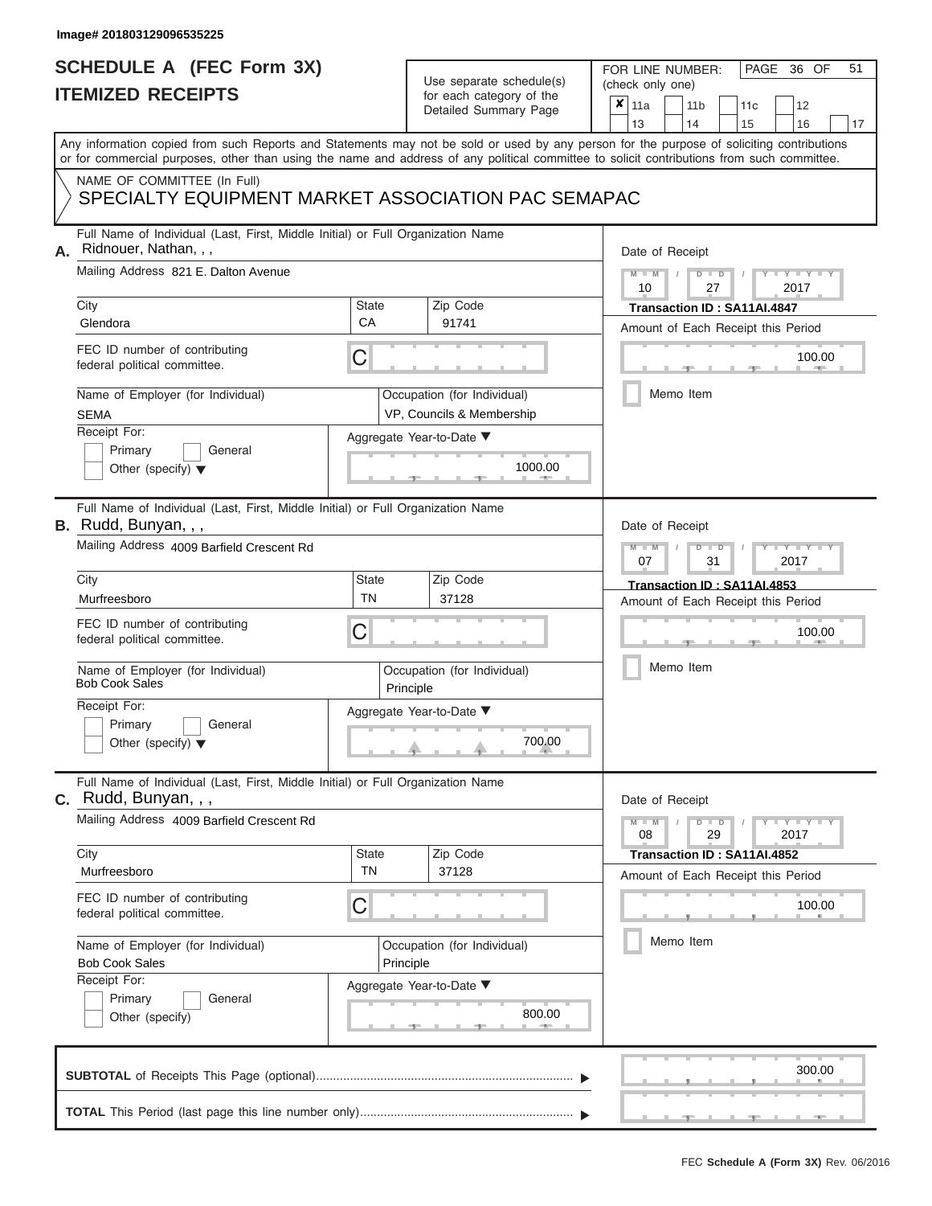Image# 201803129096535225

# SCHEDULE A (FEC Form 3X)
## ITEMIZED RECEIPTS

Use separate schedule(s) for each category of the Detailed Summary Page

FOR LINE NUMBER: (check only one)

- [x] 11a
- [ ] 11b
- [ ] 11c
- [ ] 12
- [ ] 13
- [ ] 14
- [ ] 15
- [ ] 16
- [ ] 17

PAGE 36 OF 51

Any information copied from such Reports and Statements may not be sold or used by any person for the purpose of soliciting contributions or for commercial purposes, other than using the name and address of any political committee to solicit contributions from such committee.

NAME OF COMMITTEE (In Full)
SPECIALTY EQUIPMENT MARKET ASSOCIATION PAC SEMAPAC

---

**A.** Full Name of Individual (Last, First, Middle Initial) or Full Organization Name: Ridnouer, Nathan, , ,

Mailing Address: 821 E. Dalton Avenue

City: Glendora | State: CA | Zip Code: 91741

FEC ID number of contributing federal political committee: C

Name of Employer (for Individual): SEMA

Occupation (for Individual): VP, Councils & Membership

Receipt For: Primary / General / Other (specify)

Aggregate Year-to-Date: 1000.00

Date of Receipt: 10 / 27 / 2017

Transaction ID : SA11AI.4847

Amount of Each Receipt this Period: 100.00

Memo Item

---

**B.** Full Name of Individual (Last, First, Middle Initial) or Full Organization Name: Rudd, Bunyan, , ,

Mailing Address: 4009 Barfield Crescent Rd

City: Murfreesboro | State: TN | Zip Code: 37128

FEC ID number of contributing federal political committee: C

Name of Employer (for Individual): Bob Cook Sales

Occupation (for Individual): Principle

Receipt For: Primary / General / Other (specify)

Aggregate Year-to-Date: 700.00

Date of Receipt: 07 / 31 / 2017

Transaction ID : SA11AI.4853

Amount of Each Receipt this Period: 100.00

Memo Item

---

**C.** Full Name of Individual (Last, First, Middle Initial) or Full Organization Name: Rudd, Bunyan, , ,

Mailing Address: 4009 Barfield Crescent Rd

City: Murfreesboro | State: TN | Zip Code: 37128

FEC ID number of contributing federal political committee: C

Name of Employer (for Individual): Bob Cook Sales

Occupation (for Individual): Principle

Receipt For: Primary / General / Other (specify)

Aggregate Year-to-Date: 800.00

Date of Receipt: 08 / 29 / 2017

Transaction ID : SA11AI.4852

Amount of Each Receipt this Period: 100.00

Memo Item

---

**SUBTOTAL** of Receipts This Page (optional): 300.00

**TOTAL** This Period (last page this line number only):

FEC Schedule A (Form 3X) Rev. 06/2016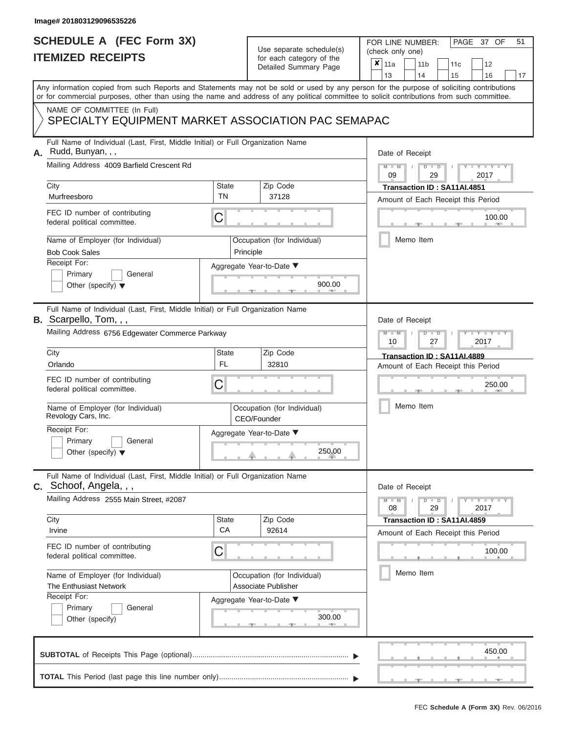Image# 201803129096535226

# SCHEDULE A (FEC Form 3X)
# ITEMIZED RECEIPTS

Use separate schedule(s) for each category of the Detailed Summary Page

FOR LINE NUMBER: (check only one)

☒ 11a ☐ 11b ☐ 11c ☐ 12 ☐ 13 ☐ 14 ☐ 15 ☐ 16 ☐ 17

Any information copied from such Reports and Statements may not be sold or used by any person for the purpose of soliciting contributions or for commercial purposes, other than using the name and address of any political committee to solicit contributions from such committee.

NAME OF COMMITTEE (In Full)
SPECIALTY EQUIPMENT MARKET ASSOCIATION PAC SEMAPAC

---

**A.** Full Name of Individual (Last, First, Middle Initial) or Full Organization Name: Rudd, Bunyan, , ,

Mailing Address: 4009 Barfield Crescent Rd

City: Murfreesboro | State: TN | Zip Code: 37128

FEC ID number of contributing federal political committee: C

Name of Employer (for Individual): Bob Cook Sales

Occupation (for Individual): Principle

Receipt For: ☐ Primary ☐ General ☐ Other (specify)

Aggregate Year-to-Date: 900.00

Date of Receipt: 09 / 29 / 2017

Transaction ID : SA11AI.4851

Amount of Each Receipt this Period: 100.00

☐ Memo Item

---

**B.** Full Name of Individual (Last, First, Middle Initial) or Full Organization Name: Scarpello, Tom, , ,

Mailing Address: 6756 Edgewater Commerce Parkway

City: Orlando | State: FL | Zip Code: 32810

FEC ID number of contributing federal political committee: C

Name of Employer (for Individual): Revology Cars, Inc.

Occupation (for Individual): CEO/Founder

Receipt For: ☐ Primary ☐ General ☐ Other (specify)

Aggregate Year-to-Date: 250.00

Date of Receipt: 10 / 27 / 2017

Transaction ID : SA11AI.4889

Amount of Each Receipt this Period: 250.00

☐ Memo Item

---

**C.** Full Name of Individual (Last, First, Middle Initial) or Full Organization Name: Schoof, Angela, , ,

Mailing Address: 2555 Main Street, #2087

City: Irvine | State: CA | Zip Code: 92614

FEC ID number of contributing federal political committee: C

Name of Employer (for Individual): The Enthusiast Network

Occupation (for Individual): Associate Publisher

Receipt For: ☐ Primary ☐ General ☐ Other (specify)

Aggregate Year-to-Date: 300.00

Date of Receipt: 08 / 29 / 2017

Transaction ID : SA11AI.4859

Amount of Each Receipt this Period: 100.00

☐ Memo Item

---

**SUBTOTAL** of Receipts This Page (optional): 450.00

**TOTAL** This Period (last page this line number only):

FEC Schedule A (Form 3X) Rev. 06/2016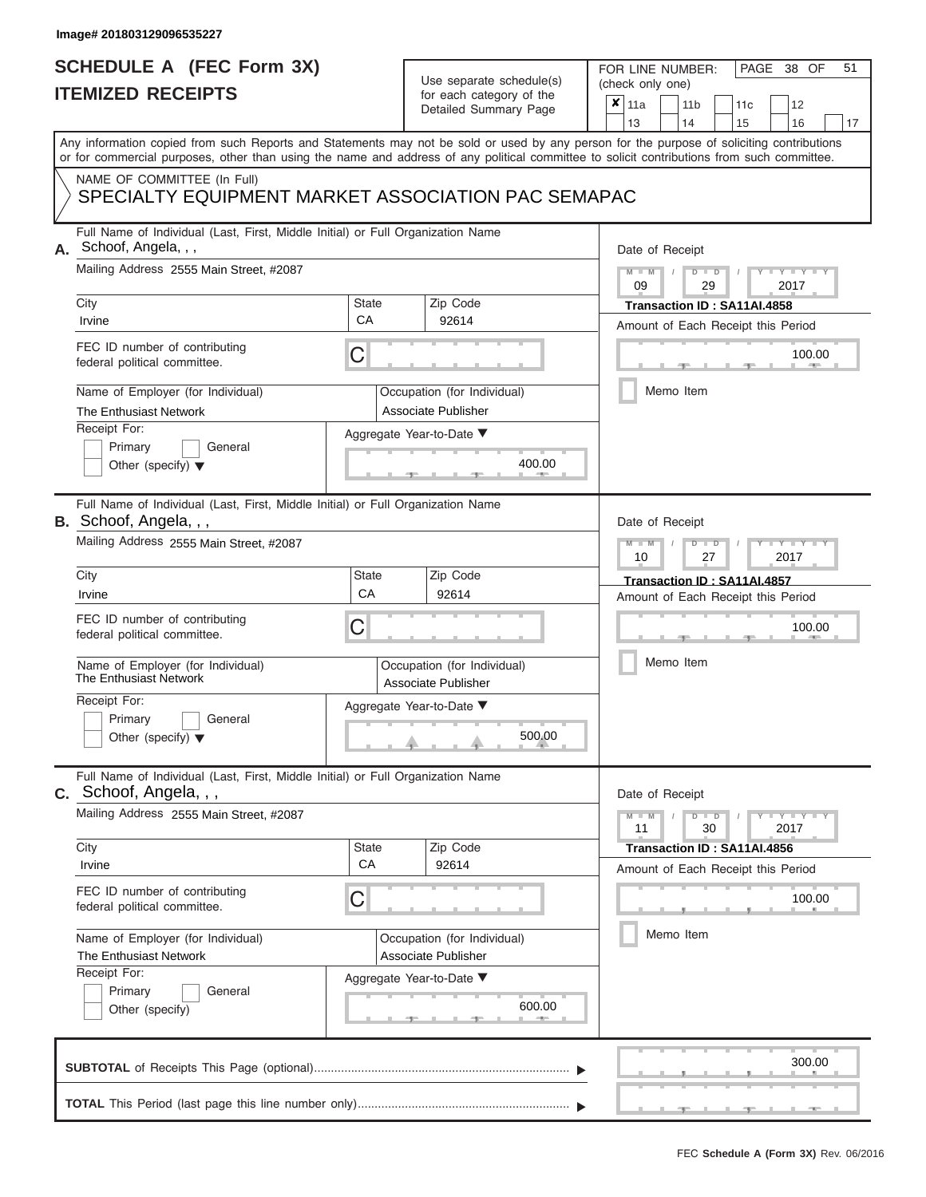Image# 201803129096535227

# SCHEDULE A (FEC Form 3X)
## ITEMIZED RECEIPTS

Use separate schedule(s) for each category of the Detailed Summary Page

FOR LINE NUMBER: (check only one)

| | | | | |
|---|---|---|---|---|
| ✘ 11a | 11b | 11c | 12 | |
| 13 | 14 | 15 | 16 | 17 |

PAGE 38 OF 51

Any information copied from such Reports and Statements may not be sold or used by any person for the purpose of soliciting contributions or for commercial purposes, other than using the name and address of any political committee to solicit contributions from such committee.

NAME OF COMMITTEE (In Full)
SPECIALTY EQUIPMENT MARKET ASSOCIATION PAC SEMAPAC

---

**A.** Full Name of Individual (Last, First, Middle Initial) or Full Organization Name
Schoof, Angela, , ,

Mailing Address 2555 Main Street, #2087

City: Irvine | State: CA | Zip Code: 92614

FEC ID number of contributing federal political committee. C

Name of Employer (for Individual): The Enthusiast Network
Occupation (for Individual): Associate Publisher

Receipt For: Primary / General / Other (specify)

Aggregate Year-to-Date: 400.00

Date of Receipt: 09 / 29 / 2017
Transaction ID : SA11AI.4858
Amount of Each Receipt this Period: 100.00
Memo Item

---

**B.** Full Name of Individual (Last, First, Middle Initial) or Full Organization Name
Schoof, Angela, , ,

Mailing Address 2555 Main Street, #2087

City: Irvine | State: CA | Zip Code: 92614

FEC ID number of contributing federal political committee. C

Name of Employer (for Individual): The Enthusiast Network
Occupation (for Individual): Associate Publisher

Receipt For: Primary / General / Other (specify)

Aggregate Year-to-Date: 500.00

Date of Receipt: 10 / 27 / 2017
Transaction ID : SA11AI.4857
Amount of Each Receipt this Period: 100.00
Memo Item

---

**C.** Full Name of Individual (Last, First, Middle Initial) or Full Organization Name
Schoof, Angela, , ,

Mailing Address 2555 Main Street, #2087

City: Irvine | State: CA | Zip Code: 92614

FEC ID number of contributing federal political committee. C

Name of Employer (for Individual): The Enthusiast Network
Occupation (for Individual): Associate Publisher

Receipt For: Primary / General / Other (specify)

Aggregate Year-to-Date: 600.00

Date of Receipt: 11 / 30 / 2017
Transaction ID : SA11AI.4856
Amount of Each Receipt this Period: 100.00
Memo Item

---

**SUBTOTAL** of Receipts This Page (optional) ▶ 300.00

**TOTAL** This Period (last page this line number only) ▶

FEC Schedule A (Form 3X) Rev. 06/2016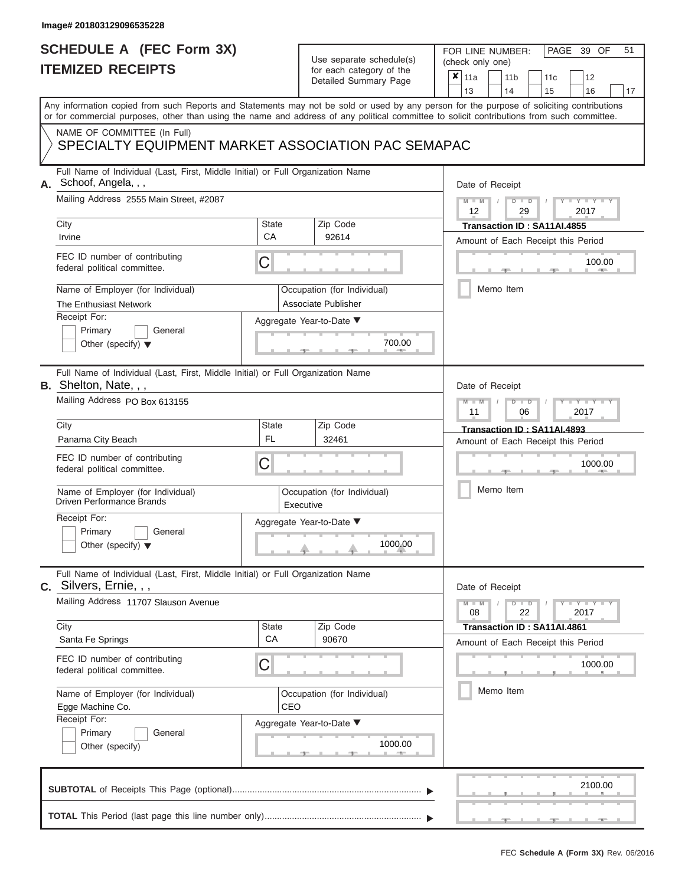Image# 201803129096535228

# SCHEDULE A (FEC Form 3X)
## ITEMIZED RECEIPTS

Use separate schedule(s) for each category of the Detailed Summary Page

FOR LINE NUMBER: (check only one)

- [x] 11a
- [ ] 11b
- [ ] 11c
- [ ] 12
- [ ] 13
- [ ] 14
- [ ] 15
- [ ] 16
- [ ] 17

PAGE 39 OF 51

Any information copied from such Reports and Statements may not be sold or used by any person for the purpose of soliciting contributions or for commercial purposes, other than using the name and address of any political committee to solicit contributions from such committee.

NAME OF COMMITTEE (In Full)
SPECIALTY EQUIPMENT MARKET ASSOCIATION PAC SEMAPAC

---

**A.** Full Name of Individual (Last, First, Middle Initial) or Full Organization Name: Schoof, Angela, , ,

Mailing Address: 2555 Main Street, #2087

City: Irvine | State: CA | Zip Code: 92614

FEC ID number of contributing federal political committee: C

Name of Employer (for Individual): The Enthusiast Network

Occupation (for Individual): Associate Publisher

Receipt For: Primary / General / Other (specify)

Aggregate Year-to-Date: 700.00

Date of Receipt: 12 / 29 / 2017

Transaction ID : SA11AI.4855

Amount of Each Receipt this Period: 100.00

Memo Item

---

**B.** Full Name of Individual (Last, First, Middle Initial) or Full Organization Name: Shelton, Nate, , ,

Mailing Address: PO Box 613155

City: Panama City Beach | State: FL | Zip Code: 32461

FEC ID number of contributing federal political committee: C

Name of Employer (for Individual): Driven Performance Brands

Occupation (for Individual): Executive

Receipt For: Primary / General / Other (specify)

Aggregate Year-to-Date: 1000.00

Date of Receipt: 11 / 06 / 2017

Transaction ID : SA11AI.4893

Amount of Each Receipt this Period: 1000.00

Memo Item

---

**C.** Full Name of Individual (Last, First, Middle Initial) or Full Organization Name: Silvers, Ernie, , ,

Mailing Address: 11707 Slauson Avenue

City: Santa Fe Springs | State: CA | Zip Code: 90670

FEC ID number of contributing federal political committee: C

Name of Employer (for Individual): Egge Machine Co.

Occupation (for Individual): CEO

Receipt For: Primary / General / Other (specify)

Aggregate Year-to-Date: 1000.00

Date of Receipt: 08 / 22 / 2017

Transaction ID : SA11AI.4861

Amount of Each Receipt this Period: 1000.00

Memo Item

---

**SUBTOTAL** of Receipts This Page (optional): 2100.00

**TOTAL** This Period (last page this line number only):

FEC **Schedule A (Form 3X)** Rev. 06/2016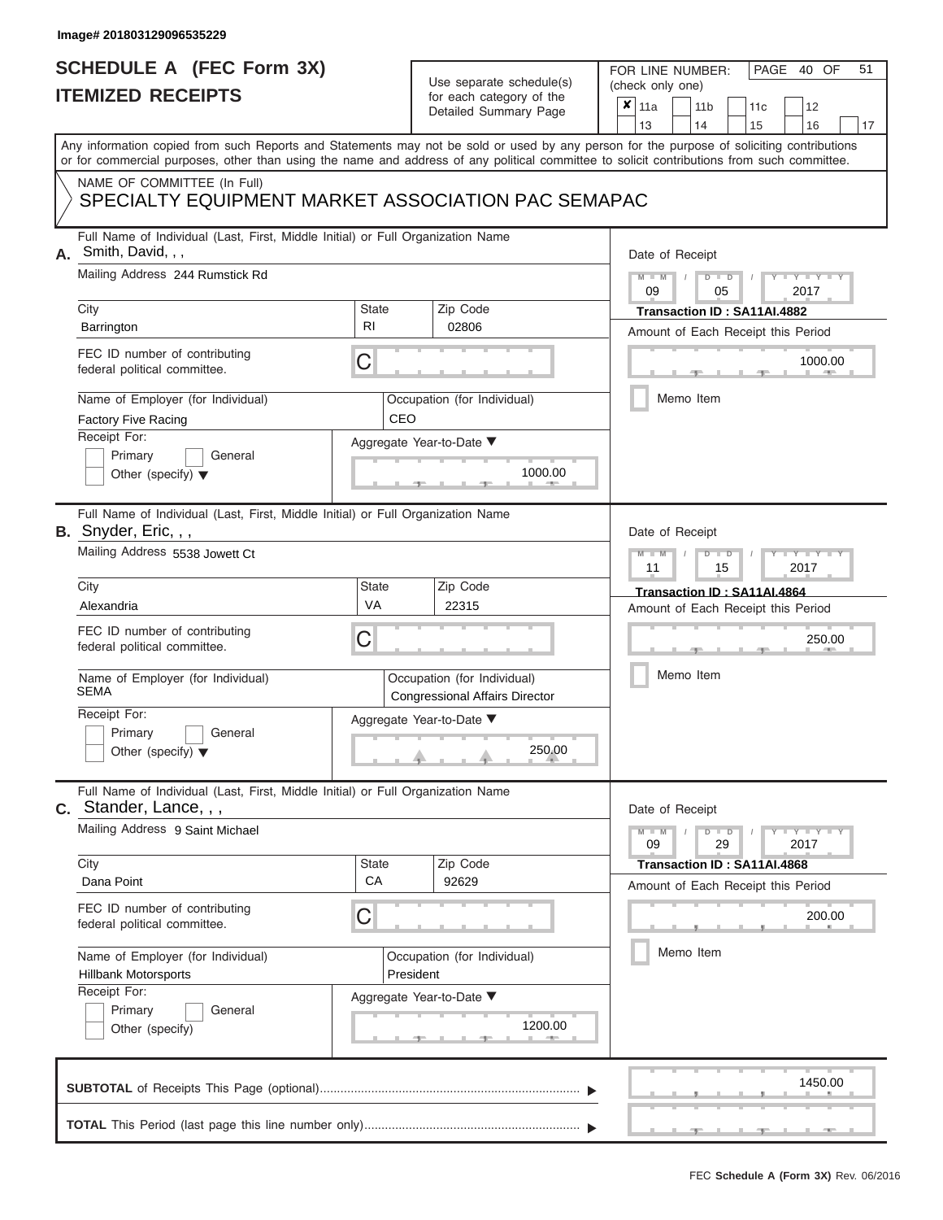Image# 201803129096535229

# SCHEDULE A (FEC Form 3X)
# ITEMIZED RECEIPTS

Use separate schedule(s) for each category of the Detailed Summary Page

FOR LINE NUMBER: (check only one)

| | | | | |
|---|---|---|---|---|
| ✘ 11a | 11b | 11c | 12 | |
| 13 | 14 | 15 | 16 | 17 |

Any information copied from such Reports and Statements may not be sold or used by any person for the purpose of soliciting contributions or for commercial purposes, other than using the name and address of any political committee to solicit contributions from such committee.

NAME OF COMMITTEE (In Full)

SPECIALTY EQUIPMENT MARKET ASSOCIATION PAC SEMAPAC

---

**A.** Full Name of Individual (Last, First, Middle Initial) or Full Organization Name: Smith, David, , ,

Mailing Address: 244 Rumstick Rd

City: Barrington | State: RI | Zip Code: 02806

FEC ID number of contributing federal political committee: C

Name of Employer (for Individual): Factory Five Racing

Occupation (for Individual): CEO

Receipt For: Primary / General / Other (specify)

Aggregate Year-to-Date: 1000.00

Date of Receipt: 09 / 05 / 2017

Transaction ID : SA11AI.4882

Amount of Each Receipt this Period: 1000.00

Memo Item

---

**B.** Full Name of Individual (Last, First, Middle Initial) or Full Organization Name: Snyder, Eric, , ,

Mailing Address: 5538 Jowett Ct

City: Alexandria | State: VA | Zip Code: 22315

FEC ID number of contributing federal political committee: C

Name of Employer (for Individual): SEMA

Occupation (for Individual): Congressional Affairs Director

Receipt For: Primary / General / Other (specify)

Aggregate Year-to-Date: 250.00

Date of Receipt: 11 / 15 / 2017

Transaction ID : SA11AI.4864

Amount of Each Receipt this Period: 250.00

Memo Item

---

**C.** Full Name of Individual (Last, First, Middle Initial) or Full Organization Name: Stander, Lance, , ,

Mailing Address: 9 Saint Michael

City: Dana Point | State: CA | Zip Code: 92629

FEC ID number of contributing federal political committee: C

Name of Employer (for Individual): Hillbank Motorsports

Occupation (for Individual): President

Receipt For: Primary / General / Other (specify)

Aggregate Year-to-Date: 1200.00

Date of Receipt: 09 / 29 / 2017

Transaction ID : SA11AI.4868

Amount of Each Receipt this Period: 200.00

Memo Item

---

**SUBTOTAL** of Receipts This Page (optional): 1450.00

**TOTAL** This Period (last page this line number only):

FEC **Schedule A (Form 3X)** Rev. 06/2016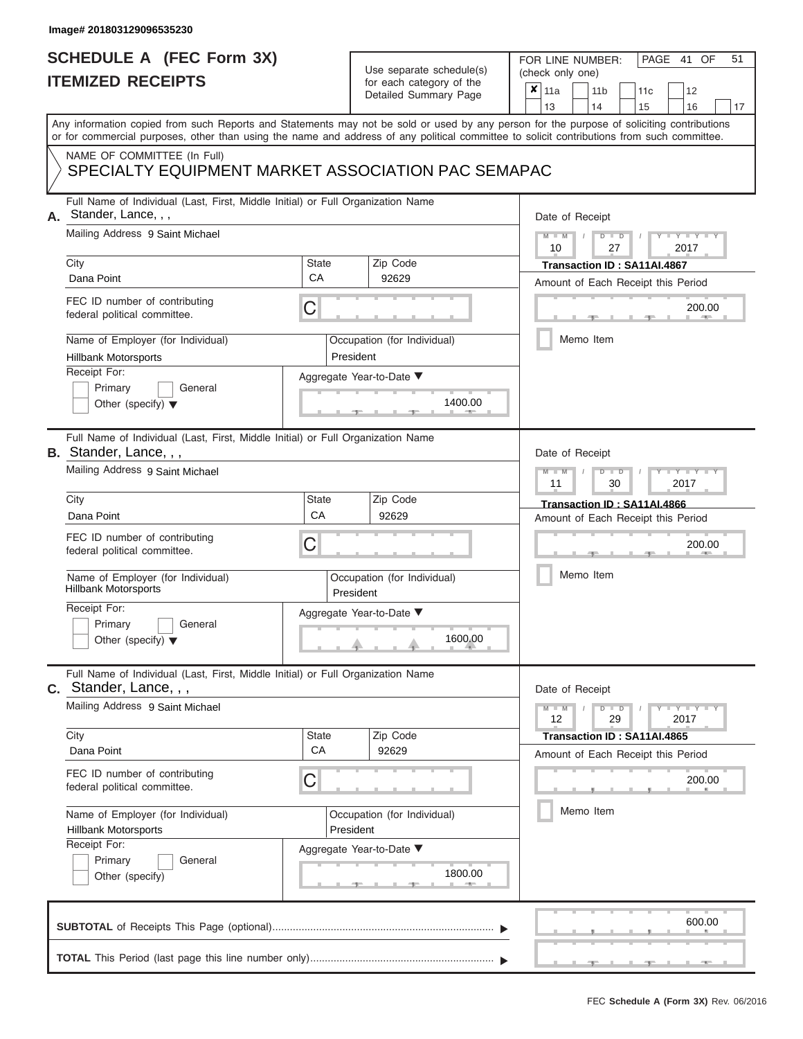Image# 201803129096535230

# SCHEDULE A (FEC Form 3X)
## ITEMIZED RECEIPTS

Use separate schedule(s) for each category of the Detailed Summary Page

FOR LINE NUMBER: (check only one)

| ✘ | 11a | | 11b | | 11c | | 12 | |
|---|---|---|---|---|---|---|---|---|
| | 13 | | 14 | | 15 | | 16 | 17 |

Any information copied from such Reports and Statements may not be sold or used by any person for the purpose of soliciting contributions or for commercial purposes, other than using the name and address of any political committee to solicit contributions from such committee.

NAME OF COMMITTEE (In Full)
SPECIALTY EQUIPMENT MARKET ASSOCIATION PAC SEMAPAC

---

**A.** Full Name of Individual (Last, First, Middle Initial) or Full Organization Name: Stander, Lance, , ,

Mailing Address: 9 Saint Michael

City: Dana Point | State: CA | Zip Code: 92629

FEC ID number of contributing federal political committee: C

Name of Employer (for Individual): Hillbank Motorsports

Occupation (for Individual): President

Receipt For: Primary / General / Other (specify)

Aggregate Year-to-Date: 1400.00

Date of Receipt: 10 / 27 / 2017

Transaction ID : SA11AI.4867

Amount of Each Receipt this Period: 200.00

Memo Item

---

**B.** Full Name of Individual (Last, First, Middle Initial) or Full Organization Name: Stander, Lance, , ,

Mailing Address: 9 Saint Michael

City: Dana Point | State: CA | Zip Code: 92629

FEC ID number of contributing federal political committee: C

Name of Employer (for Individual): Hillbank Motorsports

Occupation (for Individual): President

Receipt For: Primary / General / Other (specify)

Aggregate Year-to-Date: 1600.00

Date of Receipt: 11 / 30 / 2017

Transaction ID : SA11AI.4866

Amount of Each Receipt this Period: 200.00

Memo Item

---

**C.** Full Name of Individual (Last, First, Middle Initial) or Full Organization Name: Stander, Lance, , ,

Mailing Address: 9 Saint Michael

City: Dana Point | State: CA | Zip Code: 92629

FEC ID number of contributing federal political committee: C

Name of Employer (for Individual): Hillbank Motorsports

Occupation (for Individual): President

Receipt For: Primary / General / Other (specify)

Aggregate Year-to-Date: 1800.00

Date of Receipt: 12 / 29 / 2017

Transaction ID : SA11AI.4865

Amount of Each Receipt this Period: 200.00

Memo Item

---

**SUBTOTAL** of Receipts This Page (optional): 600.00

**TOTAL** This Period (last page this line number only):

FEC **Schedule A (Form 3X)** Rev. 06/2016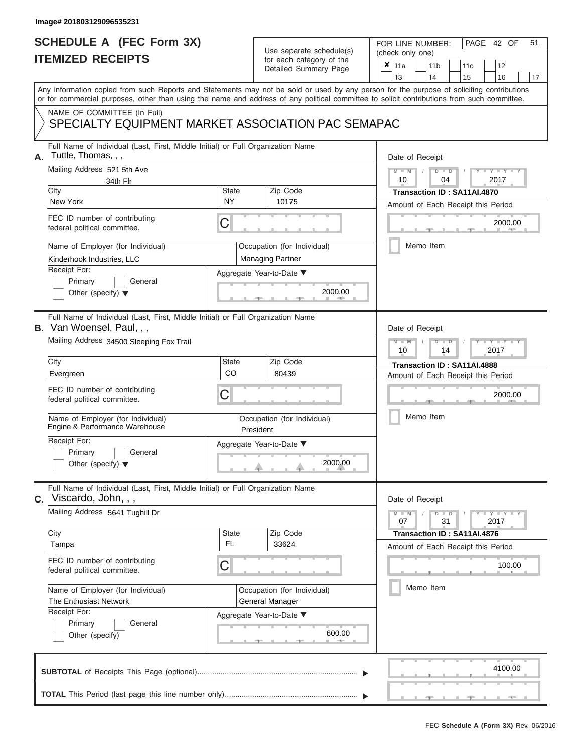Image# 201803129096535231

# SCHEDULE A (FEC Form 3X)
## ITEMIZED RECEIPTS

Use separate schedule(s) for each category of the Detailed Summary Page

FOR LINE NUMBER: (check only one)

- [x] 11a
- [ ] 11b
- [ ] 11c
- [ ] 12
- [ ] 13
- [ ] 14
- [ ] 15
- [ ] 16
- [ ] 17

PAGE 42 OF 51

Any information copied from such Reports and Statements may not be sold or used by any person for the purpose of soliciting contributions or for commercial purposes, other than using the name and address of any political committee to solicit contributions from such committee.

NAME OF COMMITTEE (In Full)

SPECIALTY EQUIPMENT MARKET ASSOCIATION PAC SEMAPAC

---

**A.** Full Name of Individual (Last, First, Middle Initial) or Full Organization Name: Tuttle, Thomas, , ,

Mailing Address: 521 5th Ave, 34th Flr

City: New York | State: NY | Zip Code: 10175

FEC ID number of contributing federal political committee: C

Name of Employer (for Individual): Kinderhook Industries, LLC

Occupation (for Individual): Managing Partner

Receipt For: Primary / General / Other (specify)

Aggregate Year-to-Date: 2000.00

Date of Receipt: 10 / 04 / 2017

Transaction ID : SA11AI.4870

Amount of Each Receipt this Period: 2000.00

Memo Item

---

**B.** Full Name of Individual (Last, First, Middle Initial) or Full Organization Name: Van Woensel, Paul, , ,

Mailing Address: 34500 Sleeping Fox Trail

City: Evergreen | State: CO | Zip Code: 80439

FEC ID number of contributing federal political committee: C

Name of Employer (for Individual): Engine & Performance Warehouse

Occupation (for Individual): President

Receipt For: Primary / General / Other (specify)

Aggregate Year-to-Date: 2000.00

Date of Receipt: 10 / 14 / 2017

Transaction ID : SA11AI.4888

Amount of Each Receipt this Period: 2000.00

Memo Item

---

**C.** Full Name of Individual (Last, First, Middle Initial) or Full Organization Name: Viscardo, John, , ,

Mailing Address: 5641 Tughill Dr

City: Tampa | State: FL | Zip Code: 33624

FEC ID number of contributing federal political committee: C

Name of Employer (for Individual): The Enthusiast Network

Occupation (for Individual): General Manager

Receipt For: Primary / General / Other (specify)

Aggregate Year-to-Date: 600.00

Date of Receipt: 07 / 31 / 2017

Transaction ID : SA11AI.4876

Amount of Each Receipt this Period: 100.00

Memo Item

---

**SUBTOTAL** of Receipts This Page (optional): 4100.00

**TOTAL** This Period (last page this line number only):

FEC Schedule A (Form 3X) Rev. 06/2016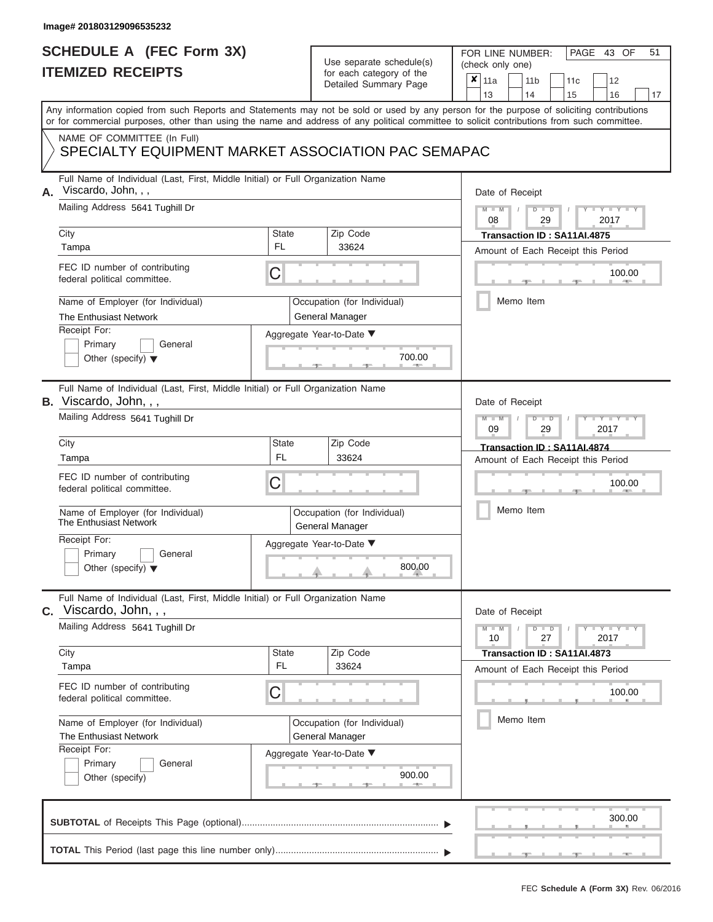Image# 201803129096535232

# SCHEDULE A (FEC Form 3X)
## ITEMIZED RECEIPTS

Use separate schedule(s) for each category of the Detailed Summary Page

FOR LINE NUMBER: (check only one)

- [x] 11a
- [ ] 11b
- [ ] 11c
- [ ] 12
- [ ] 13
- [ ] 14
- [ ] 15
- [ ] 16
- [ ] 17

Any information copied from such Reports and Statements may not be sold or used by any person for the purpose of soliciting contributions or for commercial purposes, other than using the name and address of any political committee to solicit contributions from such committee.

NAME OF COMMITTEE (In Full)
SPECIALTY EQUIPMENT MARKET ASSOCIATION PAC SEMAPAC

---

**A.** Full Name of Individual (Last, First, Middle Initial) or Full Organization Name: Viscardo, John, , ,

Mailing Address: 5641 Tughill Dr

City: Tampa | State: FL | Zip Code: 33624

FEC ID number of contributing federal political committee: C

Name of Employer (for Individual): The Enthusiast Network

Occupation (for Individual): General Manager

Receipt For: Primary / General / Other (specify)

Aggregate Year-to-Date: 700.00

Date of Receipt: 08/29/2017

Transaction ID : SA11AI.4875

Amount of Each Receipt this Period: 100.00

Memo Item

---

**B.** Full Name of Individual (Last, First, Middle Initial) or Full Organization Name: Viscardo, John, , ,

Mailing Address: 5641 Tughill Dr

City: Tampa | State: FL | Zip Code: 33624

FEC ID number of contributing federal political committee: C

Name of Employer (for Individual): The Enthusiast Network

Occupation (for Individual): General Manager

Receipt For: Primary / General / Other (specify)

Aggregate Year-to-Date: 800.00

Date of Receipt: 09/29/2017

Transaction ID : SA11AI.4874

Amount of Each Receipt this Period: 100.00

Memo Item

---

**C.** Full Name of Individual (Last, First, Middle Initial) or Full Organization Name: Viscardo, John, , ,

Mailing Address: 5641 Tughill Dr

City: Tampa | State: FL | Zip Code: 33624

FEC ID number of contributing federal political committee: C

Name of Employer (for Individual): The Enthusiast Network

Occupation (for Individual): General Manager

Receipt For: Primary / General / Other (specify)

Aggregate Year-to-Date: 900.00

Date of Receipt: 10/27/2017

Transaction ID : SA11AI.4873

Amount of Each Receipt this Period: 100.00

Memo Item

---

**SUBTOTAL** of Receipts This Page (optional): 300.00

**TOTAL** This Period (last page this line number only):

FEC Schedule A (Form 3X) Rev. 06/2016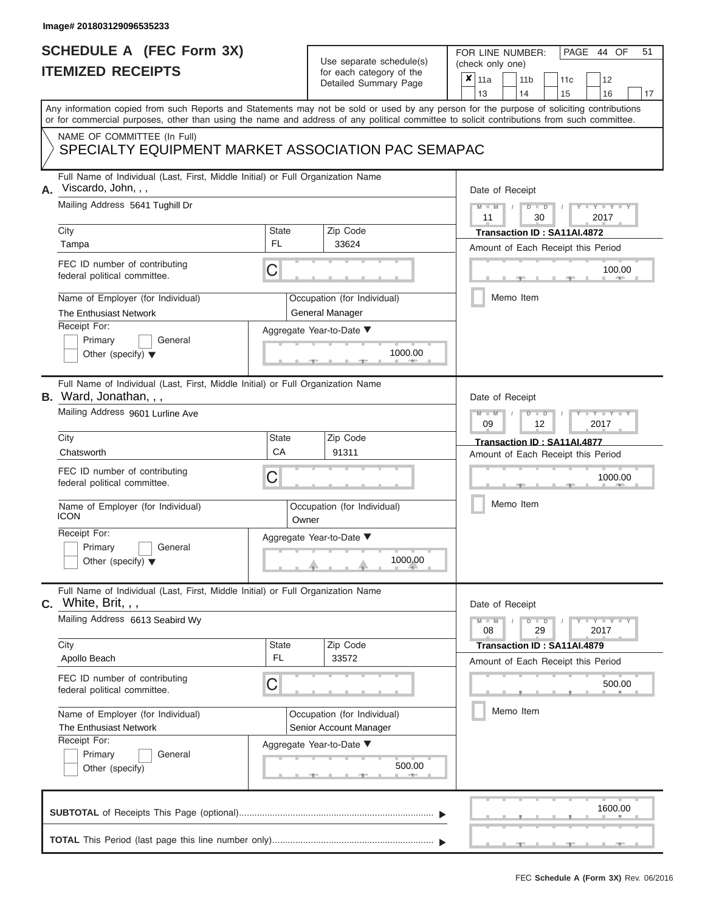Image# 201803129096535233

# SCHEDULE A (FEC Form 3X)
## ITEMIZED RECEIPTS

Use separate schedule(s) for each category of the Detailed Summary Page

FOR LINE NUMBER: (check only one)

- [x] 11a
- [ ] 11b
- [ ] 11c
- [ ] 12
- [ ] 13
- [ ] 14
- [ ] 15
- [ ] 16
- [ ] 17

PAGE 44 OF 51

Any information copied from such Reports and Statements may not be sold or used by any person for the purpose of soliciting contributions or for commercial purposes, other than using the name and address of any political committee to solicit contributions from such committee.

NAME OF COMMITTEE (In Full)
SPECIALTY EQUIPMENT MARKET ASSOCIATION PAC SEMAPAC

---

**A.** Full Name of Individual (Last, First, Middle Initial) or Full Organization Name: Viscardo, John, , ,

Mailing Address: 5641 Tughill Dr

City: Tampa | State: FL | Zip Code: 33624

FEC ID number of contributing federal political committee: C

Name of Employer (for Individual): The Enthusiast Network

Occupation (for Individual): General Manager

Receipt For: Primary / General / Other (specify)

Aggregate Year-to-Date: 1000.00

Date of Receipt: 11 / 30 / 2017

Transaction ID : SA11AI.4872

Amount of Each Receipt this Period: 100.00

Memo Item

---

**B.** Full Name of Individual (Last, First, Middle Initial) or Full Organization Name: Ward, Jonathan, , ,

Mailing Address: 9601 Lurline Ave

City: Chatsworth | State: CA | Zip Code: 91311

FEC ID number of contributing federal political committee: C

Name of Employer (for Individual): ICON

Occupation (for Individual): Owner

Receipt For: Primary / General / Other (specify)

Aggregate Year-to-Date: 1000.00

Date of Receipt: 09 / 12 / 2017

Transaction ID : SA11AI.4877

Amount of Each Receipt this Period: 1000.00

Memo Item

---

**C.** Full Name of Individual (Last, First, Middle Initial) or Full Organization Name: White, Brit, , ,

Mailing Address: 6613 Seabird Wy

City: Apollo Beach | State: FL | Zip Code: 33572

FEC ID number of contributing federal political committee: C

Name of Employer (for Individual): The Enthusiast Network

Occupation (for Individual): Senior Account Manager

Receipt For: Primary / General / Other (specify)

Aggregate Year-to-Date: 500.00

Date of Receipt: 08 / 29 / 2017

Transaction ID : SA11AI.4879

Amount of Each Receipt this Period: 500.00

Memo Item

---

**SUBTOTAL** of Receipts This Page (optional): 1600.00

**TOTAL** This Period (last page this line number only):

FEC Schedule A (Form 3X) Rev. 06/2016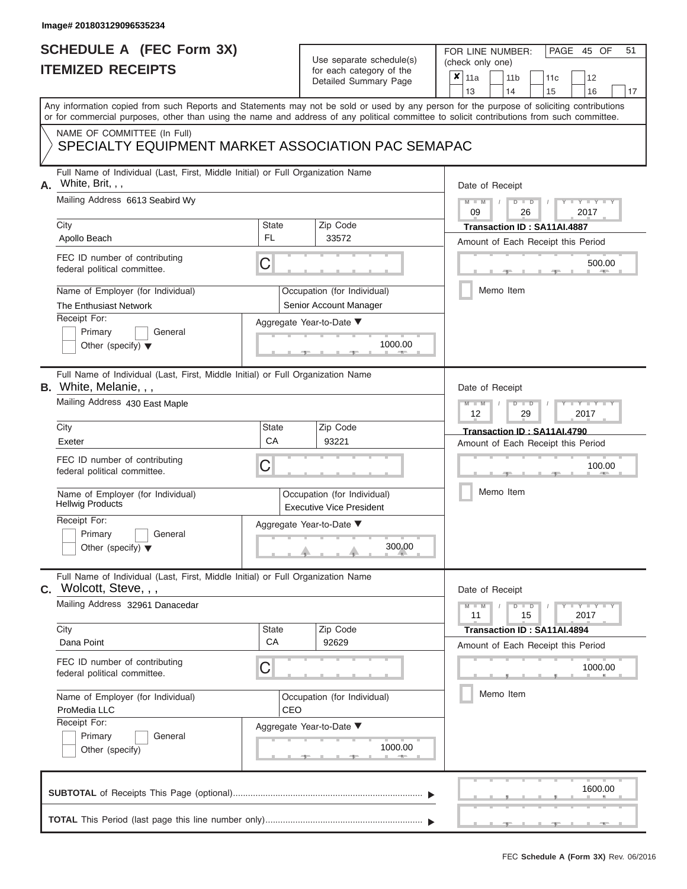Image# 201803129096535234

# SCHEDULE A (FEC Form 3X)
## ITEMIZED RECEIPTS

Use separate schedule(s) for each category of the Detailed Summary Page

FOR LINE NUMBER: (check only one)

- [x] 11a
- [ ] 11b
- [ ] 11c
- [ ] 12
- [ ] 13
- [ ] 14
- [ ] 15
- [ ] 16
- [ ] 17

Any information copied from such Reports and Statements may not be sold or used by any person for the purpose of soliciting contributions or for commercial purposes, other than using the name and address of any political committee to solicit contributions from such committee.

NAME OF COMMITTEE (In Full)
SPECIALTY EQUIPMENT MARKET ASSOCIATION PAC SEMAPAC

---

**A.** Full Name of Individual (Last, First, Middle Initial) or Full Organization Name: White, Brit, , ,

Mailing Address: 6613 Seabird Wy

City: Apollo Beach | State: FL | Zip Code: 33572

FEC ID number of contributing federal political committee: C

Name of Employer (for Individual): The Enthusiast Network

Occupation (for Individual): Senior Account Manager

Receipt For: Primary / General / Other (specify)

Aggregate Year-to-Date: 1000.00

Date of Receipt: 09 / 26 / 2017

Transaction ID : SA11AI.4887

Amount of Each Receipt this Period: 500.00

Memo Item

---

**B.** Full Name of Individual (Last, First, Middle Initial) or Full Organization Name: White, Melanie, , ,

Mailing Address: 430 East Maple

City: Exeter | State: CA | Zip Code: 93221

FEC ID number of contributing federal political committee: C

Name of Employer (for Individual): Hellwig Products

Occupation (for Individual): Executive Vice President

Receipt For: Primary / General / Other (specify)

Aggregate Year-to-Date: 300.00

Date of Receipt: 12 / 29 / 2017

Transaction ID : SA11AI.4790

Amount of Each Receipt this Period: 100.00

Memo Item

---

**C.** Full Name of Individual (Last, First, Middle Initial) or Full Organization Name: Wolcott, Steve, , ,

Mailing Address: 32961 Danacedar

City: Dana Point | State: CA | Zip Code: 92629

FEC ID number of contributing federal political committee: C

Name of Employer (for Individual): ProMedia LLC

Occupation (for Individual): CEO

Receipt For: Primary / General / Other (specify)

Aggregate Year-to-Date: 1000.00

Date of Receipt: 11 / 15 / 2017

Transaction ID : SA11AI.4894

Amount of Each Receipt this Period: 1000.00

Memo Item

---

**SUBTOTAL** of Receipts This Page (optional): 1600.00

**TOTAL** This Period (last page this line number only):

FEC Schedule A (Form 3X) Rev. 06/2016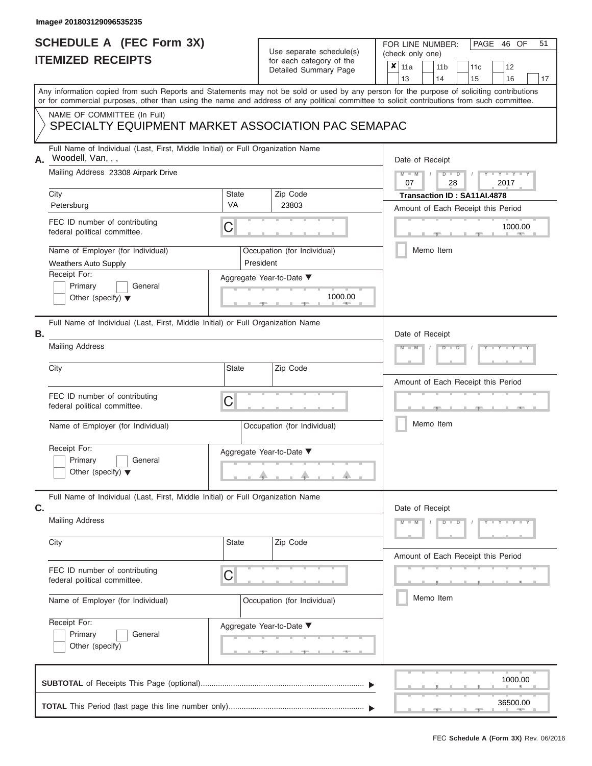Image# 201803129096535235

# SCHEDULE A (FEC Form 3X)
## ITEMIZED RECEIPTS

Use separate schedule(s) for each category of the Detailed Summary Page

FOR LINE NUMBER: (check only one)

- [x] 11a
- [ ] 11b
- [ ] 11c
- [ ] 12
- [ ] 13
- [ ] 14
- [ ] 15
- [ ] 16
- [ ] 17

PAGE 46 OF 51

Any information copied from such Reports and Statements may not be sold or used by any person for the purpose of soliciting contributions or for commercial purposes, other than using the name and address of any political committee to solicit contributions from such committee.

NAME OF COMMITTEE (In Full)
SPECIALTY EQUIPMENT MARKET ASSOCIATION PAC SEMAPAC

**A.** Full Name of Individual (Last, First, Middle Initial) or Full Organization Name: Woodell, Van, , ,

Mailing Address: 23308 Airpark Drive

City: Petersburg | State: VA | Zip Code: 23803

FEC ID number of contributing federal political committee: C

Name of Employer (for Individual): Weathers Auto Supply

Occupation (for Individual): President

Receipt For: [ ] Primary [ ] General [ ] Other (specify)

Aggregate Year-to-Date: 1000.00

Date of Receipt: 07 / 28 / 2017

Transaction ID : SA11AI.4878

Amount of Each Receipt this Period: 1000.00

[ ] Memo Item

**B.** Full Name of Individual (Last, First, Middle Initial) or Full Organization Name:

Mailing Address:

City: | State: | Zip Code:

FEC ID number of contributing federal political committee: C

Name of Employer (for Individual):

Occupation (for Individual):

Receipt For: [ ] Primary [ ] General [ ] Other (specify)

Aggregate Year-to-Date:

Date of Receipt:

Amount of Each Receipt this Period:

[ ] Memo Item

**C.** Full Name of Individual (Last, First, Middle Initial) or Full Organization Name:

Mailing Address:

City: | State: | Zip Code:

FEC ID number of contributing federal political committee: C

Name of Employer (for Individual):

Occupation (for Individual):

Receipt For: [ ] Primary [ ] General [ ] Other (specify)

Aggregate Year-to-Date:

Date of Receipt:

Amount of Each Receipt this Period:

[ ] Memo Item

**SUBTOTAL** of Receipts This Page (optional): 1000.00

**TOTAL** This Period (last page this line number only): 36500.00

FEC **Schedule A (Form 3X)** Rev. 06/2016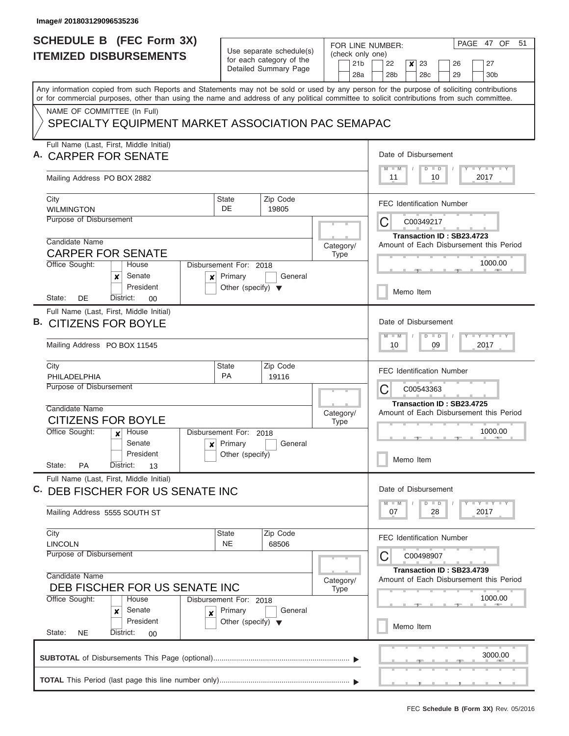Image# 201803129096535236

# SCHEDULE B (FEC Form 3X)
## ITEMIZED DISBURSEMENTS

Use separate schedule(s) for each category of the Detailed Summary Page

FOR LINE NUMBER: (check only one)
21b, 22, **[x] 23**, 26, 27, 28a, 28b, 28c, 29, 30b

PAGE 47 OF 51

Any information copied from such Reports and Statements may not be sold or used by any person for the purpose of soliciting contributions or for commercial purposes, other than using the name and address of any political committee to solicit contributions from such committee.

NAME OF COMMITTEE (In Full)
SPECIALTY EQUIPMENT MARKET ASSOCIATION PAC SEMAPAC

---

**A.** Full Name (Last, First, Middle Initial): CARPER FOR SENATE

Mailing Address: PO BOX 2882

City: WILMINGTON | State: DE | Zip Code: 19805

Purpose of Disbursement:

Candidate Name: CARPER FOR SENATE

Category/Type:

Office Sought: [ ] House [x] Senate [ ] President

State: DE District: 00

Disbursement For: 2018 [x] Primary [ ] General [ ] Other (specify)

Date of Disbursement: 11 / 10 / 2017

FEC Identification Number: C00349217

Transaction ID : SB23.4723

Amount of Each Disbursement this Period: 1000.00

[ ] Memo Item

---

**B.** Full Name (Last, First, Middle Initial): CITIZENS FOR BOYLE

Mailing Address: PO BOX 11545

City: PHILADELPHIA | State: PA | Zip Code: 19116

Purpose of Disbursement:

Candidate Name: CITIZENS FOR BOYLE

Category/Type:

Office Sought: [x] House [ ] Senate [ ] President

State: PA District: 13

Disbursement For: 2018 [x] Primary [ ] General [ ] Other (specify)

Date of Disbursement: 10 / 09 / 2017

FEC Identification Number: C00543363

Transaction ID : SB23.4725

Amount of Each Disbursement this Period: 1000.00

[ ] Memo Item

---

**C.** Full Name (Last, First, Middle Initial): DEB FISCHER FOR US SENATE INC

Mailing Address: 5555 SOUTH ST

City: LINCOLN | State: NE | Zip Code: 68506

Purpose of Disbursement:

Candidate Name: DEB FISCHER FOR US SENATE INC

Category/Type:

Office Sought: [ ] House [x] Senate [ ] President

State: NE District: 00

Disbursement For: 2018 [x] Primary [ ] General [ ] Other (specify)

Date of Disbursement: 07 / 28 / 2017

FEC Identification Number: C00498907

Transaction ID : SB23.4739

Amount of Each Disbursement this Period: 1000.00

[ ] Memo Item

---

**SUBTOTAL** of Disbursements This Page (optional): 3000.00

**TOTAL** This Period (last page this line number only):

FEC **Schedule B (Form 3X)** Rev. 05/2016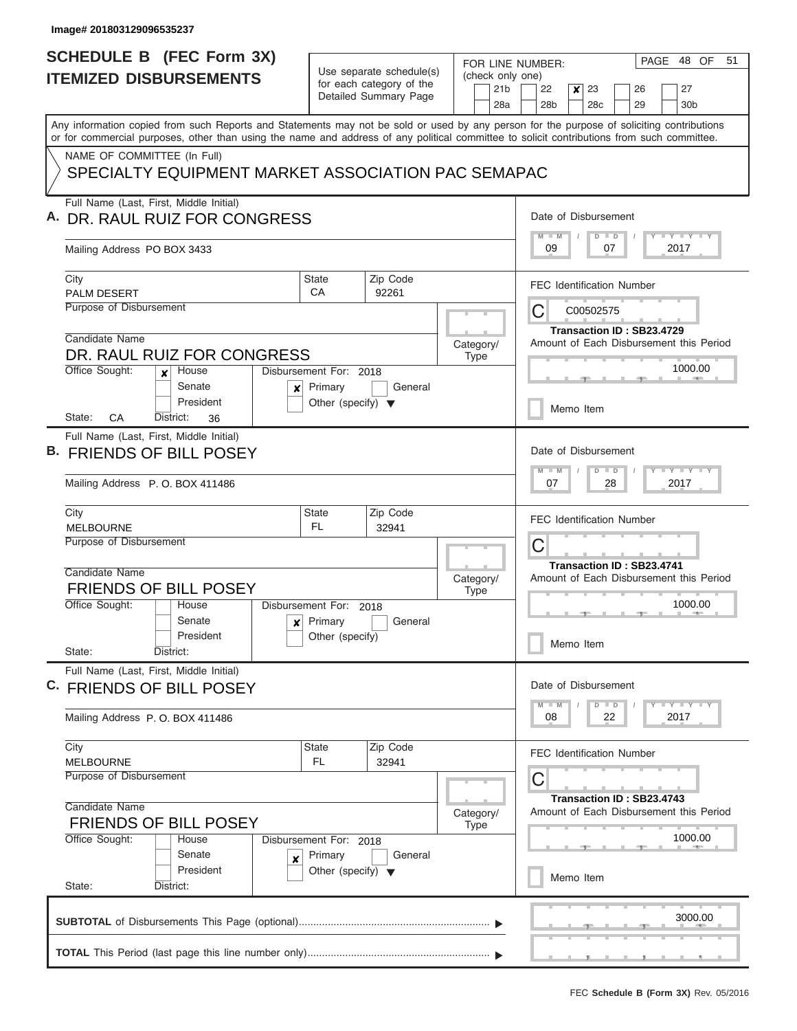Image# 201803129096535237

# SCHEDULE B (FEC Form 3X)
## ITEMIZED DISBURSEMENTS

Use separate schedule(s) for each category of the Detailed Summary Page

FOR LINE NUMBER: (check only one)

21b | 22 | **x** 23 | 26 | 27
28a | 28b | 28c | 29 | 30b

PAGE 48 OF 51

Any information copied from such Reports and Statements may not be sold or used by any person for the purpose of soliciting contributions or for commercial purposes, other than using the name and address of any political committee to solicit contributions from such committee.

NAME OF COMMITTEE (In Full)

SPECIALTY EQUIPMENT MARKET ASSOCIATION PAC SEMAPAC

---

**A.** Full Name (Last, First, Middle Initial): DR. RAUL RUIZ FOR CONGRESS

Mailing Address: PO BOX 3433

City: PALM DESERT | State: CA | Zip Code: 92261

Purpose of Disbursement:

Candidate Name: DR. RAUL RUIZ FOR CONGRESS

Category/Type:

Office Sought: **x** House / Senate / President

State: CA District: 36

Disbursement For: 2018 — **x** Primary / General / Other (specify)

Date of Disbursement: 09 / 07 / 2017

FEC Identification Number: C00502575

Transaction ID : SB23.4729

Amount of Each Disbursement this Period: 1000.00

Memo Item

---

**B.** Full Name (Last, First, Middle Initial): FRIENDS OF BILL POSEY

Mailing Address: P. O. BOX 411486

City: MELBOURNE | State: FL | Zip Code: 32941

Purpose of Disbursement:

Candidate Name: FRIENDS OF BILL POSEY

Category/Type:

Office Sought: House / Senate / President

State: District:

Disbursement For: 2018 — **x** Primary / General / Other (specify)

Date of Disbursement: 07 / 28 / 2017

FEC Identification Number: C

Transaction ID : SB23.4741

Amount of Each Disbursement this Period: 1000.00

Memo Item

---

**C.** Full Name (Last, First, Middle Initial): FRIENDS OF BILL POSEY

Mailing Address: P. O. BOX 411486

City: MELBOURNE | State: FL | Zip Code: 32941

Purpose of Disbursement:

Candidate Name: FRIENDS OF BILL POSEY

Category/Type:

Office Sought: House / Senate / President

State: District:

Disbursement For: 2018 — **x** Primary / General / Other (specify)

Date of Disbursement: 08 / 22 / 2017

FEC Identification Number: C

Transaction ID : SB23.4743

Amount of Each Disbursement this Period: 1000.00

Memo Item

---

**SUBTOTAL** of Disbursements This Page (optional) ..... 3000.00

**TOTAL** This Period (last page this line number only) .....

FEC **Schedule B (Form 3X)** Rev. 05/2016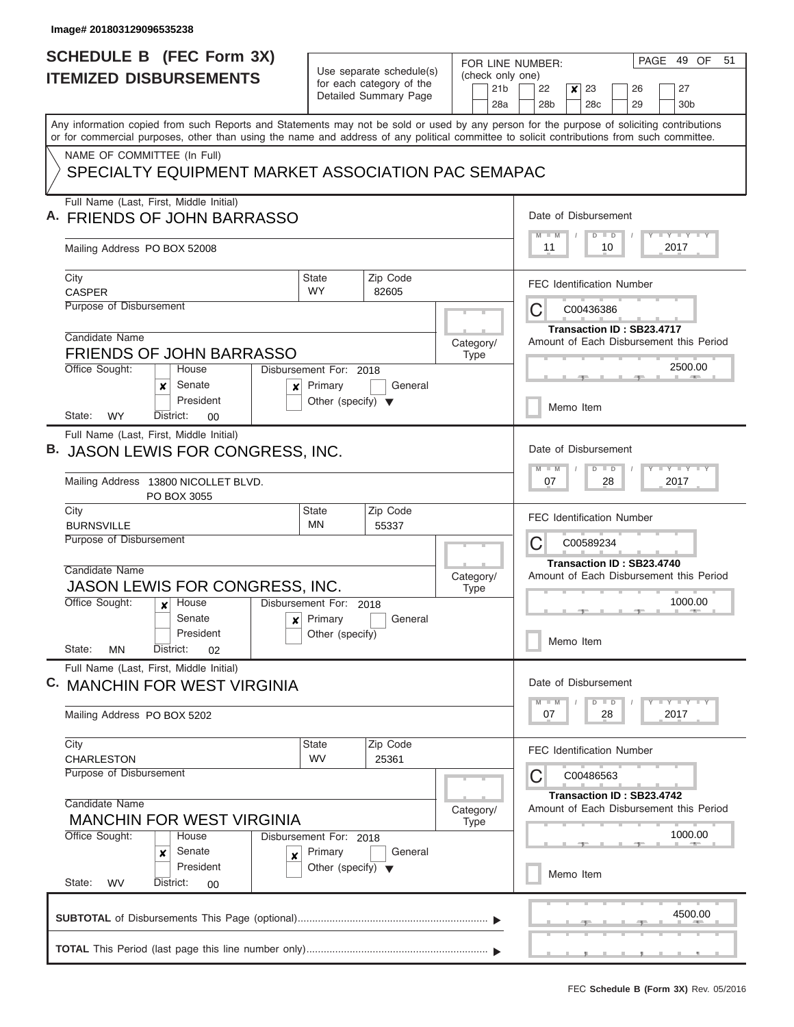Image# 201803129096535238

# SCHEDULE B (FEC Form 3X) ITEMIZED DISBURSEMENTS

Use separate schedule(s) for each category of the Detailed Summary Page

FOR LINE NUMBER: (check only one)

21b | 22 | **[x] 23** | 26 | 27
28a | 28b | 28c | 29 | 30b

PAGE 49 OF 51

Any information copied from such Reports and Statements may not be sold or used by any person for the purpose of soliciting contributions or for commercial purposes, other than using the name and address of any political committee to solicit contributions from such committee.

NAME OF COMMITTEE (In Full)

SPECIALTY EQUIPMENT MARKET ASSOCIATION PAC SEMAPAC

---

**A.** Full Name (Last, First, Middle Initial): FRIENDS OF JOHN BARRASSO

Mailing Address: PO BOX 52008

City: CASPER | State: WY | Zip Code: 82605

Purpose of Disbursement:

Candidate Name: FRIENDS OF JOHN BARRASSO

Category/Type:

Office Sought: [x] Senate | State: WY | District: 00

Disbursement For: 2018 [x] Primary

Date of Disbursement: 11/10/2017

FEC Identification Number: C00436386

Transaction ID : SB23.4717

Amount of Each Disbursement this Period: 2500.00

Memo Item

---

**B.** Full Name (Last, First, Middle Initial): JASON LEWIS FOR CONGRESS, INC.

Mailing Address: 13800 NICOLLET BLVD. PO BOX 3055

City: BURNSVILLE | State: MN | Zip Code: 55337

Purpose of Disbursement:

Candidate Name: JASON LEWIS FOR CONGRESS, INC.

Category/Type:

Office Sought: [x] House | State: MN | District: 02

Disbursement For: 2018 [x] Primary

Date of Disbursement: 07/28/2017

FEC Identification Number: C00589234

Transaction ID : SB23.4740

Amount of Each Disbursement this Period: 1000.00

Memo Item

---

**C.** Full Name (Last, First, Middle Initial): MANCHIN FOR WEST VIRGINIA

Mailing Address: PO BOX 5202

City: CHARLESTON | State: WV | Zip Code: 25361

Purpose of Disbursement:

Candidate Name: MANCHIN FOR WEST VIRGINIA

Category/Type:

Office Sought: [x] Senate | State: WV | District: 00

Disbursement For: 2018 [x] Primary

Date of Disbursement: 07/28/2017

FEC Identification Number: C00486563

Transaction ID : SB23.4742

Amount of Each Disbursement this Period: 1000.00

Memo Item

---

**SUBTOTAL** of Disbursements This Page (optional): 4500.00

**TOTAL** This Period (last page this line number only):

FEC **Schedule B (Form 3X)** Rev. 05/2016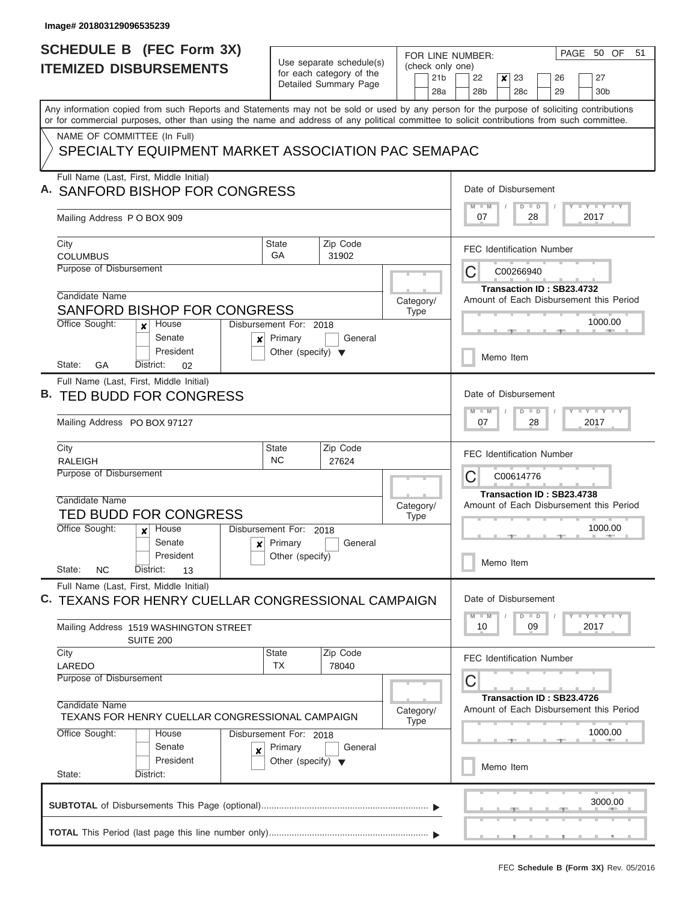Image# 201803129096535239

# SCHEDULE B (FEC Form 3X)
## ITEMIZED DISBURSEMENTS

Use separate schedule(s) for each category of the Detailed Summary Page

FOR LINE NUMBER: (check only one)
21b | 22 | **✘ 23** | 26 | 27
28a | 28b | 28c | 29 | 30b

PAGE 50 OF 51

Any information copied from such Reports and Statements may not be sold or used by any person for the purpose of soliciting contributions or for commercial purposes, other than using the name and address of any political committee to solicit contributions from such committee.

NAME OF COMMITTEE (In Full)
SPECIALTY EQUIPMENT MARKET ASSOCIATION PAC SEMAPAC

---

**A.** Full Name (Last, First, Middle Initial): SANFORD BISHOP FOR CONGRESS

Mailing Address: P O BOX 909

City: COLUMBUS | State: GA | Zip Code: 31902

Purpose of Disbursement:

Candidate Name: SANFORD BISHOP FOR CONGRESS

Category/Type:

Office Sought: ✘ House | Senate | President

State: GA District: 02

Disbursement For: 2018 ✘ Primary | General | Other (specify)

Date of Disbursement: 07/28/2017

FEC Identification Number: C00266940

Transaction ID : SB23.4732

Amount of Each Disbursement this Period: 1000.00

Memo Item

---

**B.** Full Name (Last, First, Middle Initial): TED BUDD FOR CONGRESS

Mailing Address: PO BOX 97127

City: RALEIGH | State: NC | Zip Code: 27624

Purpose of Disbursement:

Candidate Name: TED BUDD FOR CONGRESS

Category/Type:

Office Sought: ✘ House | Senate | President

State: NC District: 13

Disbursement For: 2018 ✘ Primary | General | Other (specify)

Date of Disbursement: 07/28/2017

FEC Identification Number: C00614776

Transaction ID : SB23.4738

Amount of Each Disbursement this Period: 1000.00

Memo Item

---

**C.** Full Name (Last, First, Middle Initial): TEXANS FOR HENRY CUELLAR CONGRESSIONAL CAMPAIGN

Mailing Address: 1519 WASHINGTON STREET SUITE 200

City: LAREDO | State: TX | Zip Code: 78040

Purpose of Disbursement:

Candidate Name: TEXANS FOR HENRY CUELLAR CONGRESSIONAL CAMPAIGN

Category/Type:

Office Sought: House | Senate | President

State: District:

Disbursement For: 2018 ✘ Primary | General | Other (specify)

Date of Disbursement: 10/09/2017

FEC Identification Number: C

Transaction ID : SB23.4726

Amount of Each Disbursement this Period: 1000.00

Memo Item

---

**SUBTOTAL** of Disbursements This Page (optional): 3000.00

**TOTAL** This Period (last page this line number only):

FEC **Schedule B (Form 3X)** Rev. 05/2016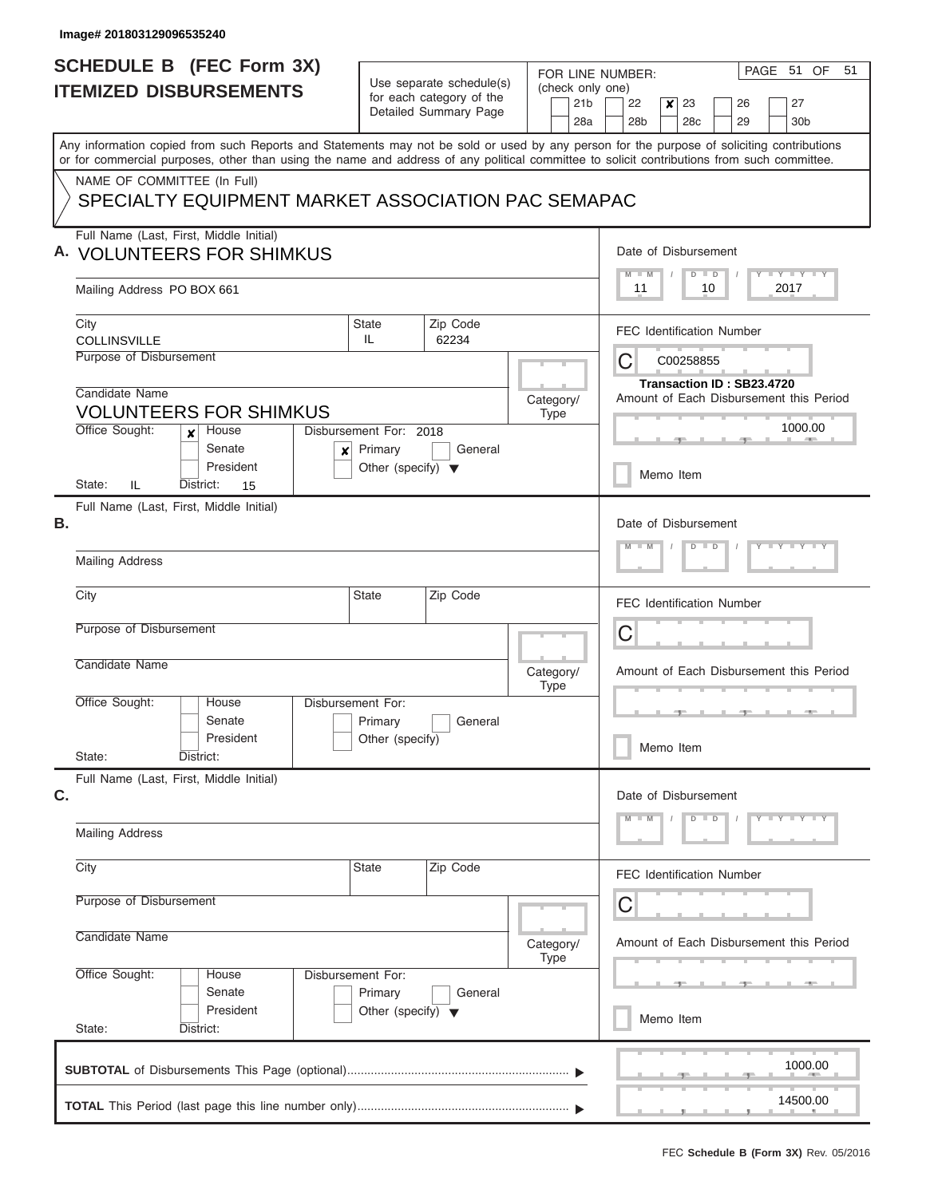Image# 201803129096535240

# SCHEDULE B (FEC Form 3X)
# ITEMIZED DISBURSEMENTS

Use separate schedule(s) for each category of the Detailed Summary Page

FOR LINE NUMBER: (check only one)

- [ ] 21b
- [ ] 22
- [x] 23
- [ ] 26
- [ ] 27
- [ ] 28a
- [ ] 28b
- [ ] 28c
- [ ] 29
- [ ] 30b

PAGE 51 OF 51

Any information copied from such Reports and Statements may not be sold or used by any person for the purpose of soliciting contributions or for commercial purposes, other than using the name and address of any political committee to solicit contributions from such committee.

NAME OF COMMITTEE (In Full)

SPECIALTY EQUIPMENT MARKET ASSOCIATION PAC SEMAPAC

## A.

Full Name (Last, First, Middle Initial): VOLUNTEERS FOR SHIMKUS

Mailing Address: PO BOX 661

City: COLLINSVILLE | State: IL | Zip Code: 62234

Purpose of Disbursement:

Candidate Name: VOLUNTEERS FOR SHIMKUS

Category/Type:

Office Sought: [x] House [ ] Senate [ ] President

State: IL District: 15

Disbursement For: 2018 [x] Primary [ ] General [ ] Other (specify)

Date of Disbursement: 11 / 10 / 2017

FEC Identification Number: C00258855

Transaction ID : SB23.4720

Amount of Each Disbursement this Period: 1000.00

[ ] Memo Item

## B.

Full Name (Last, First, Middle Initial):

Mailing Address

City | State | Zip Code

Purpose of Disbursement

Candidate Name

Category/Type

Office Sought: [ ] House [ ] Senate [ ] President

State: District:

Disbursement For: [ ] Primary [ ] General [ ] Other (specify)

Date of Disbursement:

FEC Identification Number: C

Amount of Each Disbursement this Period:

[ ] Memo Item

## C.

Full Name (Last, First, Middle Initial):

Mailing Address

City | State | Zip Code

Purpose of Disbursement

Candidate Name

Category/Type

Office Sought: [ ] House [ ] Senate [ ] President

State: District:

Disbursement For: [ ] Primary [ ] General [ ] Other (specify)

Date of Disbursement:

FEC Identification Number: C

Amount of Each Disbursement this Period:

[ ] Memo Item

**SUBTOTAL** of Disbursements This Page (optional) ▶ 1000.00

**TOTAL** This Period (last page this line number only) ▶ 14500.00

FEC **Schedule B (Form 3X)** Rev. 05/2016